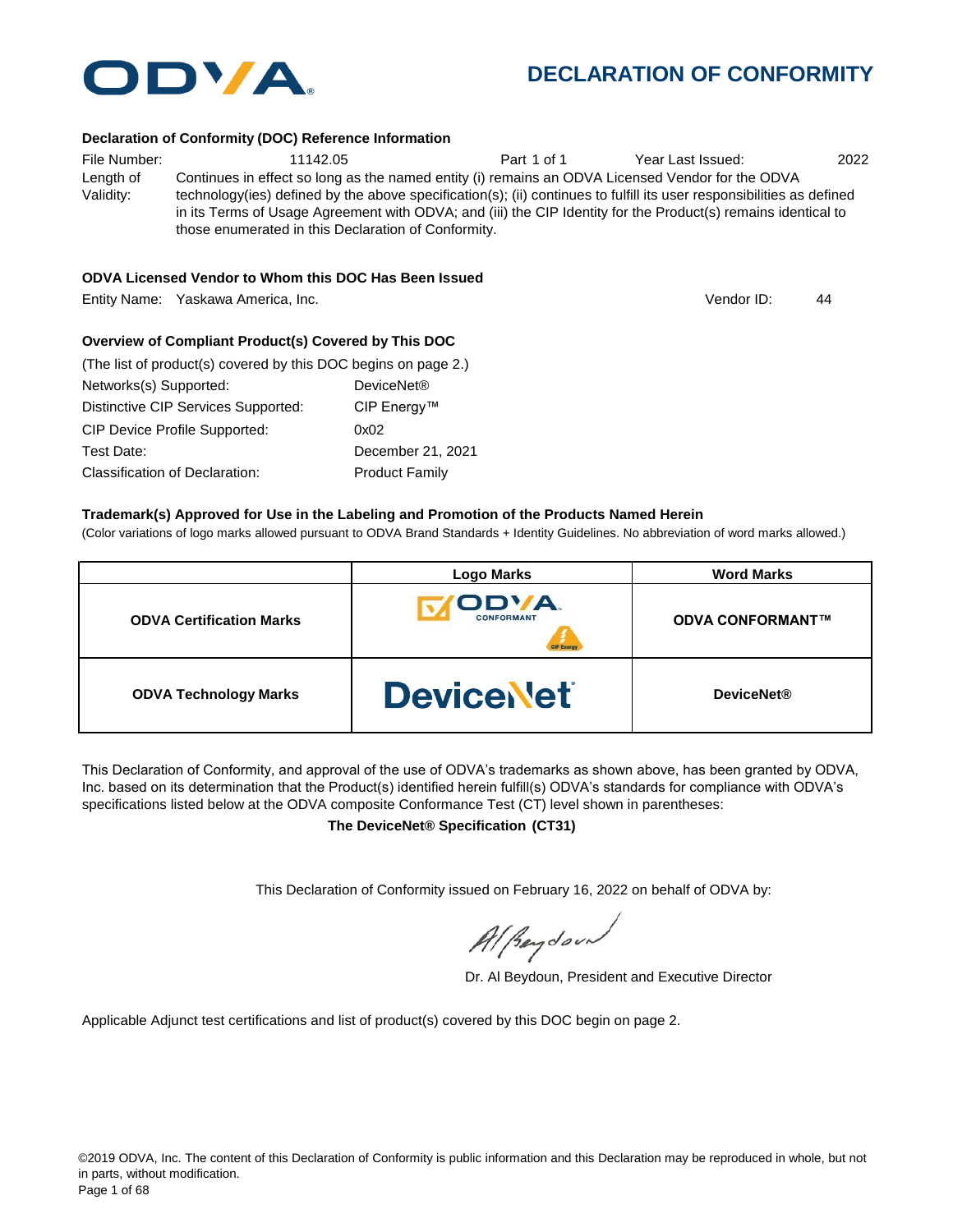# DECLARATION OF CONFORMITY

### Declaration of Conformity (DOC) Reference Information

File Number: 11142.05 Part 1 of 1 Year Last Issued: 2022

Length of Validity: Continues in effect so long as the named entity (i) remains an ODVA Licensed Vendor for the ODVA technology(ies) defined by the above specification(s); (ii) continues to fulfill its user responsibilities as defined in its Terms of Usage Agreement with ODVA; and (iii) the CIP Identity for the Product(s) remains identical to those enumerated in this Declaration of Conformity.

### ODVA Licensed Vendor to Whom this DOC Has Been Issued

Entity Name: Yaskawa America, Inc. Vendor ID: 44

### Overview of Compliant Product(s) Covered by This DOC

(The list of product(s) covered by this DOC begins on page 2.)

| | |
|---|---|
| Networks(s) Supported: | DeviceNet® |
| Distinctive CIP Services Supported: | CIP Energy™ |
| CIP Device Profile Supported: | 0x02 |
| Test Date: | December 21, 2021 |
| Classification of Declaration: | Product Family |

### Trademark(s) Approved for Use in the Labeling and Promotion of the Products Named Herein

(Color variations of logo marks allowed pursuant to ODVA Brand Standards + Identity Guidelines. No abbreviation of word marks allowed.)

| | Logo Marks | Word Marks |
|---|---|---|
| **ODVA Certification Marks** | ODVA CONFORMANT CIP Energy | **ODVA CONFORMANT™** |
| **ODVA Technology Marks** | DeviceNet | **DeviceNet®** |

This Declaration of Conformity, and approval of the use of ODVA's trademarks as shown above, has been granted by ODVA, Inc. based on its determination that the Product(s) identified herein fulfill(s) ODVA's standards for compliance with ODVA's specifications listed below at the ODVA composite Conformance Test (CT) level shown in parentheses:

**The DeviceNet® Specification (CT31)**

This Declaration of Conformity issued on February 16, 2022 on behalf of ODVA by:

Dr. Al Beydoun, President and Executive Director

Applicable Adjunct test certifications and list of product(s) covered by this DOC begin on page 2.

©2019 ODVA, Inc. The content of this Declaration of Conformity is public information and this Declaration may be reproduced in whole, but not in parts, without modification.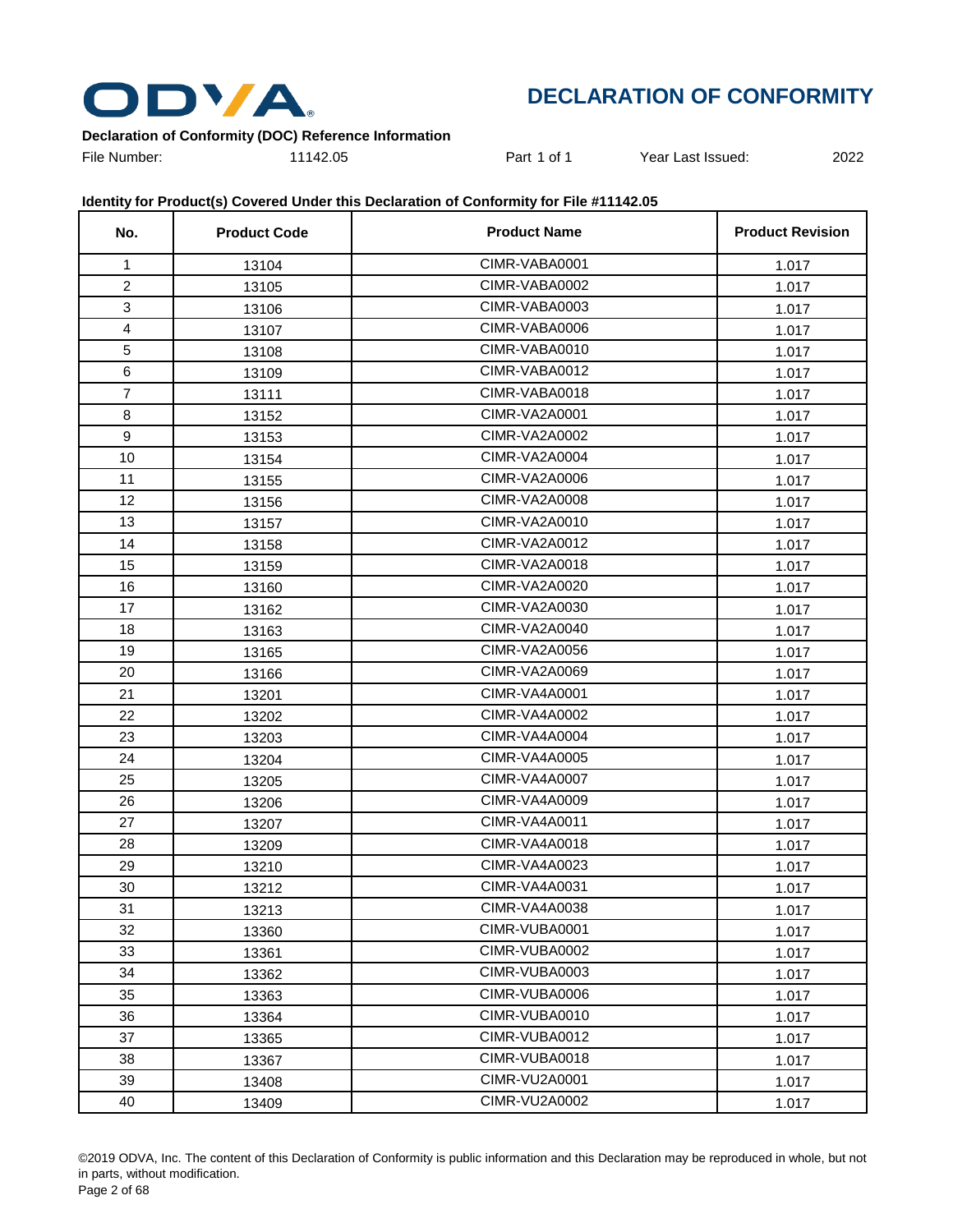# DECLARATION OF CONFORMITY

**Declaration of Conformity (DOC) Reference Information**

File Number: 11142.05 Part 1 of 1 Year Last Issued: 2022

**Identity for Product(s) Covered Under this Declaration of Conformity for File #11142.05**

| No. | Product Code | Product Name | Product Revision |
|---|---|---|---|
| 1 | 13104 | CIMR-VABA0001 | 1.017 |
| 2 | 13105 | CIMR-VABA0002 | 1.017 |
| 3 | 13106 | CIMR-VABA0003 | 1.017 |
| 4 | 13107 | CIMR-VABA0006 | 1.017 |
| 5 | 13108 | CIMR-VABA0010 | 1.017 |
| 6 | 13109 | CIMR-VABA0012 | 1.017 |
| 7 | 13111 | CIMR-VABA0018 | 1.017 |
| 8 | 13152 | CIMR-VA2A0001 | 1.017 |
| 9 | 13153 | CIMR-VA2A0002 | 1.017 |
| 10 | 13154 | CIMR-VA2A0004 | 1.017 |
| 11 | 13155 | CIMR-VA2A0006 | 1.017 |
| 12 | 13156 | CIMR-VA2A0008 | 1.017 |
| 13 | 13157 | CIMR-VA2A0010 | 1.017 |
| 14 | 13158 | CIMR-VA2A0012 | 1.017 |
| 15 | 13159 | CIMR-VA2A0018 | 1.017 |
| 16 | 13160 | CIMR-VA2A0020 | 1.017 |
| 17 | 13162 | CIMR-VA2A0030 | 1.017 |
| 18 | 13163 | CIMR-VA2A0040 | 1.017 |
| 19 | 13165 | CIMR-VA2A0056 | 1.017 |
| 20 | 13166 | CIMR-VA2A0069 | 1.017 |
| 21 | 13201 | CIMR-VA4A0001 | 1.017 |
| 22 | 13202 | CIMR-VA4A0002 | 1.017 |
| 23 | 13203 | CIMR-VA4A0004 | 1.017 |
| 24 | 13204 | CIMR-VA4A0005 | 1.017 |
| 25 | 13205 | CIMR-VA4A0007 | 1.017 |
| 26 | 13206 | CIMR-VA4A0009 | 1.017 |
| 27 | 13207 | CIMR-VA4A0011 | 1.017 |
| 28 | 13209 | CIMR-VA4A0018 | 1.017 |
| 29 | 13210 | CIMR-VA4A0023 | 1.017 |
| 30 | 13212 | CIMR-VA4A0031 | 1.017 |
| 31 | 13213 | CIMR-VA4A0038 | 1.017 |
| 32 | 13360 | CIMR-VUBA0001 | 1.017 |
| 33 | 13361 | CIMR-VUBA0002 | 1.017 |
| 34 | 13362 | CIMR-VUBA0003 | 1.017 |
| 35 | 13363 | CIMR-VUBA0006 | 1.017 |
| 36 | 13364 | CIMR-VUBA0010 | 1.017 |
| 37 | 13365 | CIMR-VUBA0012 | 1.017 |
| 38 | 13367 | CIMR-VUBA0018 | 1.017 |
| 39 | 13408 | CIMR-VU2A0001 | 1.017 |
| 40 | 13409 | CIMR-VU2A0002 | 1.017 |

©2019 ODVA, Inc. The content of this Declaration of Conformity is public information and this Declaration may be reproduced in whole, but not in parts, without modification.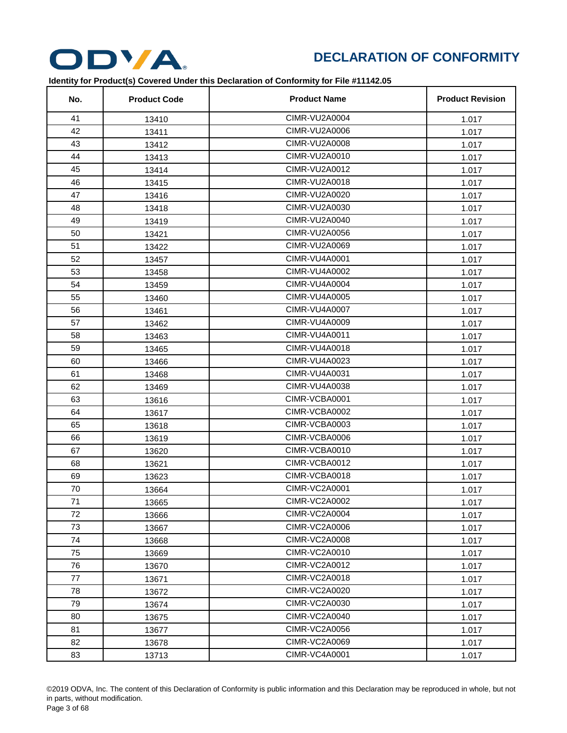**DECLARATION OF CONFORMITY**

**Identity for Product(s) Covered Under this Declaration of Conformity for File #11142.05**

| No. | Product Code | Product Name | Product Revision |
|---|---|---|---|
| 41 | 13410 | CIMR-VU2A0004 | 1.017 |
| 42 | 13411 | CIMR-VU2A0006 | 1.017 |
| 43 | 13412 | CIMR-VU2A0008 | 1.017 |
| 44 | 13413 | CIMR-VU2A0010 | 1.017 |
| 45 | 13414 | CIMR-VU2A0012 | 1.017 |
| 46 | 13415 | CIMR-VU2A0018 | 1.017 |
| 47 | 13416 | CIMR-VU2A0020 | 1.017 |
| 48 | 13418 | CIMR-VU2A0030 | 1.017 |
| 49 | 13419 | CIMR-VU2A0040 | 1.017 |
| 50 | 13421 | CIMR-VU2A0056 | 1.017 |
| 51 | 13422 | CIMR-VU2A0069 | 1.017 |
| 52 | 13457 | CIMR-VU4A0001 | 1.017 |
| 53 | 13458 | CIMR-VU4A0002 | 1.017 |
| 54 | 13459 | CIMR-VU4A0004 | 1.017 |
| 55 | 13460 | CIMR-VU4A0005 | 1.017 |
| 56 | 13461 | CIMR-VU4A0007 | 1.017 |
| 57 | 13462 | CIMR-VU4A0009 | 1.017 |
| 58 | 13463 | CIMR-VU4A0011 | 1.017 |
| 59 | 13465 | CIMR-VU4A0018 | 1.017 |
| 60 | 13466 | CIMR-VU4A0023 | 1.017 |
| 61 | 13468 | CIMR-VU4A0031 | 1.017 |
| 62 | 13469 | CIMR-VU4A0038 | 1.017 |
| 63 | 13616 | CIMR-VCBA0001 | 1.017 |
| 64 | 13617 | CIMR-VCBA0002 | 1.017 |
| 65 | 13618 | CIMR-VCBA0003 | 1.017 |
| 66 | 13619 | CIMR-VCBA0006 | 1.017 |
| 67 | 13620 | CIMR-VCBA0010 | 1.017 |
| 68 | 13621 | CIMR-VCBA0012 | 1.017 |
| 69 | 13623 | CIMR-VCBA0018 | 1.017 |
| 70 | 13664 | CIMR-VC2A0001 | 1.017 |
| 71 | 13665 | CIMR-VC2A0002 | 1.017 |
| 72 | 13666 | CIMR-VC2A0004 | 1.017 |
| 73 | 13667 | CIMR-VC2A0006 | 1.017 |
| 74 | 13668 | CIMR-VC2A0008 | 1.017 |
| 75 | 13669 | CIMR-VC2A0010 | 1.017 |
| 76 | 13670 | CIMR-VC2A0012 | 1.017 |
| 77 | 13671 | CIMR-VC2A0018 | 1.017 |
| 78 | 13672 | CIMR-VC2A0020 | 1.017 |
| 79 | 13674 | CIMR-VC2A0030 | 1.017 |
| 80 | 13675 | CIMR-VC2A0040 | 1.017 |
| 81 | 13677 | CIMR-VC2A0056 | 1.017 |
| 82 | 13678 | CIMR-VC2A0069 | 1.017 |
| 83 | 13713 | CIMR-VC4A0001 | 1.017 |

©2019 ODVA, Inc. The content of this Declaration of Conformity is public information and this Declaration may be reproduced in whole, but not in parts, without modification.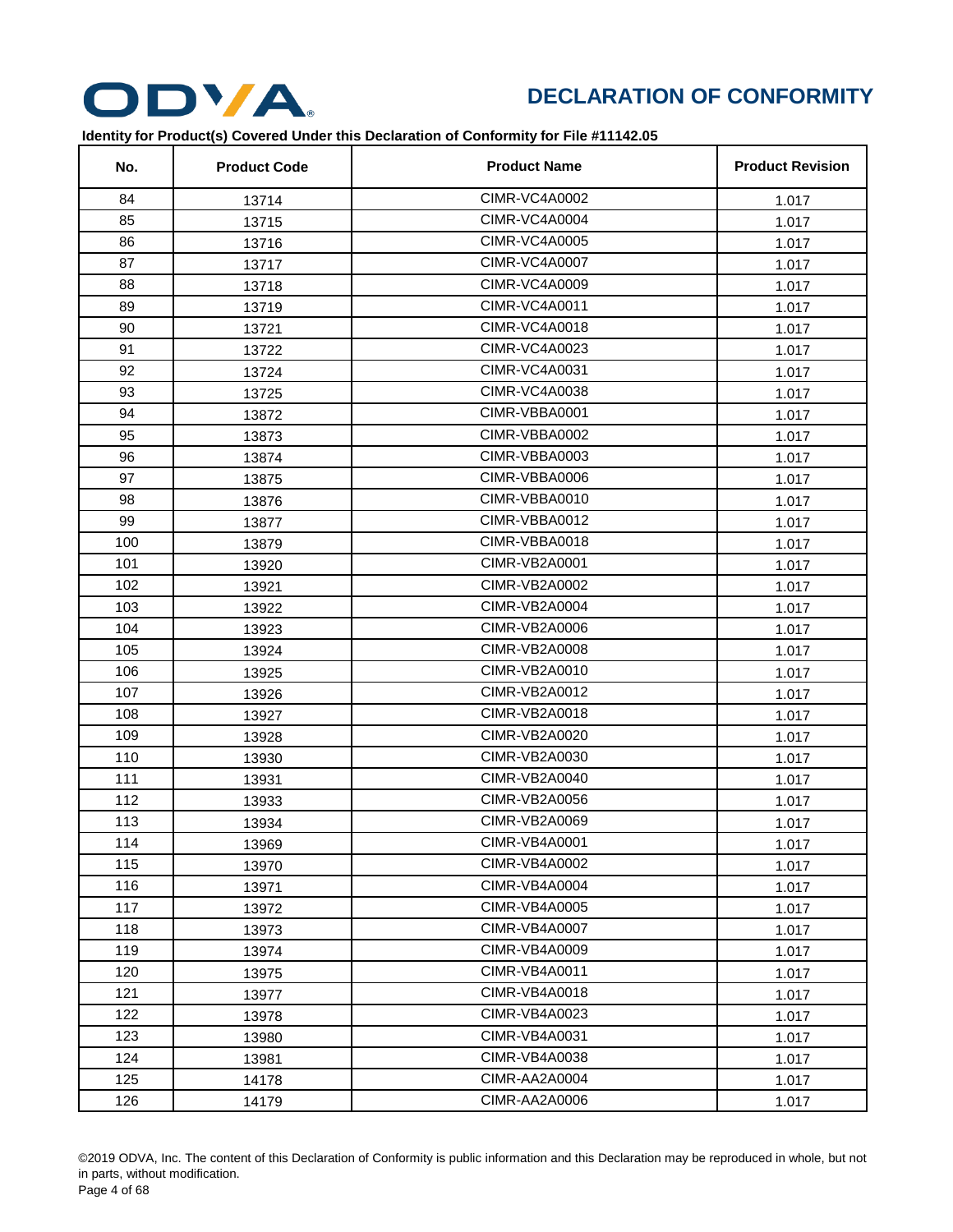# DECLARATION OF CONFORMITY

**Identity for Product(s) Covered Under this Declaration of Conformity for File #11142.05**

| No. | Product Code | Product Name | Product Revision |
|---|---|---|---|
| 84 | 13714 | CIMR-VC4A0002 | 1.017 |
| 85 | 13715 | CIMR-VC4A0004 | 1.017 |
| 86 | 13716 | CIMR-VC4A0005 | 1.017 |
| 87 | 13717 | CIMR-VC4A0007 | 1.017 |
| 88 | 13718 | CIMR-VC4A0009 | 1.017 |
| 89 | 13719 | CIMR-VC4A0011 | 1.017 |
| 90 | 13721 | CIMR-VC4A0018 | 1.017 |
| 91 | 13722 | CIMR-VC4A0023 | 1.017 |
| 92 | 13724 | CIMR-VC4A0031 | 1.017 |
| 93 | 13725 | CIMR-VC4A0038 | 1.017 |
| 94 | 13872 | CIMR-VBBA0001 | 1.017 |
| 95 | 13873 | CIMR-VBBA0002 | 1.017 |
| 96 | 13874 | CIMR-VBBA0003 | 1.017 |
| 97 | 13875 | CIMR-VBBA0006 | 1.017 |
| 98 | 13876 | CIMR-VBBA0010 | 1.017 |
| 99 | 13877 | CIMR-VBBA0012 | 1.017 |
| 100 | 13879 | CIMR-VBBA0018 | 1.017 |
| 101 | 13920 | CIMR-VB2A0001 | 1.017 |
| 102 | 13921 | CIMR-VB2A0002 | 1.017 |
| 103 | 13922 | CIMR-VB2A0004 | 1.017 |
| 104 | 13923 | CIMR-VB2A0006 | 1.017 |
| 105 | 13924 | CIMR-VB2A0008 | 1.017 |
| 106 | 13925 | CIMR-VB2A0010 | 1.017 |
| 107 | 13926 | CIMR-VB2A0012 | 1.017 |
| 108 | 13927 | CIMR-VB2A0018 | 1.017 |
| 109 | 13928 | CIMR-VB2A0020 | 1.017 |
| 110 | 13930 | CIMR-VB2A0030 | 1.017 |
| 111 | 13931 | CIMR-VB2A0040 | 1.017 |
| 112 | 13933 | CIMR-VB2A0056 | 1.017 |
| 113 | 13934 | CIMR-VB2A0069 | 1.017 |
| 114 | 13969 | CIMR-VB4A0001 | 1.017 |
| 115 | 13970 | CIMR-VB4A0002 | 1.017 |
| 116 | 13971 | CIMR-VB4A0004 | 1.017 |
| 117 | 13972 | CIMR-VB4A0005 | 1.017 |
| 118 | 13973 | CIMR-VB4A0007 | 1.017 |
| 119 | 13974 | CIMR-VB4A0009 | 1.017 |
| 120 | 13975 | CIMR-VB4A0011 | 1.017 |
| 121 | 13977 | CIMR-VB4A0018 | 1.017 |
| 122 | 13978 | CIMR-VB4A0023 | 1.017 |
| 123 | 13980 | CIMR-VB4A0031 | 1.017 |
| 124 | 13981 | CIMR-VB4A0038 | 1.017 |
| 125 | 14178 | CIMR-AA2A0004 | 1.017 |
| 126 | 14179 | CIMR-AA2A0006 | 1.017 |

©2019 ODVA, Inc. The content of this Declaration of Conformity is public information and this Declaration may be reproduced in whole, but not in parts, without modification.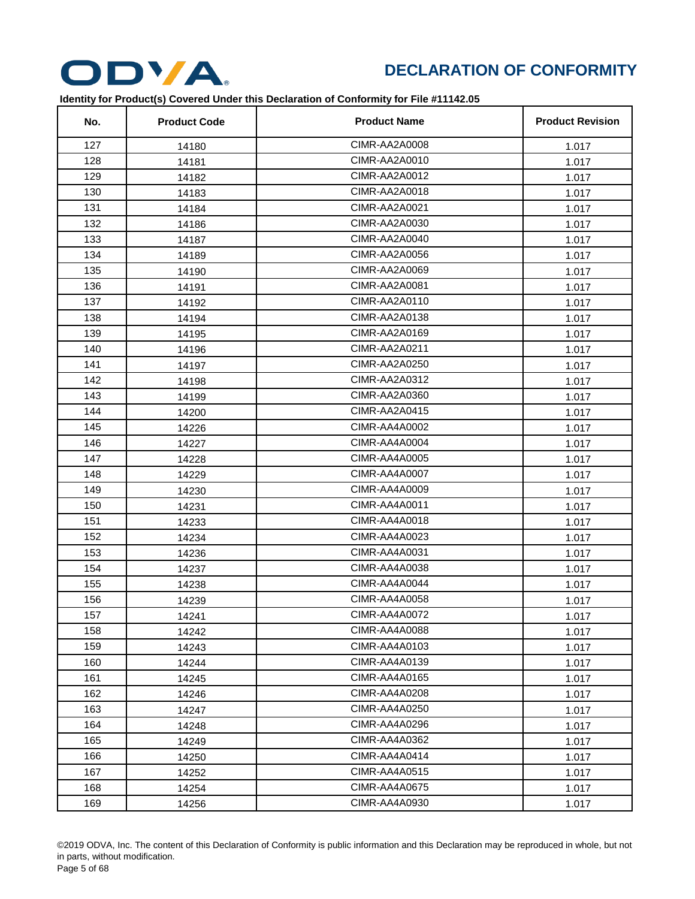# DECLARATION OF CONFORMITY

**Identity for Product(s) Covered Under this Declaration of Conformity for File #11142.05**

| No. | Product Code | Product Name | Product Revision |
|---|---|---|---|
| 127 | 14180 | CIMR-AA2A0008 | 1.017 |
| 128 | 14181 | CIMR-AA2A0010 | 1.017 |
| 129 | 14182 | CIMR-AA2A0012 | 1.017 |
| 130 | 14183 | CIMR-AA2A0018 | 1.017 |
| 131 | 14184 | CIMR-AA2A0021 | 1.017 |
| 132 | 14186 | CIMR-AA2A0030 | 1.017 |
| 133 | 14187 | CIMR-AA2A0040 | 1.017 |
| 134 | 14189 | CIMR-AA2A0056 | 1.017 |
| 135 | 14190 | CIMR-AA2A0069 | 1.017 |
| 136 | 14191 | CIMR-AA2A0081 | 1.017 |
| 137 | 14192 | CIMR-AA2A0110 | 1.017 |
| 138 | 14194 | CIMR-AA2A0138 | 1.017 |
| 139 | 14195 | CIMR-AA2A0169 | 1.017 |
| 140 | 14196 | CIMR-AA2A0211 | 1.017 |
| 141 | 14197 | CIMR-AA2A0250 | 1.017 |
| 142 | 14198 | CIMR-AA2A0312 | 1.017 |
| 143 | 14199 | CIMR-AA2A0360 | 1.017 |
| 144 | 14200 | CIMR-AA2A0415 | 1.017 |
| 145 | 14226 | CIMR-AA4A0002 | 1.017 |
| 146 | 14227 | CIMR-AA4A0004 | 1.017 |
| 147 | 14228 | CIMR-AA4A0005 | 1.017 |
| 148 | 14229 | CIMR-AA4A0007 | 1.017 |
| 149 | 14230 | CIMR-AA4A0009 | 1.017 |
| 150 | 14231 | CIMR-AA4A0011 | 1.017 |
| 151 | 14233 | CIMR-AA4A0018 | 1.017 |
| 152 | 14234 | CIMR-AA4A0023 | 1.017 |
| 153 | 14236 | CIMR-AA4A0031 | 1.017 |
| 154 | 14237 | CIMR-AA4A0038 | 1.017 |
| 155 | 14238 | CIMR-AA4A0044 | 1.017 |
| 156 | 14239 | CIMR-AA4A0058 | 1.017 |
| 157 | 14241 | CIMR-AA4A0072 | 1.017 |
| 158 | 14242 | CIMR-AA4A0088 | 1.017 |
| 159 | 14243 | CIMR-AA4A0103 | 1.017 |
| 160 | 14244 | CIMR-AA4A0139 | 1.017 |
| 161 | 14245 | CIMR-AA4A0165 | 1.017 |
| 162 | 14246 | CIMR-AA4A0208 | 1.017 |
| 163 | 14247 | CIMR-AA4A0250 | 1.017 |
| 164 | 14248 | CIMR-AA4A0296 | 1.017 |
| 165 | 14249 | CIMR-AA4A0362 | 1.017 |
| 166 | 14250 | CIMR-AA4A0414 | 1.017 |
| 167 | 14252 | CIMR-AA4A0515 | 1.017 |
| 168 | 14254 | CIMR-AA4A0675 | 1.017 |
| 169 | 14256 | CIMR-AA4A0930 | 1.017 |

©2019 ODVA, Inc. The content of this Declaration of Conformity is public information and this Declaration may be reproduced in whole, but not in parts, without modification.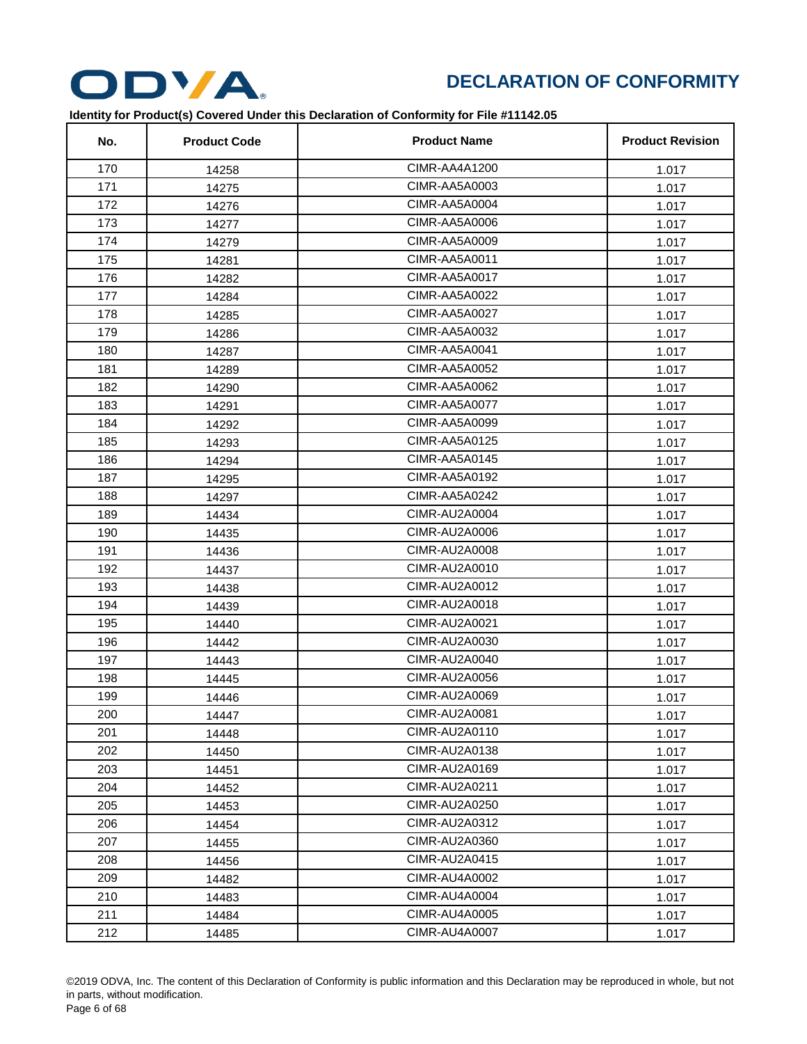# DECLARATION OF CONFORMITY

**Identity for Product(s) Covered Under this Declaration of Conformity for File #11142.05**

| No. | Product Code | Product Name | Product Revision |
|---|---|---|---|
| 170 | 14258 | CIMR-AA4A1200 | 1.017 |
| 171 | 14275 | CIMR-AA5A0003 | 1.017 |
| 172 | 14276 | CIMR-AA5A0004 | 1.017 |
| 173 | 14277 | CIMR-AA5A0006 | 1.017 |
| 174 | 14279 | CIMR-AA5A0009 | 1.017 |
| 175 | 14281 | CIMR-AA5A0011 | 1.017 |
| 176 | 14282 | CIMR-AA5A0017 | 1.017 |
| 177 | 14284 | CIMR-AA5A0022 | 1.017 |
| 178 | 14285 | CIMR-AA5A0027 | 1.017 |
| 179 | 14286 | CIMR-AA5A0032 | 1.017 |
| 180 | 14287 | CIMR-AA5A0041 | 1.017 |
| 181 | 14289 | CIMR-AA5A0052 | 1.017 |
| 182 | 14290 | CIMR-AA5A0062 | 1.017 |
| 183 | 14291 | CIMR-AA5A0077 | 1.017 |
| 184 | 14292 | CIMR-AA5A0099 | 1.017 |
| 185 | 14293 | CIMR-AA5A0125 | 1.017 |
| 186 | 14294 | CIMR-AA5A0145 | 1.017 |
| 187 | 14295 | CIMR-AA5A0192 | 1.017 |
| 188 | 14297 | CIMR-AA5A0242 | 1.017 |
| 189 | 14434 | CIMR-AU2A0004 | 1.017 |
| 190 | 14435 | CIMR-AU2A0006 | 1.017 |
| 191 | 14436 | CIMR-AU2A0008 | 1.017 |
| 192 | 14437 | CIMR-AU2A0010 | 1.017 |
| 193 | 14438 | CIMR-AU2A0012 | 1.017 |
| 194 | 14439 | CIMR-AU2A0018 | 1.017 |
| 195 | 14440 | CIMR-AU2A0021 | 1.017 |
| 196 | 14442 | CIMR-AU2A0030 | 1.017 |
| 197 | 14443 | CIMR-AU2A0040 | 1.017 |
| 198 | 14445 | CIMR-AU2A0056 | 1.017 |
| 199 | 14446 | CIMR-AU2A0069 | 1.017 |
| 200 | 14447 | CIMR-AU2A0081 | 1.017 |
| 201 | 14448 | CIMR-AU2A0110 | 1.017 |
| 202 | 14450 | CIMR-AU2A0138 | 1.017 |
| 203 | 14451 | CIMR-AU2A0169 | 1.017 |
| 204 | 14452 | CIMR-AU2A0211 | 1.017 |
| 205 | 14453 | CIMR-AU2A0250 | 1.017 |
| 206 | 14454 | CIMR-AU2A0312 | 1.017 |
| 207 | 14455 | CIMR-AU2A0360 | 1.017 |
| 208 | 14456 | CIMR-AU2A0415 | 1.017 |
| 209 | 14482 | CIMR-AU4A0002 | 1.017 |
| 210 | 14483 | CIMR-AU4A0004 | 1.017 |
| 211 | 14484 | CIMR-AU4A0005 | 1.017 |
| 212 | 14485 | CIMR-AU4A0007 | 1.017 |

©2019 ODVA, Inc. The content of this Declaration of Conformity is public information and this Declaration may be reproduced in whole, but not in parts, without modification.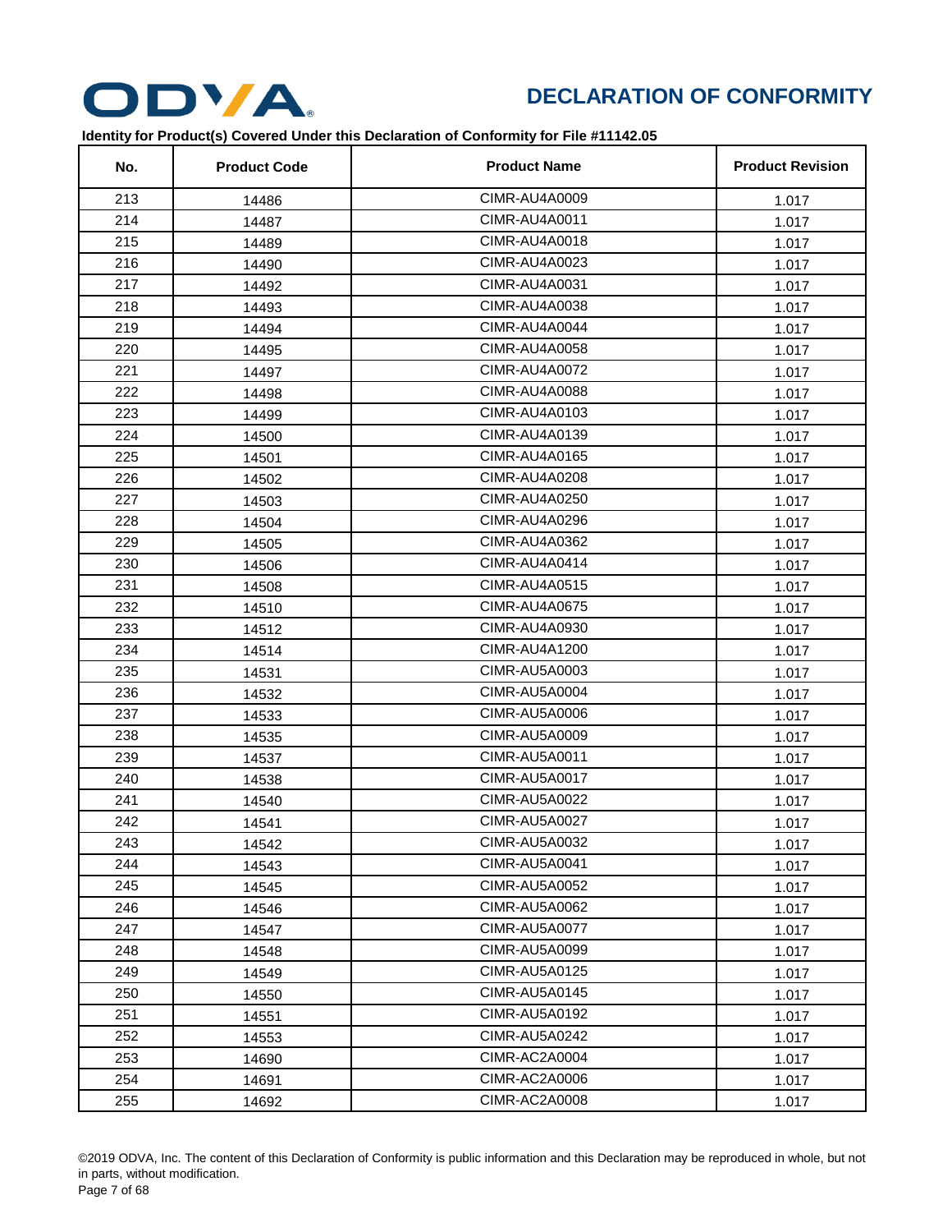## DECLARATION OF CONFORMITY

**Identity for Product(s) Covered Under this Declaration of Conformity for File #11142.05**

| No. | Product Code | Product Name | Product Revision |
|---|---|---|---|
| 213 | 14486 | CIMR-AU4A0009 | 1.017 |
| 214 | 14487 | CIMR-AU4A0011 | 1.017 |
| 215 | 14489 | CIMR-AU4A0018 | 1.017 |
| 216 | 14490 | CIMR-AU4A0023 | 1.017 |
| 217 | 14492 | CIMR-AU4A0031 | 1.017 |
| 218 | 14493 | CIMR-AU4A0038 | 1.017 |
| 219 | 14494 | CIMR-AU4A0044 | 1.017 |
| 220 | 14495 | CIMR-AU4A0058 | 1.017 |
| 221 | 14497 | CIMR-AU4A0072 | 1.017 |
| 222 | 14498 | CIMR-AU4A0088 | 1.017 |
| 223 | 14499 | CIMR-AU4A0103 | 1.017 |
| 224 | 14500 | CIMR-AU4A0139 | 1.017 |
| 225 | 14501 | CIMR-AU4A0165 | 1.017 |
| 226 | 14502 | CIMR-AU4A0208 | 1.017 |
| 227 | 14503 | CIMR-AU4A0250 | 1.017 |
| 228 | 14504 | CIMR-AU4A0296 | 1.017 |
| 229 | 14505 | CIMR-AU4A0362 | 1.017 |
| 230 | 14506 | CIMR-AU4A0414 | 1.017 |
| 231 | 14508 | CIMR-AU4A0515 | 1.017 |
| 232 | 14510 | CIMR-AU4A0675 | 1.017 |
| 233 | 14512 | CIMR-AU4A0930 | 1.017 |
| 234 | 14514 | CIMR-AU4A1200 | 1.017 |
| 235 | 14531 | CIMR-AU5A0003 | 1.017 |
| 236 | 14532 | CIMR-AU5A0004 | 1.017 |
| 237 | 14533 | CIMR-AU5A0006 | 1.017 |
| 238 | 14535 | CIMR-AU5A0009 | 1.017 |
| 239 | 14537 | CIMR-AU5A0011 | 1.017 |
| 240 | 14538 | CIMR-AU5A0017 | 1.017 |
| 241 | 14540 | CIMR-AU5A0022 | 1.017 |
| 242 | 14541 | CIMR-AU5A0027 | 1.017 |
| 243 | 14542 | CIMR-AU5A0032 | 1.017 |
| 244 | 14543 | CIMR-AU5A0041 | 1.017 |
| 245 | 14545 | CIMR-AU5A0052 | 1.017 |
| 246 | 14546 | CIMR-AU5A0062 | 1.017 |
| 247 | 14547 | CIMR-AU5A0077 | 1.017 |
| 248 | 14548 | CIMR-AU5A0099 | 1.017 |
| 249 | 14549 | CIMR-AU5A0125 | 1.017 |
| 250 | 14550 | CIMR-AU5A0145 | 1.017 |
| 251 | 14551 | CIMR-AU5A0192 | 1.017 |
| 252 | 14553 | CIMR-AU5A0242 | 1.017 |
| 253 | 14690 | CIMR-AC2A0004 | 1.017 |
| 254 | 14691 | CIMR-AC2A0006 | 1.017 |
| 255 | 14692 | CIMR-AC2A0008 | 1.017 |

©2019 ODVA, Inc. The content of this Declaration of Conformity is public information and this Declaration may be reproduced in whole, but not in parts, without modification.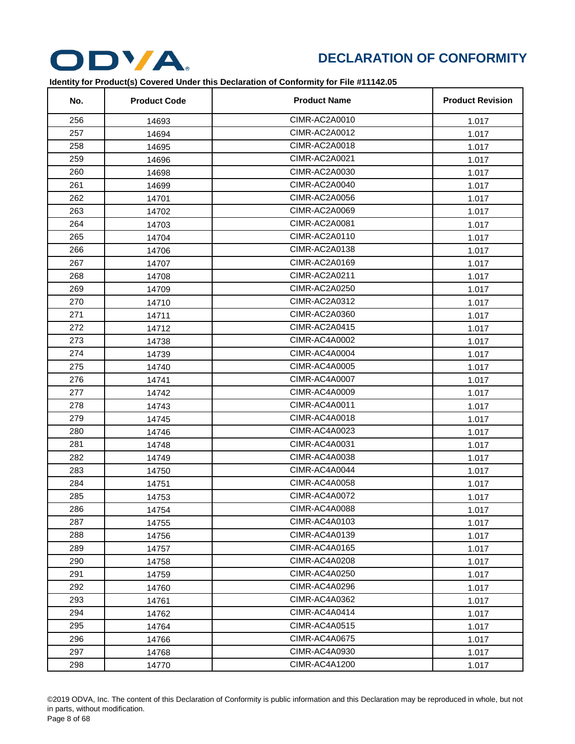# DECLARATION OF CONFORMITY

**Identity for Product(s) Covered Under this Declaration of Conformity for File #11142.05**

| No. | Product Code | Product Name | Product Revision |
|---|---|---|---|
| 256 | 14693 | CIMR-AC2A0010 | 1.017 |
| 257 | 14694 | CIMR-AC2A0012 | 1.017 |
| 258 | 14695 | CIMR-AC2A0018 | 1.017 |
| 259 | 14696 | CIMR-AC2A0021 | 1.017 |
| 260 | 14698 | CIMR-AC2A0030 | 1.017 |
| 261 | 14699 | CIMR-AC2A0040 | 1.017 |
| 262 | 14701 | CIMR-AC2A0056 | 1.017 |
| 263 | 14702 | CIMR-AC2A0069 | 1.017 |
| 264 | 14703 | CIMR-AC2A0081 | 1.017 |
| 265 | 14704 | CIMR-AC2A0110 | 1.017 |
| 266 | 14706 | CIMR-AC2A0138 | 1.017 |
| 267 | 14707 | CIMR-AC2A0169 | 1.017 |
| 268 | 14708 | CIMR-AC2A0211 | 1.017 |
| 269 | 14709 | CIMR-AC2A0250 | 1.017 |
| 270 | 14710 | CIMR-AC2A0312 | 1.017 |
| 271 | 14711 | CIMR-AC2A0360 | 1.017 |
| 272 | 14712 | CIMR-AC2A0415 | 1.017 |
| 273 | 14738 | CIMR-AC4A0002 | 1.017 |
| 274 | 14739 | CIMR-AC4A0004 | 1.017 |
| 275 | 14740 | CIMR-AC4A0005 | 1.017 |
| 276 | 14741 | CIMR-AC4A0007 | 1.017 |
| 277 | 14742 | CIMR-AC4A0009 | 1.017 |
| 278 | 14743 | CIMR-AC4A0011 | 1.017 |
| 279 | 14745 | CIMR-AC4A0018 | 1.017 |
| 280 | 14746 | CIMR-AC4A0023 | 1.017 |
| 281 | 14748 | CIMR-AC4A0031 | 1.017 |
| 282 | 14749 | CIMR-AC4A0038 | 1.017 |
| 283 | 14750 | CIMR-AC4A0044 | 1.017 |
| 284 | 14751 | CIMR-AC4A0058 | 1.017 |
| 285 | 14753 | CIMR-AC4A0072 | 1.017 |
| 286 | 14754 | CIMR-AC4A0088 | 1.017 |
| 287 | 14755 | CIMR-AC4A0103 | 1.017 |
| 288 | 14756 | CIMR-AC4A0139 | 1.017 |
| 289 | 14757 | CIMR-AC4A0165 | 1.017 |
| 290 | 14758 | CIMR-AC4A0208 | 1.017 |
| 291 | 14759 | CIMR-AC4A0250 | 1.017 |
| 292 | 14760 | CIMR-AC4A0296 | 1.017 |
| 293 | 14761 | CIMR-AC4A0362 | 1.017 |
| 294 | 14762 | CIMR-AC4A0414 | 1.017 |
| 295 | 14764 | CIMR-AC4A0515 | 1.017 |
| 296 | 14766 | CIMR-AC4A0675 | 1.017 |
| 297 | 14768 | CIMR-AC4A0930 | 1.017 |
| 298 | 14770 | CIMR-AC4A1200 | 1.017 |

©2019 ODVA, Inc. The content of this Declaration of Conformity is public information and this Declaration may be reproduced in whole, but not in parts, without modification.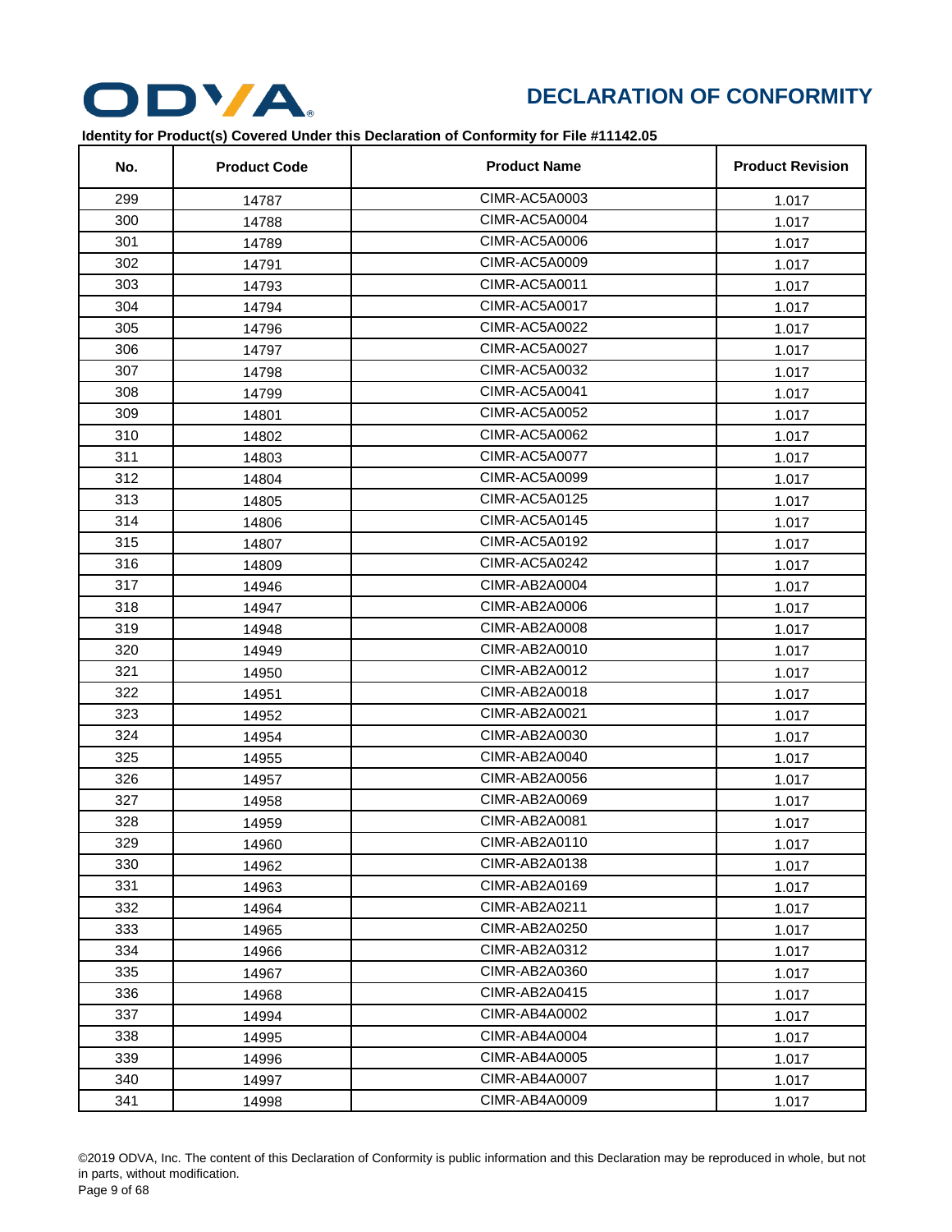# DECLARATION OF CONFORMITY

**Identity for Product(s) Covered Under this Declaration of Conformity for File #11142.05**

| No. | Product Code | Product Name | Product Revision |
|---|---|---|---|
| 299 | 14787 | CIMR-AC5A0003 | 1.017 |
| 300 | 14788 | CIMR-AC5A0004 | 1.017 |
| 301 | 14789 | CIMR-AC5A0006 | 1.017 |
| 302 | 14791 | CIMR-AC5A0009 | 1.017 |
| 303 | 14793 | CIMR-AC5A0011 | 1.017 |
| 304 | 14794 | CIMR-AC5A0017 | 1.017 |
| 305 | 14796 | CIMR-AC5A0022 | 1.017 |
| 306 | 14797 | CIMR-AC5A0027 | 1.017 |
| 307 | 14798 | CIMR-AC5A0032 | 1.017 |
| 308 | 14799 | CIMR-AC5A0041 | 1.017 |
| 309 | 14801 | CIMR-AC5A0052 | 1.017 |
| 310 | 14802 | CIMR-AC5A0062 | 1.017 |
| 311 | 14803 | CIMR-AC5A0077 | 1.017 |
| 312 | 14804 | CIMR-AC5A0099 | 1.017 |
| 313 | 14805 | CIMR-AC5A0125 | 1.017 |
| 314 | 14806 | CIMR-AC5A0145 | 1.017 |
| 315 | 14807 | CIMR-AC5A0192 | 1.017 |
| 316 | 14809 | CIMR-AC5A0242 | 1.017 |
| 317 | 14946 | CIMR-AB2A0004 | 1.017 |
| 318 | 14947 | CIMR-AB2A0006 | 1.017 |
| 319 | 14948 | CIMR-AB2A0008 | 1.017 |
| 320 | 14949 | CIMR-AB2A0010 | 1.017 |
| 321 | 14950 | CIMR-AB2A0012 | 1.017 |
| 322 | 14951 | CIMR-AB2A0018 | 1.017 |
| 323 | 14952 | CIMR-AB2A0021 | 1.017 |
| 324 | 14954 | CIMR-AB2A0030 | 1.017 |
| 325 | 14955 | CIMR-AB2A0040 | 1.017 |
| 326 | 14957 | CIMR-AB2A0056 | 1.017 |
| 327 | 14958 | CIMR-AB2A0069 | 1.017 |
| 328 | 14959 | CIMR-AB2A0081 | 1.017 |
| 329 | 14960 | CIMR-AB2A0110 | 1.017 |
| 330 | 14962 | CIMR-AB2A0138 | 1.017 |
| 331 | 14963 | CIMR-AB2A0169 | 1.017 |
| 332 | 14964 | CIMR-AB2A0211 | 1.017 |
| 333 | 14965 | CIMR-AB2A0250 | 1.017 |
| 334 | 14966 | CIMR-AB2A0312 | 1.017 |
| 335 | 14967 | CIMR-AB2A0360 | 1.017 |
| 336 | 14968 | CIMR-AB2A0415 | 1.017 |
| 337 | 14994 | CIMR-AB4A0002 | 1.017 |
| 338 | 14995 | CIMR-AB4A0004 | 1.017 |
| 339 | 14996 | CIMR-AB4A0005 | 1.017 |
| 340 | 14997 | CIMR-AB4A0007 | 1.017 |
| 341 | 14998 | CIMR-AB4A0009 | 1.017 |

©2019 ODVA, Inc. The content of this Declaration of Conformity is public information and this Declaration may be reproduced in whole, but not in parts, without modification.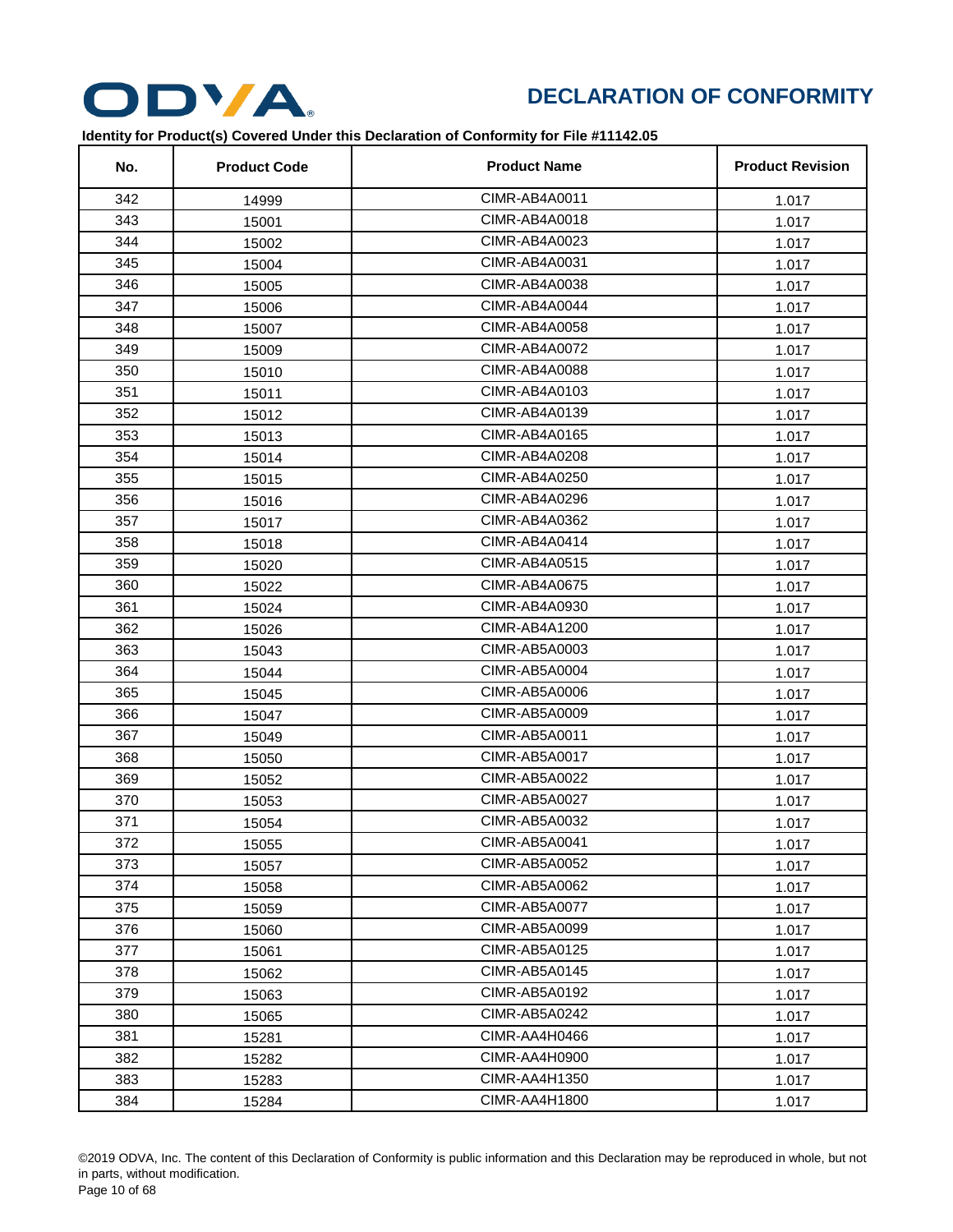# DECLARATION OF CONFORMITY

**Identity for Product(s) Covered Under this Declaration of Conformity for File #11142.05**

| No. | Product Code | Product Name | Product Revision |
|---|---|---|---|
| 342 | 14999 | CIMR-AB4A0011 | 1.017 |
| 343 | 15001 | CIMR-AB4A0018 | 1.017 |
| 344 | 15002 | CIMR-AB4A0023 | 1.017 |
| 345 | 15004 | CIMR-AB4A0031 | 1.017 |
| 346 | 15005 | CIMR-AB4A0038 | 1.017 |
| 347 | 15006 | CIMR-AB4A0044 | 1.017 |
| 348 | 15007 | CIMR-AB4A0058 | 1.017 |
| 349 | 15009 | CIMR-AB4A0072 | 1.017 |
| 350 | 15010 | CIMR-AB4A0088 | 1.017 |
| 351 | 15011 | CIMR-AB4A0103 | 1.017 |
| 352 | 15012 | CIMR-AB4A0139 | 1.017 |
| 353 | 15013 | CIMR-AB4A0165 | 1.017 |
| 354 | 15014 | CIMR-AB4A0208 | 1.017 |
| 355 | 15015 | CIMR-AB4A0250 | 1.017 |
| 356 | 15016 | CIMR-AB4A0296 | 1.017 |
| 357 | 15017 | CIMR-AB4A0362 | 1.017 |
| 358 | 15018 | CIMR-AB4A0414 | 1.017 |
| 359 | 15020 | CIMR-AB4A0515 | 1.017 |
| 360 | 15022 | CIMR-AB4A0675 | 1.017 |
| 361 | 15024 | CIMR-AB4A0930 | 1.017 |
| 362 | 15026 | CIMR-AB4A1200 | 1.017 |
| 363 | 15043 | CIMR-AB5A0003 | 1.017 |
| 364 | 15044 | CIMR-AB5A0004 | 1.017 |
| 365 | 15045 | CIMR-AB5A0006 | 1.017 |
| 366 | 15047 | CIMR-AB5A0009 | 1.017 |
| 367 | 15049 | CIMR-AB5A0011 | 1.017 |
| 368 | 15050 | CIMR-AB5A0017 | 1.017 |
| 369 | 15052 | CIMR-AB5A0022 | 1.017 |
| 370 | 15053 | CIMR-AB5A0027 | 1.017 |
| 371 | 15054 | CIMR-AB5A0032 | 1.017 |
| 372 | 15055 | CIMR-AB5A0041 | 1.017 |
| 373 | 15057 | CIMR-AB5A0052 | 1.017 |
| 374 | 15058 | CIMR-AB5A0062 | 1.017 |
| 375 | 15059 | CIMR-AB5A0077 | 1.017 |
| 376 | 15060 | CIMR-AB5A0099 | 1.017 |
| 377 | 15061 | CIMR-AB5A0125 | 1.017 |
| 378 | 15062 | CIMR-AB5A0145 | 1.017 |
| 379 | 15063 | CIMR-AB5A0192 | 1.017 |
| 380 | 15065 | CIMR-AB5A0242 | 1.017 |
| 381 | 15281 | CIMR-AA4H0466 | 1.017 |
| 382 | 15282 | CIMR-AA4H0900 | 1.017 |
| 383 | 15283 | CIMR-AA4H1350 | 1.017 |
| 384 | 15284 | CIMR-AA4H1800 | 1.017 |

©2019 ODVA, Inc. The content of this Declaration of Conformity is public information and this Declaration may be reproduced in whole, but not in parts, without modification.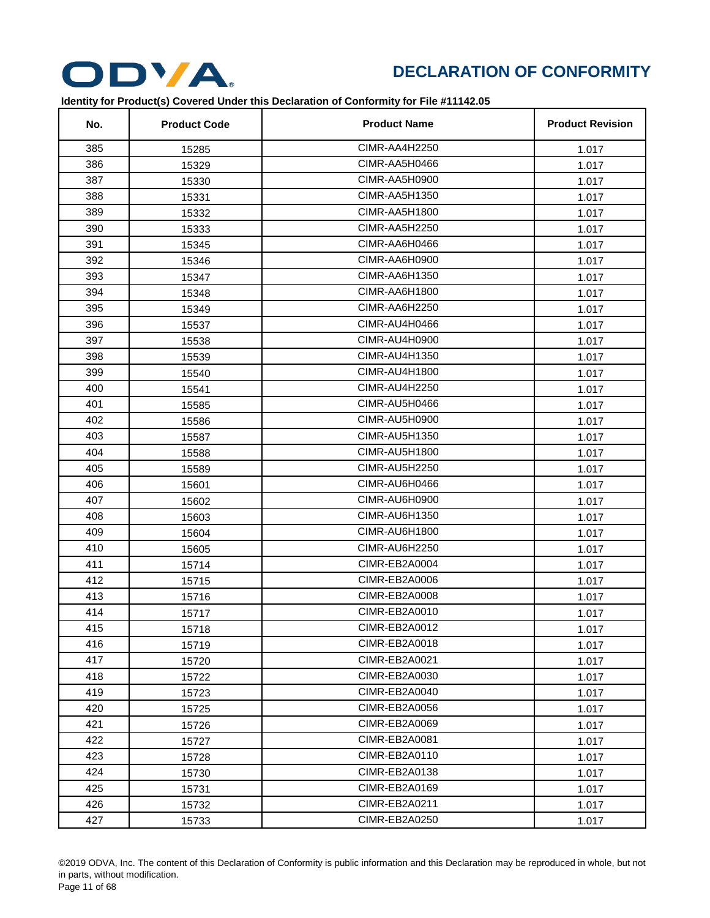**DECLARATION OF CONFORMITY**

**Identity for Product(s) Covered Under this Declaration of Conformity for File #11142.05**

| No. | Product Code | Product Name | Product Revision |
|---|---|---|---|
| 385 | 15285 | CIMR-AA4H2250 | 1.017 |
| 386 | 15329 | CIMR-AA5H0466 | 1.017 |
| 387 | 15330 | CIMR-AA5H0900 | 1.017 |
| 388 | 15331 | CIMR-AA5H1350 | 1.017 |
| 389 | 15332 | CIMR-AA5H1800 | 1.017 |
| 390 | 15333 | CIMR-AA5H2250 | 1.017 |
| 391 | 15345 | CIMR-AA6H0466 | 1.017 |
| 392 | 15346 | CIMR-AA6H0900 | 1.017 |
| 393 | 15347 | CIMR-AA6H1350 | 1.017 |
| 394 | 15348 | CIMR-AA6H1800 | 1.017 |
| 395 | 15349 | CIMR-AA6H2250 | 1.017 |
| 396 | 15537 | CIMR-AU4H0466 | 1.017 |
| 397 | 15538 | CIMR-AU4H0900 | 1.017 |
| 398 | 15539 | CIMR-AU4H1350 | 1.017 |
| 399 | 15540 | CIMR-AU4H1800 | 1.017 |
| 400 | 15541 | CIMR-AU4H2250 | 1.017 |
| 401 | 15585 | CIMR-AU5H0466 | 1.017 |
| 402 | 15586 | CIMR-AU5H0900 | 1.017 |
| 403 | 15587 | CIMR-AU5H1350 | 1.017 |
| 404 | 15588 | CIMR-AU5H1800 | 1.017 |
| 405 | 15589 | CIMR-AU5H2250 | 1.017 |
| 406 | 15601 | CIMR-AU6H0466 | 1.017 |
| 407 | 15602 | CIMR-AU6H0900 | 1.017 |
| 408 | 15603 | CIMR-AU6H1350 | 1.017 |
| 409 | 15604 | CIMR-AU6H1800 | 1.017 |
| 410 | 15605 | CIMR-AU6H2250 | 1.017 |
| 411 | 15714 | CIMR-EB2A0004 | 1.017 |
| 412 | 15715 | CIMR-EB2A0006 | 1.017 |
| 413 | 15716 | CIMR-EB2A0008 | 1.017 |
| 414 | 15717 | CIMR-EB2A0010 | 1.017 |
| 415 | 15718 | CIMR-EB2A0012 | 1.017 |
| 416 | 15719 | CIMR-EB2A0018 | 1.017 |
| 417 | 15720 | CIMR-EB2A0021 | 1.017 |
| 418 | 15722 | CIMR-EB2A0030 | 1.017 |
| 419 | 15723 | CIMR-EB2A0040 | 1.017 |
| 420 | 15725 | CIMR-EB2A0056 | 1.017 |
| 421 | 15726 | CIMR-EB2A0069 | 1.017 |
| 422 | 15727 | CIMR-EB2A0081 | 1.017 |
| 423 | 15728 | CIMR-EB2A0110 | 1.017 |
| 424 | 15730 | CIMR-EB2A0138 | 1.017 |
| 425 | 15731 | CIMR-EB2A0169 | 1.017 |
| 426 | 15732 | CIMR-EB2A0211 | 1.017 |
| 427 | 15733 | CIMR-EB2A0250 | 1.017 |

©2019 ODVA, Inc. The content of this Declaration of Conformity is public information and this Declaration may be reproduced in whole, but not in parts, without modification.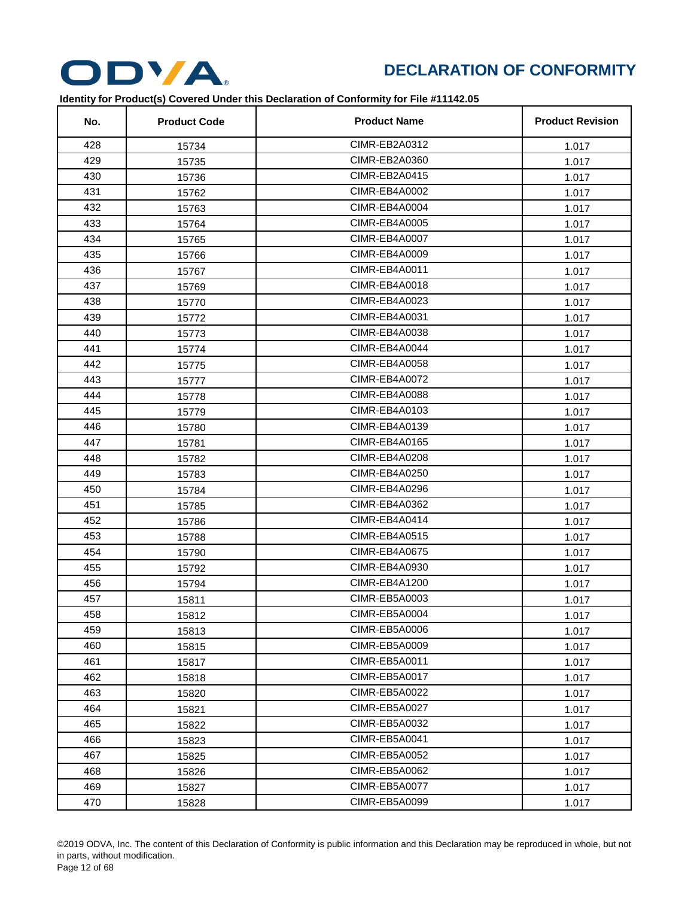# DECLARATION OF CONFORMITY

**Identity for Product(s) Covered Under this Declaration of Conformity for File #11142.05**

| No. | Product Code | Product Name | Product Revision |
|---|---|---|---|
| 428 | 15734 | CIMR-EB2A0312 | 1.017 |
| 429 | 15735 | CIMR-EB2A0360 | 1.017 |
| 430 | 15736 | CIMR-EB2A0415 | 1.017 |
| 431 | 15762 | CIMR-EB4A0002 | 1.017 |
| 432 | 15763 | CIMR-EB4A0004 | 1.017 |
| 433 | 15764 | CIMR-EB4A0005 | 1.017 |
| 434 | 15765 | CIMR-EB4A0007 | 1.017 |
| 435 | 15766 | CIMR-EB4A0009 | 1.017 |
| 436 | 15767 | CIMR-EB4A0011 | 1.017 |
| 437 | 15769 | CIMR-EB4A0018 | 1.017 |
| 438 | 15770 | CIMR-EB4A0023 | 1.017 |
| 439 | 15772 | CIMR-EB4A0031 | 1.017 |
| 440 | 15773 | CIMR-EB4A0038 | 1.017 |
| 441 | 15774 | CIMR-EB4A0044 | 1.017 |
| 442 | 15775 | CIMR-EB4A0058 | 1.017 |
| 443 | 15777 | CIMR-EB4A0072 | 1.017 |
| 444 | 15778 | CIMR-EB4A0088 | 1.017 |
| 445 | 15779 | CIMR-EB4A0103 | 1.017 |
| 446 | 15780 | CIMR-EB4A0139 | 1.017 |
| 447 | 15781 | CIMR-EB4A0165 | 1.017 |
| 448 | 15782 | CIMR-EB4A0208 | 1.017 |
| 449 | 15783 | CIMR-EB4A0250 | 1.017 |
| 450 | 15784 | CIMR-EB4A0296 | 1.017 |
| 451 | 15785 | CIMR-EB4A0362 | 1.017 |
| 452 | 15786 | CIMR-EB4A0414 | 1.017 |
| 453 | 15788 | CIMR-EB4A0515 | 1.017 |
| 454 | 15790 | CIMR-EB4A0675 | 1.017 |
| 455 | 15792 | CIMR-EB4A0930 | 1.017 |
| 456 | 15794 | CIMR-EB4A1200 | 1.017 |
| 457 | 15811 | CIMR-EB5A0003 | 1.017 |
| 458 | 15812 | CIMR-EB5A0004 | 1.017 |
| 459 | 15813 | CIMR-EB5A0006 | 1.017 |
| 460 | 15815 | CIMR-EB5A0009 | 1.017 |
| 461 | 15817 | CIMR-EB5A0011 | 1.017 |
| 462 | 15818 | CIMR-EB5A0017 | 1.017 |
| 463 | 15820 | CIMR-EB5A0022 | 1.017 |
| 464 | 15821 | CIMR-EB5A0027 | 1.017 |
| 465 | 15822 | CIMR-EB5A0032 | 1.017 |
| 466 | 15823 | CIMR-EB5A0041 | 1.017 |
| 467 | 15825 | CIMR-EB5A0052 | 1.017 |
| 468 | 15826 | CIMR-EB5A0062 | 1.017 |
| 469 | 15827 | CIMR-EB5A0077 | 1.017 |
| 470 | 15828 | CIMR-EB5A0099 | 1.017 |

©2019 ODVA, Inc. The content of this Declaration of Conformity is public information and this Declaration may be reproduced in whole, but not in parts, without modification.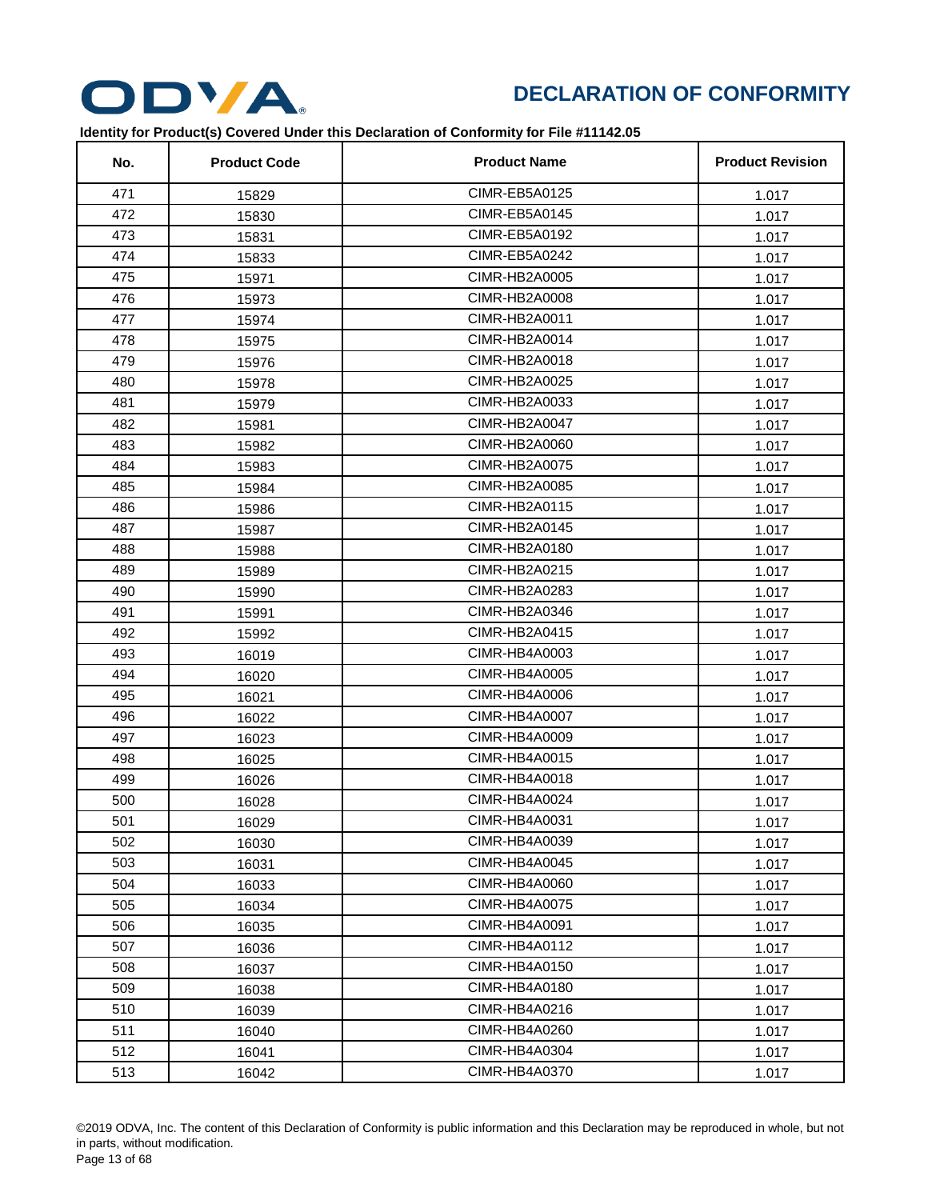# DECLARATION OF CONFORMITY

**Identity for Product(s) Covered Under this Declaration of Conformity for File #11142.05**

| No. | Product Code | Product Name | Product Revision |
|---|---|---|---|
| 471 | 15829 | CIMR-EB5A0125 | 1.017 |
| 472 | 15830 | CIMR-EB5A0145 | 1.017 |
| 473 | 15831 | CIMR-EB5A0192 | 1.017 |
| 474 | 15833 | CIMR-EB5A0242 | 1.017 |
| 475 | 15971 | CIMR-HB2A0005 | 1.017 |
| 476 | 15973 | CIMR-HB2A0008 | 1.017 |
| 477 | 15974 | CIMR-HB2A0011 | 1.017 |
| 478 | 15975 | CIMR-HB2A0014 | 1.017 |
| 479 | 15976 | CIMR-HB2A0018 | 1.017 |
| 480 | 15978 | CIMR-HB2A0025 | 1.017 |
| 481 | 15979 | CIMR-HB2A0033 | 1.017 |
| 482 | 15981 | CIMR-HB2A0047 | 1.017 |
| 483 | 15982 | CIMR-HB2A0060 | 1.017 |
| 484 | 15983 | CIMR-HB2A0075 | 1.017 |
| 485 | 15984 | CIMR-HB2A0085 | 1.017 |
| 486 | 15986 | CIMR-HB2A0115 | 1.017 |
| 487 | 15987 | CIMR-HB2A0145 | 1.017 |
| 488 | 15988 | CIMR-HB2A0180 | 1.017 |
| 489 | 15989 | CIMR-HB2A0215 | 1.017 |
| 490 | 15990 | CIMR-HB2A0283 | 1.017 |
| 491 | 15991 | CIMR-HB2A0346 | 1.017 |
| 492 | 15992 | CIMR-HB2A0415 | 1.017 |
| 493 | 16019 | CIMR-HB4A0003 | 1.017 |
| 494 | 16020 | CIMR-HB4A0005 | 1.017 |
| 495 | 16021 | CIMR-HB4A0006 | 1.017 |
| 496 | 16022 | CIMR-HB4A0007 | 1.017 |
| 497 | 16023 | CIMR-HB4A0009 | 1.017 |
| 498 | 16025 | CIMR-HB4A0015 | 1.017 |
| 499 | 16026 | CIMR-HB4A0018 | 1.017 |
| 500 | 16028 | CIMR-HB4A0024 | 1.017 |
| 501 | 16029 | CIMR-HB4A0031 | 1.017 |
| 502 | 16030 | CIMR-HB4A0039 | 1.017 |
| 503 | 16031 | CIMR-HB4A0045 | 1.017 |
| 504 | 16033 | CIMR-HB4A0060 | 1.017 |
| 505 | 16034 | CIMR-HB4A0075 | 1.017 |
| 506 | 16035 | CIMR-HB4A0091 | 1.017 |
| 507 | 16036 | CIMR-HB4A0112 | 1.017 |
| 508 | 16037 | CIMR-HB4A0150 | 1.017 |
| 509 | 16038 | CIMR-HB4A0180 | 1.017 |
| 510 | 16039 | CIMR-HB4A0216 | 1.017 |
| 511 | 16040 | CIMR-HB4A0260 | 1.017 |
| 512 | 16041 | CIMR-HB4A0304 | 1.017 |
| 513 | 16042 | CIMR-HB4A0370 | 1.017 |

©2019 ODVA, Inc. The content of this Declaration of Conformity is public information and this Declaration may be reproduced in whole, but not in parts, without modification.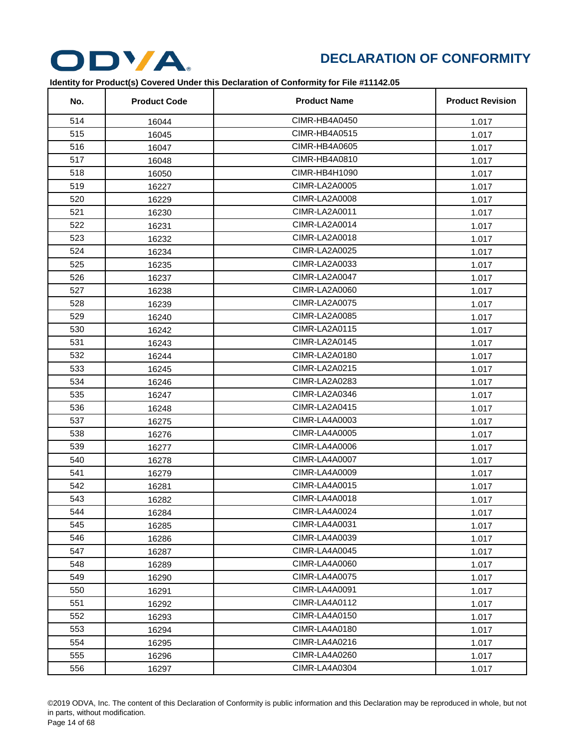## DECLARATION OF CONFORMITY

**Identity for Product(s) Covered Under this Declaration of Conformity for File #11142.05**

| No. | Product Code | Product Name | Product Revision |
|---|---|---|---|
| 514 | 16044 | CIMR-HB4A0450 | 1.017 |
| 515 | 16045 | CIMR-HB4A0515 | 1.017 |
| 516 | 16047 | CIMR-HB4A0605 | 1.017 |
| 517 | 16048 | CIMR-HB4A0810 | 1.017 |
| 518 | 16050 | CIMR-HB4H1090 | 1.017 |
| 519 | 16227 | CIMR-LA2A0005 | 1.017 |
| 520 | 16229 | CIMR-LA2A0008 | 1.017 |
| 521 | 16230 | CIMR-LA2A0011 | 1.017 |
| 522 | 16231 | CIMR-LA2A0014 | 1.017 |
| 523 | 16232 | CIMR-LA2A0018 | 1.017 |
| 524 | 16234 | CIMR-LA2A0025 | 1.017 |
| 525 | 16235 | CIMR-LA2A0033 | 1.017 |
| 526 | 16237 | CIMR-LA2A0047 | 1.017 |
| 527 | 16238 | CIMR-LA2A0060 | 1.017 |
| 528 | 16239 | CIMR-LA2A0075 | 1.017 |
| 529 | 16240 | CIMR-LA2A0085 | 1.017 |
| 530 | 16242 | CIMR-LA2A0115 | 1.017 |
| 531 | 16243 | CIMR-LA2A0145 | 1.017 |
| 532 | 16244 | CIMR-LA2A0180 | 1.017 |
| 533 | 16245 | CIMR-LA2A0215 | 1.017 |
| 534 | 16246 | CIMR-LA2A0283 | 1.017 |
| 535 | 16247 | CIMR-LA2A0346 | 1.017 |
| 536 | 16248 | CIMR-LA2A0415 | 1.017 |
| 537 | 16275 | CIMR-LA4A0003 | 1.017 |
| 538 | 16276 | CIMR-LA4A0005 | 1.017 |
| 539 | 16277 | CIMR-LA4A0006 | 1.017 |
| 540 | 16278 | CIMR-LA4A0007 | 1.017 |
| 541 | 16279 | CIMR-LA4A0009 | 1.017 |
| 542 | 16281 | CIMR-LA4A0015 | 1.017 |
| 543 | 16282 | CIMR-LA4A0018 | 1.017 |
| 544 | 16284 | CIMR-LA4A0024 | 1.017 |
| 545 | 16285 | CIMR-LA4A0031 | 1.017 |
| 546 | 16286 | CIMR-LA4A0039 | 1.017 |
| 547 | 16287 | CIMR-LA4A0045 | 1.017 |
| 548 | 16289 | CIMR-LA4A0060 | 1.017 |
| 549 | 16290 | CIMR-LA4A0075 | 1.017 |
| 550 | 16291 | CIMR-LA4A0091 | 1.017 |
| 551 | 16292 | CIMR-LA4A0112 | 1.017 |
| 552 | 16293 | CIMR-LA4A0150 | 1.017 |
| 553 | 16294 | CIMR-LA4A0180 | 1.017 |
| 554 | 16295 | CIMR-LA4A0216 | 1.017 |
| 555 | 16296 | CIMR-LA4A0260 | 1.017 |
| 556 | 16297 | CIMR-LA4A0304 | 1.017 |

©2019 ODVA, Inc. The content of this Declaration of Conformity is public information and this Declaration may be reproduced in whole, but not in parts, without modification.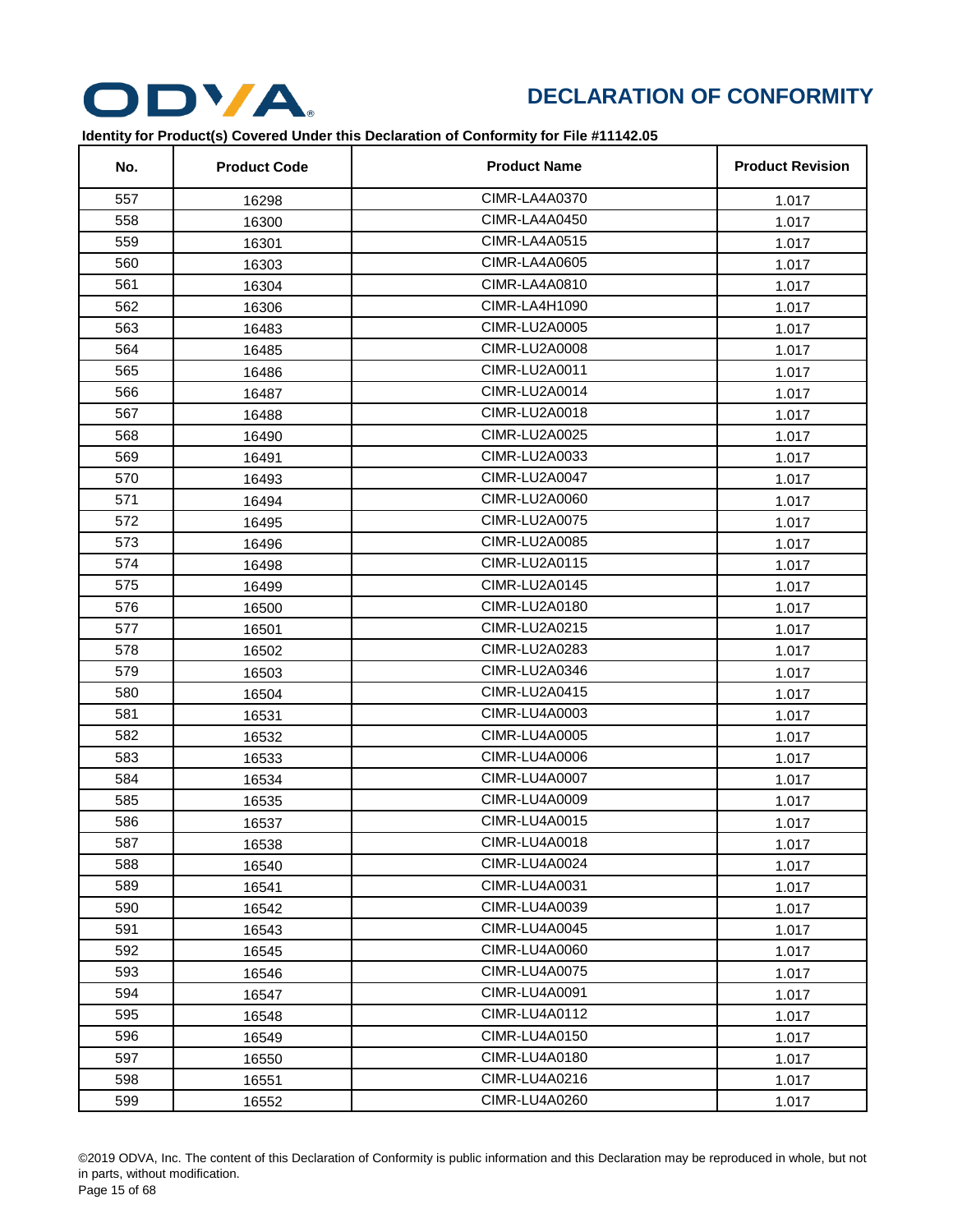# DECLARATION OF CONFORMITY

**Identity for Product(s) Covered Under this Declaration of Conformity for File #11142.05**

| No. | Product Code | Product Name | Product Revision |
|---|---|---|---|
| 557 | 16298 | CIMR-LA4A0370 | 1.017 |
| 558 | 16300 | CIMR-LA4A0450 | 1.017 |
| 559 | 16301 | CIMR-LA4A0515 | 1.017 |
| 560 | 16303 | CIMR-LA4A0605 | 1.017 |
| 561 | 16304 | CIMR-LA4A0810 | 1.017 |
| 562 | 16306 | CIMR-LA4H1090 | 1.017 |
| 563 | 16483 | CIMR-LU2A0005 | 1.017 |
| 564 | 16485 | CIMR-LU2A0008 | 1.017 |
| 565 | 16486 | CIMR-LU2A0011 | 1.017 |
| 566 | 16487 | CIMR-LU2A0014 | 1.017 |
| 567 | 16488 | CIMR-LU2A0018 | 1.017 |
| 568 | 16490 | CIMR-LU2A0025 | 1.017 |
| 569 | 16491 | CIMR-LU2A0033 | 1.017 |
| 570 | 16493 | CIMR-LU2A0047 | 1.017 |
| 571 | 16494 | CIMR-LU2A0060 | 1.017 |
| 572 | 16495 | CIMR-LU2A0075 | 1.017 |
| 573 | 16496 | CIMR-LU2A0085 | 1.017 |
| 574 | 16498 | CIMR-LU2A0115 | 1.017 |
| 575 | 16499 | CIMR-LU2A0145 | 1.017 |
| 576 | 16500 | CIMR-LU2A0180 | 1.017 |
| 577 | 16501 | CIMR-LU2A0215 | 1.017 |
| 578 | 16502 | CIMR-LU2A0283 | 1.017 |
| 579 | 16503 | CIMR-LU2A0346 | 1.017 |
| 580 | 16504 | CIMR-LU2A0415 | 1.017 |
| 581 | 16531 | CIMR-LU4A0003 | 1.017 |
| 582 | 16532 | CIMR-LU4A0005 | 1.017 |
| 583 | 16533 | CIMR-LU4A0006 | 1.017 |
| 584 | 16534 | CIMR-LU4A0007 | 1.017 |
| 585 | 16535 | CIMR-LU4A0009 | 1.017 |
| 586 | 16537 | CIMR-LU4A0015 | 1.017 |
| 587 | 16538 | CIMR-LU4A0018 | 1.017 |
| 588 | 16540 | CIMR-LU4A0024 | 1.017 |
| 589 | 16541 | CIMR-LU4A0031 | 1.017 |
| 590 | 16542 | CIMR-LU4A0039 | 1.017 |
| 591 | 16543 | CIMR-LU4A0045 | 1.017 |
| 592 | 16545 | CIMR-LU4A0060 | 1.017 |
| 593 | 16546 | CIMR-LU4A0075 | 1.017 |
| 594 | 16547 | CIMR-LU4A0091 | 1.017 |
| 595 | 16548 | CIMR-LU4A0112 | 1.017 |
| 596 | 16549 | CIMR-LU4A0150 | 1.017 |
| 597 | 16550 | CIMR-LU4A0180 | 1.017 |
| 598 | 16551 | CIMR-LU4A0216 | 1.017 |
| 599 | 16552 | CIMR-LU4A0260 | 1.017 |

©2019 ODVA, Inc. The content of this Declaration of Conformity is public information and this Declaration may be reproduced in whole, but not in parts, without modification.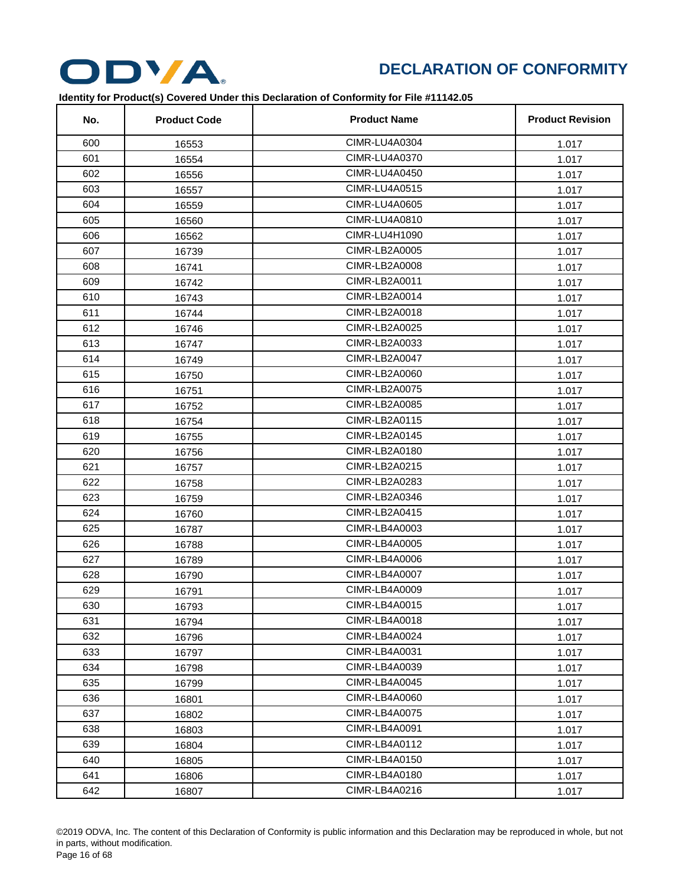## DECLARATION OF CONFORMITY

**Identity for Product(s) Covered Under this Declaration of Conformity for File #11142.05**

| No. | Product Code | Product Name | Product Revision |
|---|---|---|---|
| 600 | 16553 | CIMR-LU4A0304 | 1.017 |
| 601 | 16554 | CIMR-LU4A0370 | 1.017 |
| 602 | 16556 | CIMR-LU4A0450 | 1.017 |
| 603 | 16557 | CIMR-LU4A0515 | 1.017 |
| 604 | 16559 | CIMR-LU4A0605 | 1.017 |
| 605 | 16560 | CIMR-LU4A0810 | 1.017 |
| 606 | 16562 | CIMR-LU4H1090 | 1.017 |
| 607 | 16739 | CIMR-LB2A0005 | 1.017 |
| 608 | 16741 | CIMR-LB2A0008 | 1.017 |
| 609 | 16742 | CIMR-LB2A0011 | 1.017 |
| 610 | 16743 | CIMR-LB2A0014 | 1.017 |
| 611 | 16744 | CIMR-LB2A0018 | 1.017 |
| 612 | 16746 | CIMR-LB2A0025 | 1.017 |
| 613 | 16747 | CIMR-LB2A0033 | 1.017 |
| 614 | 16749 | CIMR-LB2A0047 | 1.017 |
| 615 | 16750 | CIMR-LB2A0060 | 1.017 |
| 616 | 16751 | CIMR-LB2A0075 | 1.017 |
| 617 | 16752 | CIMR-LB2A0085 | 1.017 |
| 618 | 16754 | CIMR-LB2A0115 | 1.017 |
| 619 | 16755 | CIMR-LB2A0145 | 1.017 |
| 620 | 16756 | CIMR-LB2A0180 | 1.017 |
| 621 | 16757 | CIMR-LB2A0215 | 1.017 |
| 622 | 16758 | CIMR-LB2A0283 | 1.017 |
| 623 | 16759 | CIMR-LB2A0346 | 1.017 |
| 624 | 16760 | CIMR-LB2A0415 | 1.017 |
| 625 | 16787 | CIMR-LB4A0003 | 1.017 |
| 626 | 16788 | CIMR-LB4A0005 | 1.017 |
| 627 | 16789 | CIMR-LB4A0006 | 1.017 |
| 628 | 16790 | CIMR-LB4A0007 | 1.017 |
| 629 | 16791 | CIMR-LB4A0009 | 1.017 |
| 630 | 16793 | CIMR-LB4A0015 | 1.017 |
| 631 | 16794 | CIMR-LB4A0018 | 1.017 |
| 632 | 16796 | CIMR-LB4A0024 | 1.017 |
| 633 | 16797 | CIMR-LB4A0031 | 1.017 |
| 634 | 16798 | CIMR-LB4A0039 | 1.017 |
| 635 | 16799 | CIMR-LB4A0045 | 1.017 |
| 636 | 16801 | CIMR-LB4A0060 | 1.017 |
| 637 | 16802 | CIMR-LB4A0075 | 1.017 |
| 638 | 16803 | CIMR-LB4A0091 | 1.017 |
| 639 | 16804 | CIMR-LB4A0112 | 1.017 |
| 640 | 16805 | CIMR-LB4A0150 | 1.017 |
| 641 | 16806 | CIMR-LB4A0180 | 1.017 |
| 642 | 16807 | CIMR-LB4A0216 | 1.017 |

©2019 ODVA, Inc. The content of this Declaration of Conformity is public information and this Declaration may be reproduced in whole, but not in parts, without modification.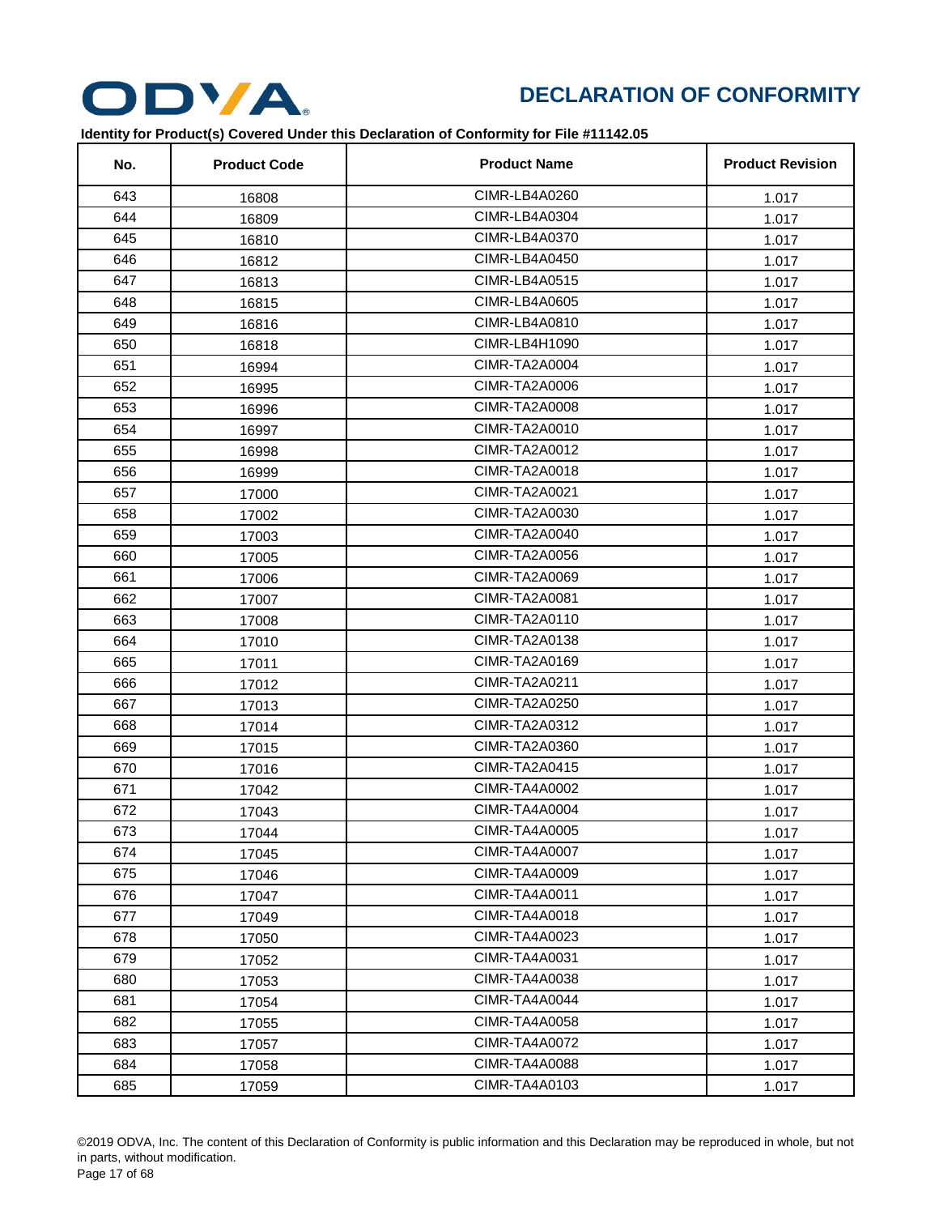# DECLARATION OF CONFORMITY

**Identity for Product(s) Covered Under this Declaration of Conformity for File #11142.05**

| No. | Product Code | Product Name | Product Revision |
|---|---|---|---|
| 643 | 16808 | CIMR-LB4A0260 | 1.017 |
| 644 | 16809 | CIMR-LB4A0304 | 1.017 |
| 645 | 16810 | CIMR-LB4A0370 | 1.017 |
| 646 | 16812 | CIMR-LB4A0450 | 1.017 |
| 647 | 16813 | CIMR-LB4A0515 | 1.017 |
| 648 | 16815 | CIMR-LB4A0605 | 1.017 |
| 649 | 16816 | CIMR-LB4A0810 | 1.017 |
| 650 | 16818 | CIMR-LB4H1090 | 1.017 |
| 651 | 16994 | CIMR-TA2A0004 | 1.017 |
| 652 | 16995 | CIMR-TA2A0006 | 1.017 |
| 653 | 16996 | CIMR-TA2A0008 | 1.017 |
| 654 | 16997 | CIMR-TA2A0010 | 1.017 |
| 655 | 16998 | CIMR-TA2A0012 | 1.017 |
| 656 | 16999 | CIMR-TA2A0018 | 1.017 |
| 657 | 17000 | CIMR-TA2A0021 | 1.017 |
| 658 | 17002 | CIMR-TA2A0030 | 1.017 |
| 659 | 17003 | CIMR-TA2A0040 | 1.017 |
| 660 | 17005 | CIMR-TA2A0056 | 1.017 |
| 661 | 17006 | CIMR-TA2A0069 | 1.017 |
| 662 | 17007 | CIMR-TA2A0081 | 1.017 |
| 663 | 17008 | CIMR-TA2A0110 | 1.017 |
| 664 | 17010 | CIMR-TA2A0138 | 1.017 |
| 665 | 17011 | CIMR-TA2A0169 | 1.017 |
| 666 | 17012 | CIMR-TA2A0211 | 1.017 |
| 667 | 17013 | CIMR-TA2A0250 | 1.017 |
| 668 | 17014 | CIMR-TA2A0312 | 1.017 |
| 669 | 17015 | CIMR-TA2A0360 | 1.017 |
| 670 | 17016 | CIMR-TA2A0415 | 1.017 |
| 671 | 17042 | CIMR-TA4A0002 | 1.017 |
| 672 | 17043 | CIMR-TA4A0004 | 1.017 |
| 673 | 17044 | CIMR-TA4A0005 | 1.017 |
| 674 | 17045 | CIMR-TA4A0007 | 1.017 |
| 675 | 17046 | CIMR-TA4A0009 | 1.017 |
| 676 | 17047 | CIMR-TA4A0011 | 1.017 |
| 677 | 17049 | CIMR-TA4A0018 | 1.017 |
| 678 | 17050 | CIMR-TA4A0023 | 1.017 |
| 679 | 17052 | CIMR-TA4A0031 | 1.017 |
| 680 | 17053 | CIMR-TA4A0038 | 1.017 |
| 681 | 17054 | CIMR-TA4A0044 | 1.017 |
| 682 | 17055 | CIMR-TA4A0058 | 1.017 |
| 683 | 17057 | CIMR-TA4A0072 | 1.017 |
| 684 | 17058 | CIMR-TA4A0088 | 1.017 |
| 685 | 17059 | CIMR-TA4A0103 | 1.017 |

©2019 ODVA, Inc. The content of this Declaration of Conformity is public information and this Declaration may be reproduced in whole, but not in parts, without modification.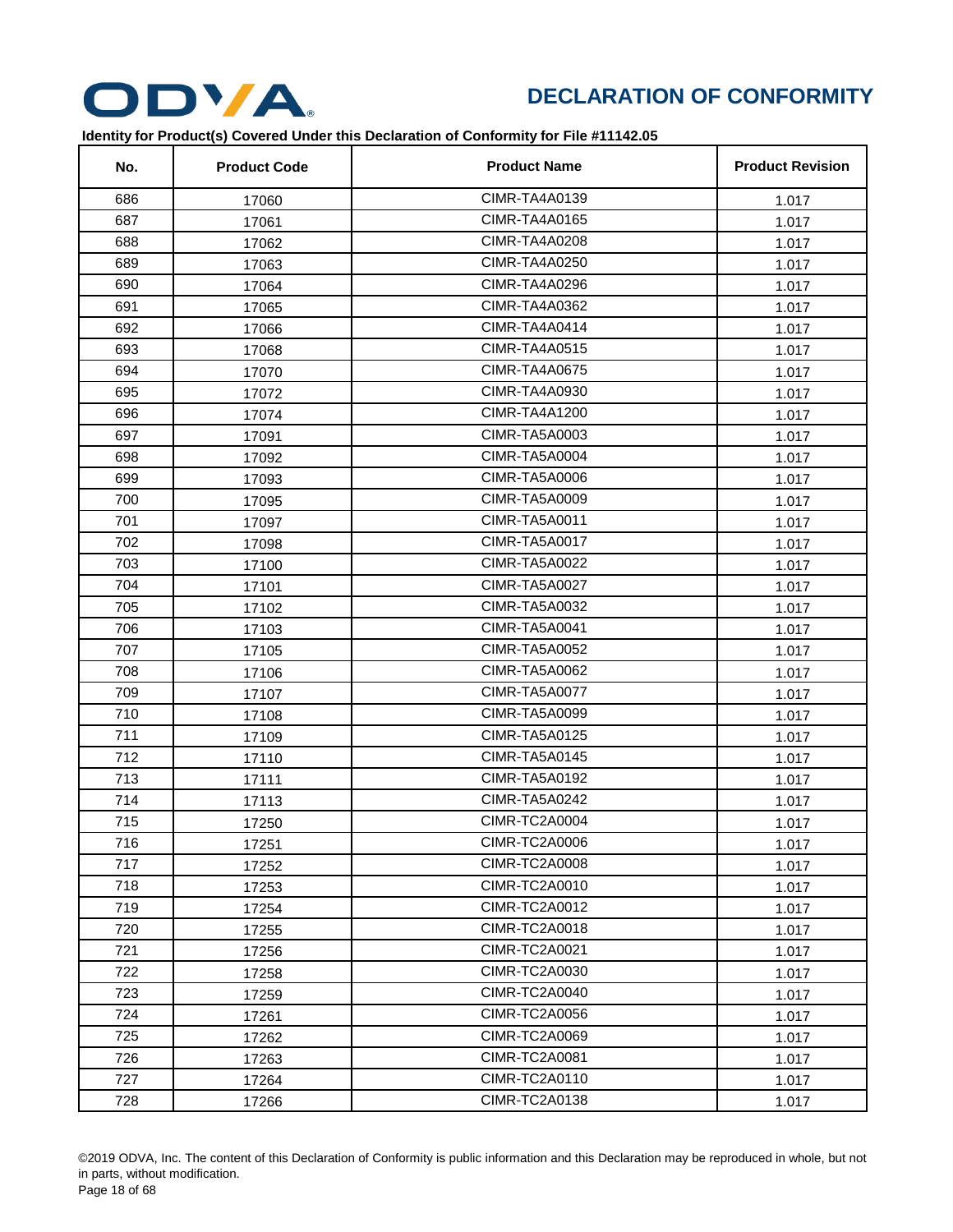## DECLARATION OF CONFORMITY

**Identity for Product(s) Covered Under this Declaration of Conformity for File #11142.05**

| No. | Product Code | Product Name | Product Revision |
|---|---|---|---|
| 686 | 17060 | CIMR-TA4A0139 | 1.017 |
| 687 | 17061 | CIMR-TA4A0165 | 1.017 |
| 688 | 17062 | CIMR-TA4A0208 | 1.017 |
| 689 | 17063 | CIMR-TA4A0250 | 1.017 |
| 690 | 17064 | CIMR-TA4A0296 | 1.017 |
| 691 | 17065 | CIMR-TA4A0362 | 1.017 |
| 692 | 17066 | CIMR-TA4A0414 | 1.017 |
| 693 | 17068 | CIMR-TA4A0515 | 1.017 |
| 694 | 17070 | CIMR-TA4A0675 | 1.017 |
| 695 | 17072 | CIMR-TA4A0930 | 1.017 |
| 696 | 17074 | CIMR-TA4A1200 | 1.017 |
| 697 | 17091 | CIMR-TA5A0003 | 1.017 |
| 698 | 17092 | CIMR-TA5A0004 | 1.017 |
| 699 | 17093 | CIMR-TA5A0006 | 1.017 |
| 700 | 17095 | CIMR-TA5A0009 | 1.017 |
| 701 | 17097 | CIMR-TA5A0011 | 1.017 |
| 702 | 17098 | CIMR-TA5A0017 | 1.017 |
| 703 | 17100 | CIMR-TA5A0022 | 1.017 |
| 704 | 17101 | CIMR-TA5A0027 | 1.017 |
| 705 | 17102 | CIMR-TA5A0032 | 1.017 |
| 706 | 17103 | CIMR-TA5A0041 | 1.017 |
| 707 | 17105 | CIMR-TA5A0052 | 1.017 |
| 708 | 17106 | CIMR-TA5A0062 | 1.017 |
| 709 | 17107 | CIMR-TA5A0077 | 1.017 |
| 710 | 17108 | CIMR-TA5A0099 | 1.017 |
| 711 | 17109 | CIMR-TA5A0125 | 1.017 |
| 712 | 17110 | CIMR-TA5A0145 | 1.017 |
| 713 | 17111 | CIMR-TA5A0192 | 1.017 |
| 714 | 17113 | CIMR-TA5A0242 | 1.017 |
| 715 | 17250 | CIMR-TC2A0004 | 1.017 |
| 716 | 17251 | CIMR-TC2A0006 | 1.017 |
| 717 | 17252 | CIMR-TC2A0008 | 1.017 |
| 718 | 17253 | CIMR-TC2A0010 | 1.017 |
| 719 | 17254 | CIMR-TC2A0012 | 1.017 |
| 720 | 17255 | CIMR-TC2A0018 | 1.017 |
| 721 | 17256 | CIMR-TC2A0021 | 1.017 |
| 722 | 17258 | CIMR-TC2A0030 | 1.017 |
| 723 | 17259 | CIMR-TC2A0040 | 1.017 |
| 724 | 17261 | CIMR-TC2A0056 | 1.017 |
| 725 | 17262 | CIMR-TC2A0069 | 1.017 |
| 726 | 17263 | CIMR-TC2A0081 | 1.017 |
| 727 | 17264 | CIMR-TC2A0110 | 1.017 |
| 728 | 17266 | CIMR-TC2A0138 | 1.017 |

©2019 ODVA, Inc. The content of this Declaration of Conformity is public information and this Declaration may be reproduced in whole, but not in parts, without modification.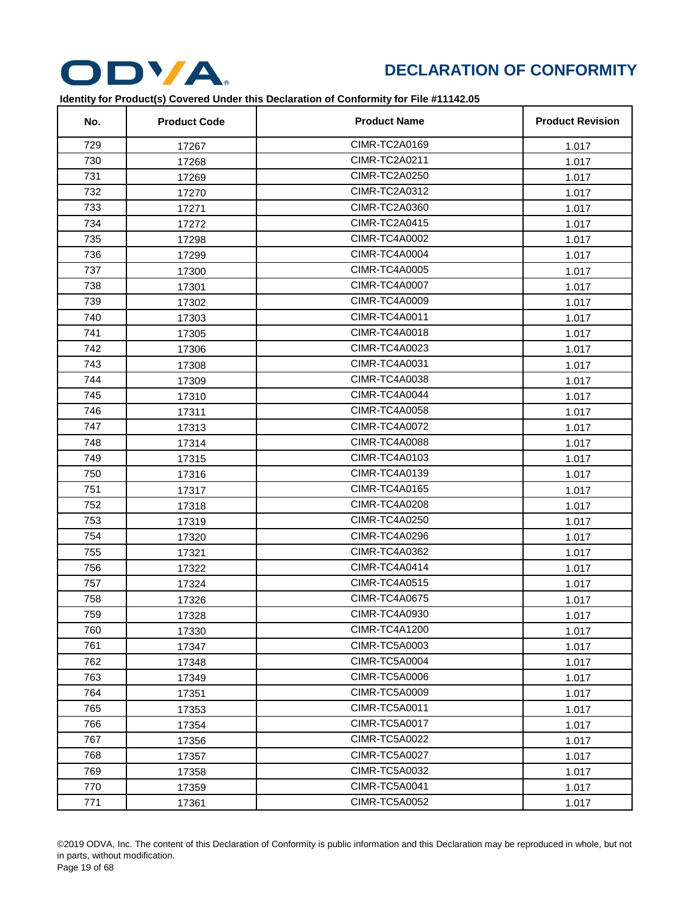# DECLARATION OF CONFORMITY

**Identity for Product(s) Covered Under this Declaration of Conformity for File #11142.05**

| No. | Product Code | Product Name | Product Revision |
|---|---|---|---|
| 729 | 17267 | CIMR-TC2A0169 | 1.017 |
| 730 | 17268 | CIMR-TC2A0211 | 1.017 |
| 731 | 17269 | CIMR-TC2A0250 | 1.017 |
| 732 | 17270 | CIMR-TC2A0312 | 1.017 |
| 733 | 17271 | CIMR-TC2A0360 | 1.017 |
| 734 | 17272 | CIMR-TC2A0415 | 1.017 |
| 735 | 17298 | CIMR-TC4A0002 | 1.017 |
| 736 | 17299 | CIMR-TC4A0004 | 1.017 |
| 737 | 17300 | CIMR-TC4A0005 | 1.017 |
| 738 | 17301 | CIMR-TC4A0007 | 1.017 |
| 739 | 17302 | CIMR-TC4A0009 | 1.017 |
| 740 | 17303 | CIMR-TC4A0011 | 1.017 |
| 741 | 17305 | CIMR-TC4A0018 | 1.017 |
| 742 | 17306 | CIMR-TC4A0023 | 1.017 |
| 743 | 17308 | CIMR-TC4A0031 | 1.017 |
| 744 | 17309 | CIMR-TC4A0038 | 1.017 |
| 745 | 17310 | CIMR-TC4A0044 | 1.017 |
| 746 | 17311 | CIMR-TC4A0058 | 1.017 |
| 747 | 17313 | CIMR-TC4A0072 | 1.017 |
| 748 | 17314 | CIMR-TC4A0088 | 1.017 |
| 749 | 17315 | CIMR-TC4A0103 | 1.017 |
| 750 | 17316 | CIMR-TC4A0139 | 1.017 |
| 751 | 17317 | CIMR-TC4A0165 | 1.017 |
| 752 | 17318 | CIMR-TC4A0208 | 1.017 |
| 753 | 17319 | CIMR-TC4A0250 | 1.017 |
| 754 | 17320 | CIMR-TC4A0296 | 1.017 |
| 755 | 17321 | CIMR-TC4A0362 | 1.017 |
| 756 | 17322 | CIMR-TC4A0414 | 1.017 |
| 757 | 17324 | CIMR-TC4A0515 | 1.017 |
| 758 | 17326 | CIMR-TC4A0675 | 1.017 |
| 759 | 17328 | CIMR-TC4A0930 | 1.017 |
| 760 | 17330 | CIMR-TC4A1200 | 1.017 |
| 761 | 17347 | CIMR-TC5A0003 | 1.017 |
| 762 | 17348 | CIMR-TC5A0004 | 1.017 |
| 763 | 17349 | CIMR-TC5A0006 | 1.017 |
| 764 | 17351 | CIMR-TC5A0009 | 1.017 |
| 765 | 17353 | CIMR-TC5A0011 | 1.017 |
| 766 | 17354 | CIMR-TC5A0017 | 1.017 |
| 767 | 17356 | CIMR-TC5A0022 | 1.017 |
| 768 | 17357 | CIMR-TC5A0027 | 1.017 |
| 769 | 17358 | CIMR-TC5A0032 | 1.017 |
| 770 | 17359 | CIMR-TC5A0041 | 1.017 |
| 771 | 17361 | CIMR-TC5A0052 | 1.017 |

©2019 ODVA, Inc. The content of this Declaration of Conformity is public information and this Declaration may be reproduced in whole, but not in parts, without modification.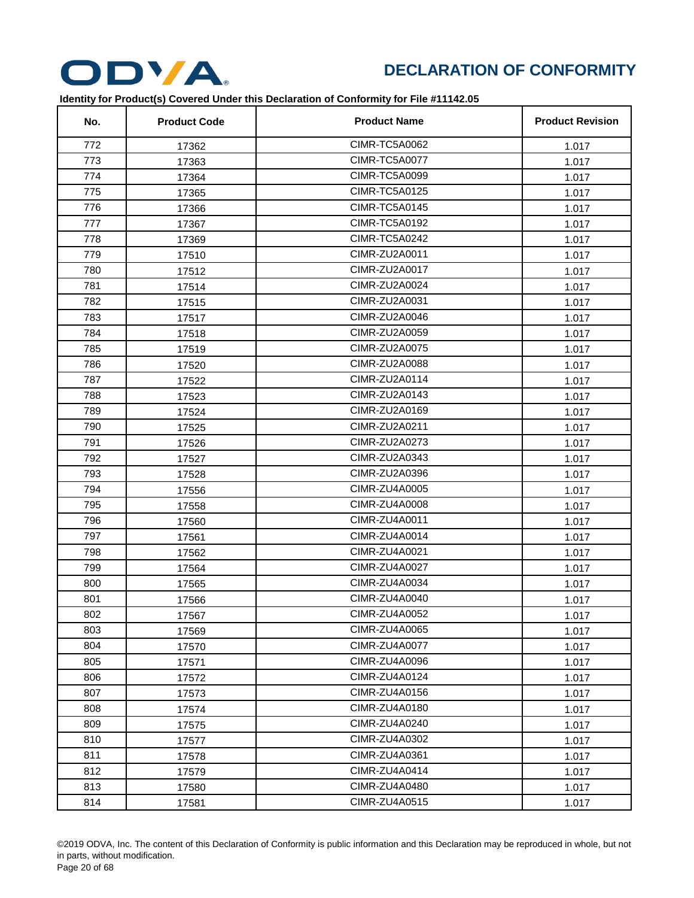# DECLARATION OF CONFORMITY

**Identity for Product(s) Covered Under this Declaration of Conformity for File #11142.05**

| No. | Product Code | Product Name | Product Revision |
|---|---|---|---|
| 772 | 17362 | CIMR-TC5A0062 | 1.017 |
| 773 | 17363 | CIMR-TC5A0077 | 1.017 |
| 774 | 17364 | CIMR-TC5A0099 | 1.017 |
| 775 | 17365 | CIMR-TC5A0125 | 1.017 |
| 776 | 17366 | CIMR-TC5A0145 | 1.017 |
| 777 | 17367 | CIMR-TC5A0192 | 1.017 |
| 778 | 17369 | CIMR-TC5A0242 | 1.017 |
| 779 | 17510 | CIMR-ZU2A0011 | 1.017 |
| 780 | 17512 | CIMR-ZU2A0017 | 1.017 |
| 781 | 17514 | CIMR-ZU2A0024 | 1.017 |
| 782 | 17515 | CIMR-ZU2A0031 | 1.017 |
| 783 | 17517 | CIMR-ZU2A0046 | 1.017 |
| 784 | 17518 | CIMR-ZU2A0059 | 1.017 |
| 785 | 17519 | CIMR-ZU2A0075 | 1.017 |
| 786 | 17520 | CIMR-ZU2A0088 | 1.017 |
| 787 | 17522 | CIMR-ZU2A0114 | 1.017 |
| 788 | 17523 | CIMR-ZU2A0143 | 1.017 |
| 789 | 17524 | CIMR-ZU2A0169 | 1.017 |
| 790 | 17525 | CIMR-ZU2A0211 | 1.017 |
| 791 | 17526 | CIMR-ZU2A0273 | 1.017 |
| 792 | 17527 | CIMR-ZU2A0343 | 1.017 |
| 793 | 17528 | CIMR-ZU2A0396 | 1.017 |
| 794 | 17556 | CIMR-ZU4A0005 | 1.017 |
| 795 | 17558 | CIMR-ZU4A0008 | 1.017 |
| 796 | 17560 | CIMR-ZU4A0011 | 1.017 |
| 797 | 17561 | CIMR-ZU4A0014 | 1.017 |
| 798 | 17562 | CIMR-ZU4A0021 | 1.017 |
| 799 | 17564 | CIMR-ZU4A0027 | 1.017 |
| 800 | 17565 | CIMR-ZU4A0034 | 1.017 |
| 801 | 17566 | CIMR-ZU4A0040 | 1.017 |
| 802 | 17567 | CIMR-ZU4A0052 | 1.017 |
| 803 | 17569 | CIMR-ZU4A0065 | 1.017 |
| 804 | 17570 | CIMR-ZU4A0077 | 1.017 |
| 805 | 17571 | CIMR-ZU4A0096 | 1.017 |
| 806 | 17572 | CIMR-ZU4A0124 | 1.017 |
| 807 | 17573 | CIMR-ZU4A0156 | 1.017 |
| 808 | 17574 | CIMR-ZU4A0180 | 1.017 |
| 809 | 17575 | CIMR-ZU4A0240 | 1.017 |
| 810 | 17577 | CIMR-ZU4A0302 | 1.017 |
| 811 | 17578 | CIMR-ZU4A0361 | 1.017 |
| 812 | 17579 | CIMR-ZU4A0414 | 1.017 |
| 813 | 17580 | CIMR-ZU4A0480 | 1.017 |
| 814 | 17581 | CIMR-ZU4A0515 | 1.017 |

©2019 ODVA, Inc. The content of this Declaration of Conformity is public information and this Declaration may be reproduced in whole, but not in parts, without modification.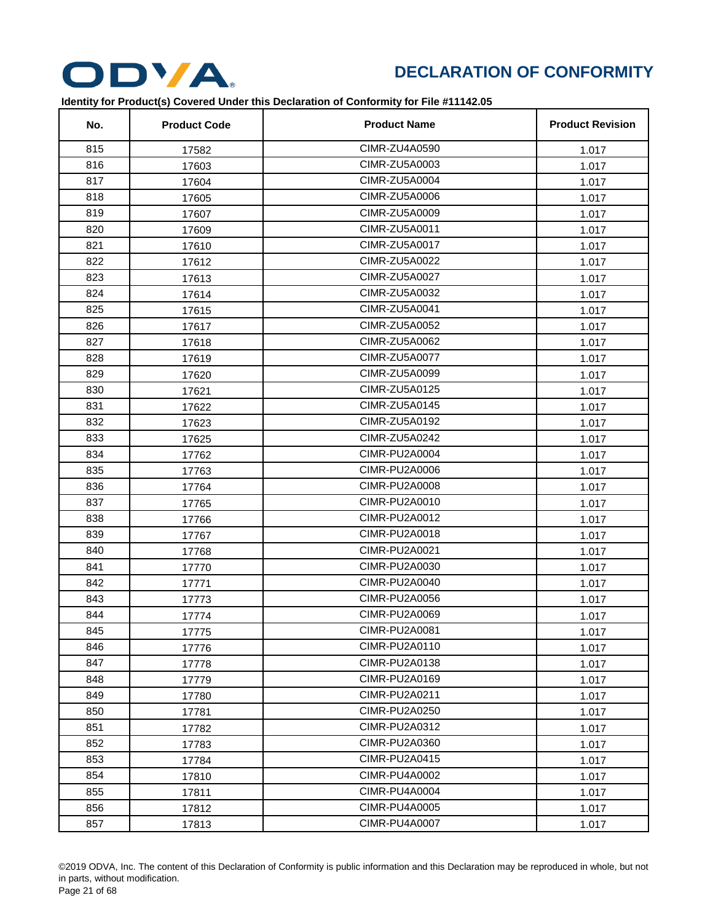# DECLARATION OF CONFORMITY

**Identity for Product(s) Covered Under this Declaration of Conformity for File #11142.05**

| No. | Product Code | Product Name | Product Revision |
|---|---|---|---|
| 815 | 17582 | CIMR-ZU4A0590 | 1.017 |
| 816 | 17603 | CIMR-ZU5A0003 | 1.017 |
| 817 | 17604 | CIMR-ZU5A0004 | 1.017 |
| 818 | 17605 | CIMR-ZU5A0006 | 1.017 |
| 819 | 17607 | CIMR-ZU5A0009 | 1.017 |
| 820 | 17609 | CIMR-ZU5A0011 | 1.017 |
| 821 | 17610 | CIMR-ZU5A0017 | 1.017 |
| 822 | 17612 | CIMR-ZU5A0022 | 1.017 |
| 823 | 17613 | CIMR-ZU5A0027 | 1.017 |
| 824 | 17614 | CIMR-ZU5A0032 | 1.017 |
| 825 | 17615 | CIMR-ZU5A0041 | 1.017 |
| 826 | 17617 | CIMR-ZU5A0052 | 1.017 |
| 827 | 17618 | CIMR-ZU5A0062 | 1.017 |
| 828 | 17619 | CIMR-ZU5A0077 | 1.017 |
| 829 | 17620 | CIMR-ZU5A0099 | 1.017 |
| 830 | 17621 | CIMR-ZU5A0125 | 1.017 |
| 831 | 17622 | CIMR-ZU5A0145 | 1.017 |
| 832 | 17623 | CIMR-ZU5A0192 | 1.017 |
| 833 | 17625 | CIMR-ZU5A0242 | 1.017 |
| 834 | 17762 | CIMR-PU2A0004 | 1.017 |
| 835 | 17763 | CIMR-PU2A0006 | 1.017 |
| 836 | 17764 | CIMR-PU2A0008 | 1.017 |
| 837 | 17765 | CIMR-PU2A0010 | 1.017 |
| 838 | 17766 | CIMR-PU2A0012 | 1.017 |
| 839 | 17767 | CIMR-PU2A0018 | 1.017 |
| 840 | 17768 | CIMR-PU2A0021 | 1.017 |
| 841 | 17770 | CIMR-PU2A0030 | 1.017 |
| 842 | 17771 | CIMR-PU2A0040 | 1.017 |
| 843 | 17773 | CIMR-PU2A0056 | 1.017 |
| 844 | 17774 | CIMR-PU2A0069 | 1.017 |
| 845 | 17775 | CIMR-PU2A0081 | 1.017 |
| 846 | 17776 | CIMR-PU2A0110 | 1.017 |
| 847 | 17778 | CIMR-PU2A0138 | 1.017 |
| 848 | 17779 | CIMR-PU2A0169 | 1.017 |
| 849 | 17780 | CIMR-PU2A0211 | 1.017 |
| 850 | 17781 | CIMR-PU2A0250 | 1.017 |
| 851 | 17782 | CIMR-PU2A0312 | 1.017 |
| 852 | 17783 | CIMR-PU2A0360 | 1.017 |
| 853 | 17784 | CIMR-PU2A0415 | 1.017 |
| 854 | 17810 | CIMR-PU4A0002 | 1.017 |
| 855 | 17811 | CIMR-PU4A0004 | 1.017 |
| 856 | 17812 | CIMR-PU4A0005 | 1.017 |
| 857 | 17813 | CIMR-PU4A0007 | 1.017 |

©2019 ODVA, Inc. The content of this Declaration of Conformity is public information and this Declaration may be reproduced in whole, but not in parts, without modification.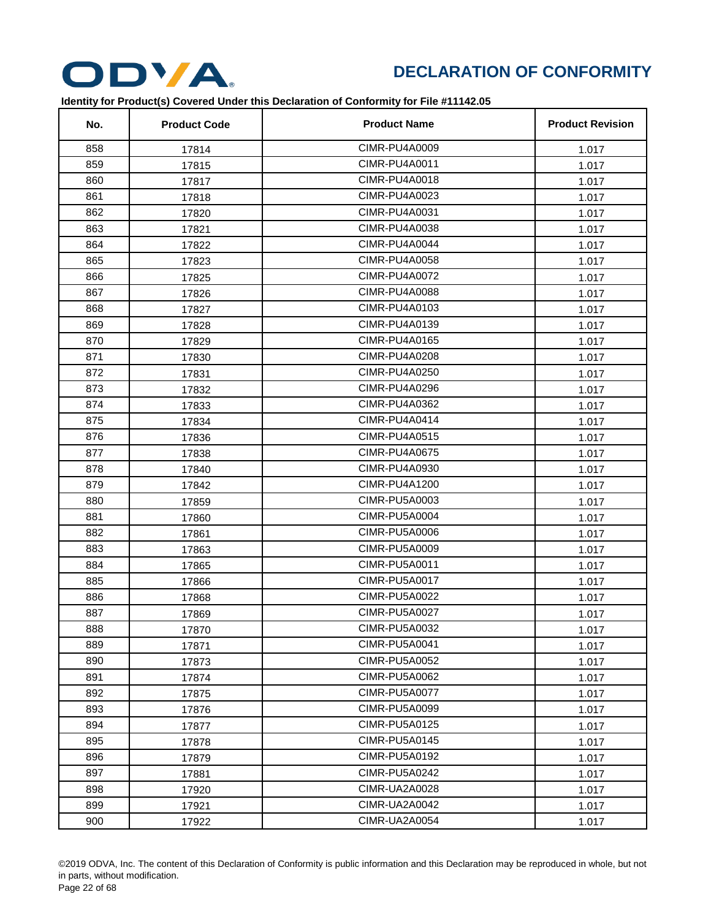# DECLARATION OF CONFORMITY

**Identity for Product(s) Covered Under this Declaration of Conformity for File #11142.05**

| No. | Product Code | Product Name | Product Revision |
|---|---|---|---|
| 858 | 17814 | CIMR-PU4A0009 | 1.017 |
| 859 | 17815 | CIMR-PU4A0011 | 1.017 |
| 860 | 17817 | CIMR-PU4A0018 | 1.017 |
| 861 | 17818 | CIMR-PU4A0023 | 1.017 |
| 862 | 17820 | CIMR-PU4A0031 | 1.017 |
| 863 | 17821 | CIMR-PU4A0038 | 1.017 |
| 864 | 17822 | CIMR-PU4A0044 | 1.017 |
| 865 | 17823 | CIMR-PU4A0058 | 1.017 |
| 866 | 17825 | CIMR-PU4A0072 | 1.017 |
| 867 | 17826 | CIMR-PU4A0088 | 1.017 |
| 868 | 17827 | CIMR-PU4A0103 | 1.017 |
| 869 | 17828 | CIMR-PU4A0139 | 1.017 |
| 870 | 17829 | CIMR-PU4A0165 | 1.017 |
| 871 | 17830 | CIMR-PU4A0208 | 1.017 |
| 872 | 17831 | CIMR-PU4A0250 | 1.017 |
| 873 | 17832 | CIMR-PU4A0296 | 1.017 |
| 874 | 17833 | CIMR-PU4A0362 | 1.017 |
| 875 | 17834 | CIMR-PU4A0414 | 1.017 |
| 876 | 17836 | CIMR-PU4A0515 | 1.017 |
| 877 | 17838 | CIMR-PU4A0675 | 1.017 |
| 878 | 17840 | CIMR-PU4A0930 | 1.017 |
| 879 | 17842 | CIMR-PU4A1200 | 1.017 |
| 880 | 17859 | CIMR-PU5A0003 | 1.017 |
| 881 | 17860 | CIMR-PU5A0004 | 1.017 |
| 882 | 17861 | CIMR-PU5A0006 | 1.017 |
| 883 | 17863 | CIMR-PU5A0009 | 1.017 |
| 884 | 17865 | CIMR-PU5A0011 | 1.017 |
| 885 | 17866 | CIMR-PU5A0017 | 1.017 |
| 886 | 17868 | CIMR-PU5A0022 | 1.017 |
| 887 | 17869 | CIMR-PU5A0027 | 1.017 |
| 888 | 17870 | CIMR-PU5A0032 | 1.017 |
| 889 | 17871 | CIMR-PU5A0041 | 1.017 |
| 890 | 17873 | CIMR-PU5A0052 | 1.017 |
| 891 | 17874 | CIMR-PU5A0062 | 1.017 |
| 892 | 17875 | CIMR-PU5A0077 | 1.017 |
| 893 | 17876 | CIMR-PU5A0099 | 1.017 |
| 894 | 17877 | CIMR-PU5A0125 | 1.017 |
| 895 | 17878 | CIMR-PU5A0145 | 1.017 |
| 896 | 17879 | CIMR-PU5A0192 | 1.017 |
| 897 | 17881 | CIMR-PU5A0242 | 1.017 |
| 898 | 17920 | CIMR-UA2A0028 | 1.017 |
| 899 | 17921 | CIMR-UA2A0042 | 1.017 |
| 900 | 17922 | CIMR-UA2A0054 | 1.017 |

©2019 ODVA, Inc. The content of this Declaration of Conformity is public information and this Declaration may be reproduced in whole, but not in parts, without modification.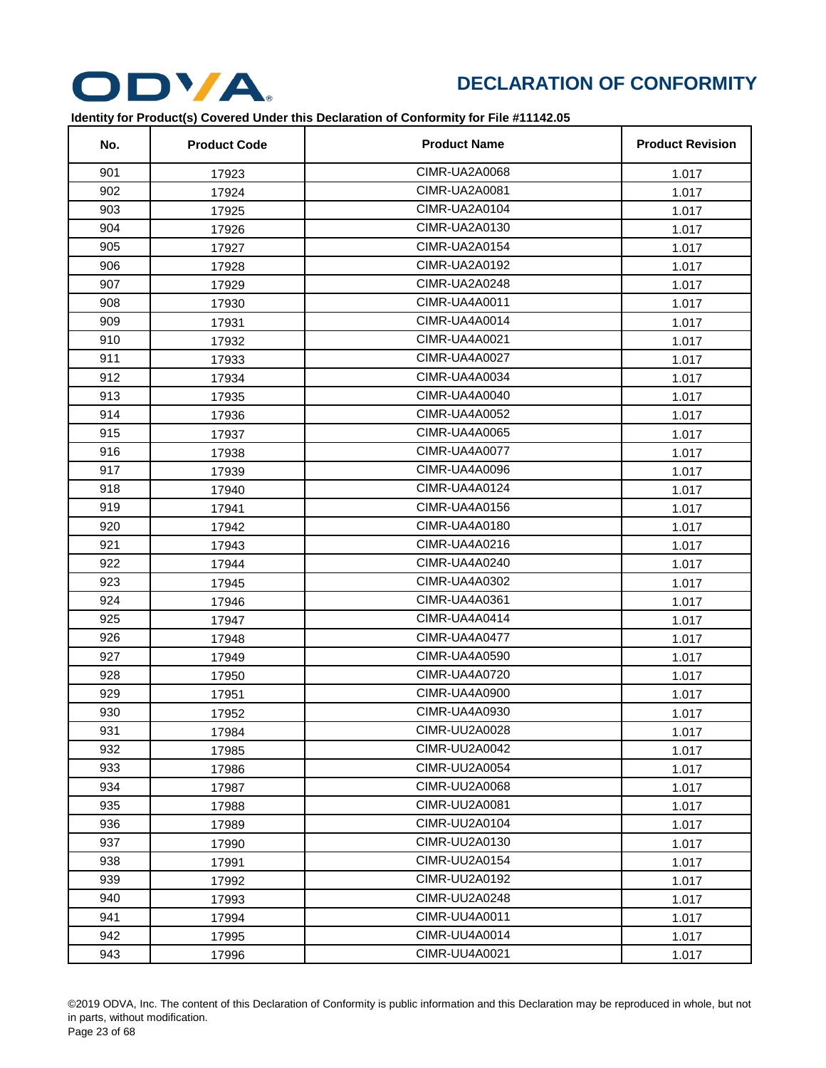# DECLARATION OF CONFORMITY

**Identity for Product(s) Covered Under this Declaration of Conformity for File #11142.05**

| No. | Product Code | Product Name | Product Revision |
|---|---|---|---|
| 901 | 17923 | CIMR-UA2A0068 | 1.017 |
| 902 | 17924 | CIMR-UA2A0081 | 1.017 |
| 903 | 17925 | CIMR-UA2A0104 | 1.017 |
| 904 | 17926 | CIMR-UA2A0130 | 1.017 |
| 905 | 17927 | CIMR-UA2A0154 | 1.017 |
| 906 | 17928 | CIMR-UA2A0192 | 1.017 |
| 907 | 17929 | CIMR-UA2A0248 | 1.017 |
| 908 | 17930 | CIMR-UA4A0011 | 1.017 |
| 909 | 17931 | CIMR-UA4A0014 | 1.017 |
| 910 | 17932 | CIMR-UA4A0021 | 1.017 |
| 911 | 17933 | CIMR-UA4A0027 | 1.017 |
| 912 | 17934 | CIMR-UA4A0034 | 1.017 |
| 913 | 17935 | CIMR-UA4A0040 | 1.017 |
| 914 | 17936 | CIMR-UA4A0052 | 1.017 |
| 915 | 17937 | CIMR-UA4A0065 | 1.017 |
| 916 | 17938 | CIMR-UA4A0077 | 1.017 |
| 917 | 17939 | CIMR-UA4A0096 | 1.017 |
| 918 | 17940 | CIMR-UA4A0124 | 1.017 |
| 919 | 17941 | CIMR-UA4A0156 | 1.017 |
| 920 | 17942 | CIMR-UA4A0180 | 1.017 |
| 921 | 17943 | CIMR-UA4A0216 | 1.017 |
| 922 | 17944 | CIMR-UA4A0240 | 1.017 |
| 923 | 17945 | CIMR-UA4A0302 | 1.017 |
| 924 | 17946 | CIMR-UA4A0361 | 1.017 |
| 925 | 17947 | CIMR-UA4A0414 | 1.017 |
| 926 | 17948 | CIMR-UA4A0477 | 1.017 |
| 927 | 17949 | CIMR-UA4A0590 | 1.017 |
| 928 | 17950 | CIMR-UA4A0720 | 1.017 |
| 929 | 17951 | CIMR-UA4A0900 | 1.017 |
| 930 | 17952 | CIMR-UA4A0930 | 1.017 |
| 931 | 17984 | CIMR-UU2A0028 | 1.017 |
| 932 | 17985 | CIMR-UU2A0042 | 1.017 |
| 933 | 17986 | CIMR-UU2A0054 | 1.017 |
| 934 | 17987 | CIMR-UU2A0068 | 1.017 |
| 935 | 17988 | CIMR-UU2A0081 | 1.017 |
| 936 | 17989 | CIMR-UU2A0104 | 1.017 |
| 937 | 17990 | CIMR-UU2A0130 | 1.017 |
| 938 | 17991 | CIMR-UU2A0154 | 1.017 |
| 939 | 17992 | CIMR-UU2A0192 | 1.017 |
| 940 | 17993 | CIMR-UU2A0248 | 1.017 |
| 941 | 17994 | CIMR-UU4A0011 | 1.017 |
| 942 | 17995 | CIMR-UU4A0014 | 1.017 |
| 943 | 17996 | CIMR-UU4A0021 | 1.017 |

©2019 ODVA, Inc. The content of this Declaration of Conformity is public information and this Declaration may be reproduced in whole, but not in parts, without modification.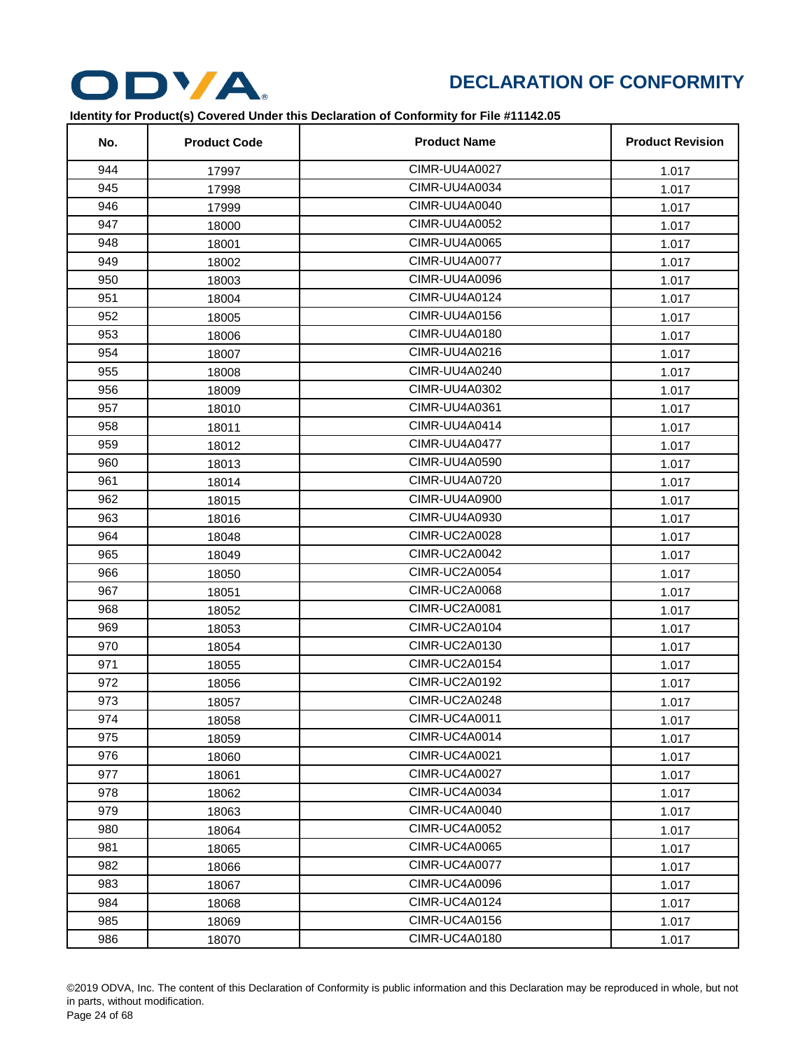# DECLARATION OF CONFORMITY

**Identity for Product(s) Covered Under this Declaration of Conformity for File #11142.05**

| No. | Product Code | Product Name | Product Revision |
|---|---|---|---|
| 944 | 17997 | CIMR-UU4A0027 | 1.017 |
| 945 | 17998 | CIMR-UU4A0034 | 1.017 |
| 946 | 17999 | CIMR-UU4A0040 | 1.017 |
| 947 | 18000 | CIMR-UU4A0052 | 1.017 |
| 948 | 18001 | CIMR-UU4A0065 | 1.017 |
| 949 | 18002 | CIMR-UU4A0077 | 1.017 |
| 950 | 18003 | CIMR-UU4A0096 | 1.017 |
| 951 | 18004 | CIMR-UU4A0124 | 1.017 |
| 952 | 18005 | CIMR-UU4A0156 | 1.017 |
| 953 | 18006 | CIMR-UU4A0180 | 1.017 |
| 954 | 18007 | CIMR-UU4A0216 | 1.017 |
| 955 | 18008 | CIMR-UU4A0240 | 1.017 |
| 956 | 18009 | CIMR-UU4A0302 | 1.017 |
| 957 | 18010 | CIMR-UU4A0361 | 1.017 |
| 958 | 18011 | CIMR-UU4A0414 | 1.017 |
| 959 | 18012 | CIMR-UU4A0477 | 1.017 |
| 960 | 18013 | CIMR-UU4A0590 | 1.017 |
| 961 | 18014 | CIMR-UU4A0720 | 1.017 |
| 962 | 18015 | CIMR-UU4A0900 | 1.017 |
| 963 | 18016 | CIMR-UU4A0930 | 1.017 |
| 964 | 18048 | CIMR-UC2A0028 | 1.017 |
| 965 | 18049 | CIMR-UC2A0042 | 1.017 |
| 966 | 18050 | CIMR-UC2A0054 | 1.017 |
| 967 | 18051 | CIMR-UC2A0068 | 1.017 |
| 968 | 18052 | CIMR-UC2A0081 | 1.017 |
| 969 | 18053 | CIMR-UC2A0104 | 1.017 |
| 970 | 18054 | CIMR-UC2A0130 | 1.017 |
| 971 | 18055 | CIMR-UC2A0154 | 1.017 |
| 972 | 18056 | CIMR-UC2A0192 | 1.017 |
| 973 | 18057 | CIMR-UC2A0248 | 1.017 |
| 974 | 18058 | CIMR-UC4A0011 | 1.017 |
| 975 | 18059 | CIMR-UC4A0014 | 1.017 |
| 976 | 18060 | CIMR-UC4A0021 | 1.017 |
| 977 | 18061 | CIMR-UC4A0027 | 1.017 |
| 978 | 18062 | CIMR-UC4A0034 | 1.017 |
| 979 | 18063 | CIMR-UC4A0040 | 1.017 |
| 980 | 18064 | CIMR-UC4A0052 | 1.017 |
| 981 | 18065 | CIMR-UC4A0065 | 1.017 |
| 982 | 18066 | CIMR-UC4A0077 | 1.017 |
| 983 | 18067 | CIMR-UC4A0096 | 1.017 |
| 984 | 18068 | CIMR-UC4A0124 | 1.017 |
| 985 | 18069 | CIMR-UC4A0156 | 1.017 |
| 986 | 18070 | CIMR-UC4A0180 | 1.017 |

©2019 ODVA, Inc. The content of this Declaration of Conformity is public information and this Declaration may be reproduced in whole, but not in parts, without modification.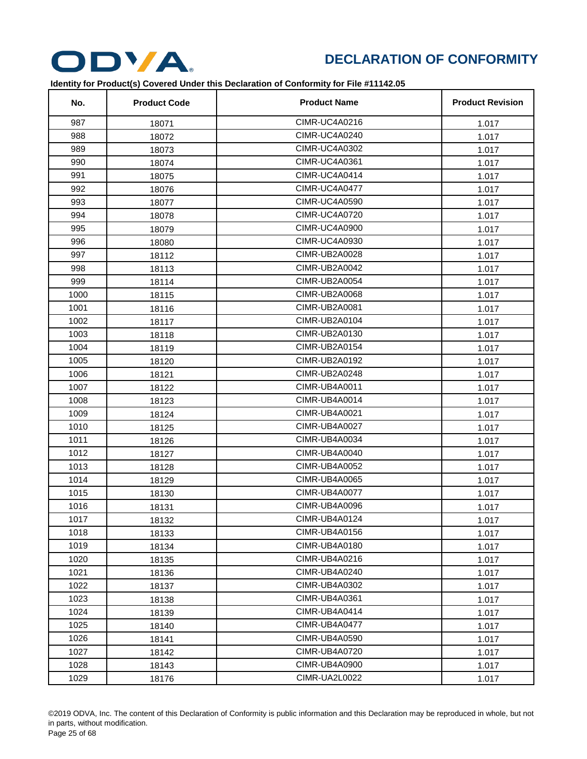# DECLARATION OF CONFORMITY

**Identity for Product(s) Covered Under this Declaration of Conformity for File #11142.05**

| No. | Product Code | Product Name | Product Revision |
|---|---|---|---|
| 987 | 18071 | CIMR-UC4A0216 | 1.017 |
| 988 | 18072 | CIMR-UC4A0240 | 1.017 |
| 989 | 18073 | CIMR-UC4A0302 | 1.017 |
| 990 | 18074 | CIMR-UC4A0361 | 1.017 |
| 991 | 18075 | CIMR-UC4A0414 | 1.017 |
| 992 | 18076 | CIMR-UC4A0477 | 1.017 |
| 993 | 18077 | CIMR-UC4A0590 | 1.017 |
| 994 | 18078 | CIMR-UC4A0720 | 1.017 |
| 995 | 18079 | CIMR-UC4A0900 | 1.017 |
| 996 | 18080 | CIMR-UC4A0930 | 1.017 |
| 997 | 18112 | CIMR-UB2A0028 | 1.017 |
| 998 | 18113 | CIMR-UB2A0042 | 1.017 |
| 999 | 18114 | CIMR-UB2A0054 | 1.017 |
| 1000 | 18115 | CIMR-UB2A0068 | 1.017 |
| 1001 | 18116 | CIMR-UB2A0081 | 1.017 |
| 1002 | 18117 | CIMR-UB2A0104 | 1.017 |
| 1003 | 18118 | CIMR-UB2A0130 | 1.017 |
| 1004 | 18119 | CIMR-UB2A0154 | 1.017 |
| 1005 | 18120 | CIMR-UB2A0192 | 1.017 |
| 1006 | 18121 | CIMR-UB2A0248 | 1.017 |
| 1007 | 18122 | CIMR-UB4A0011 | 1.017 |
| 1008 | 18123 | CIMR-UB4A0014 | 1.017 |
| 1009 | 18124 | CIMR-UB4A0021 | 1.017 |
| 1010 | 18125 | CIMR-UB4A0027 | 1.017 |
| 1011 | 18126 | CIMR-UB4A0034 | 1.017 |
| 1012 | 18127 | CIMR-UB4A0040 | 1.017 |
| 1013 | 18128 | CIMR-UB4A0052 | 1.017 |
| 1014 | 18129 | CIMR-UB4A0065 | 1.017 |
| 1015 | 18130 | CIMR-UB4A0077 | 1.017 |
| 1016 | 18131 | CIMR-UB4A0096 | 1.017 |
| 1017 | 18132 | CIMR-UB4A0124 | 1.017 |
| 1018 | 18133 | CIMR-UB4A0156 | 1.017 |
| 1019 | 18134 | CIMR-UB4A0180 | 1.017 |
| 1020 | 18135 | CIMR-UB4A0216 | 1.017 |
| 1021 | 18136 | CIMR-UB4A0240 | 1.017 |
| 1022 | 18137 | CIMR-UB4A0302 | 1.017 |
| 1023 | 18138 | CIMR-UB4A0361 | 1.017 |
| 1024 | 18139 | CIMR-UB4A0414 | 1.017 |
| 1025 | 18140 | CIMR-UB4A0477 | 1.017 |
| 1026 | 18141 | CIMR-UB4A0590 | 1.017 |
| 1027 | 18142 | CIMR-UB4A0720 | 1.017 |
| 1028 | 18143 | CIMR-UB4A0900 | 1.017 |
| 1029 | 18176 | CIMR-UA2L0022 | 1.017 |

©2019 ODVA, Inc. The content of this Declaration of Conformity is public information and this Declaration may be reproduced in whole, but not in parts, without modification.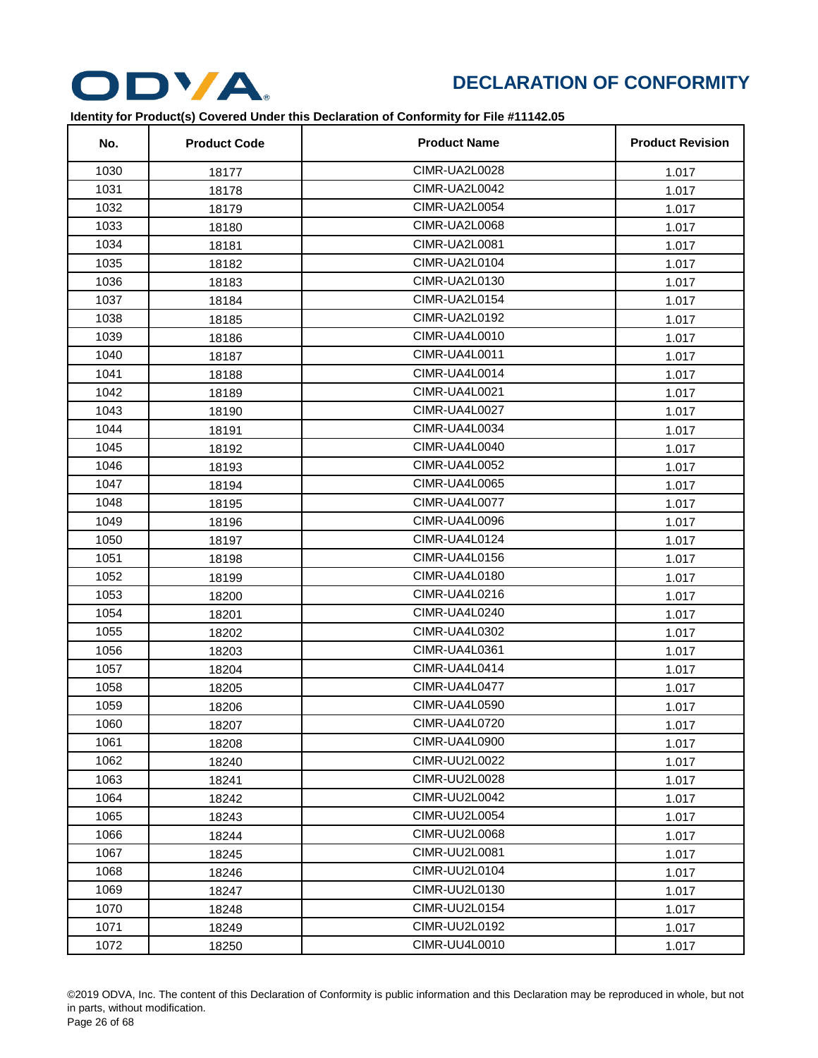# DECLARATION OF CONFORMITY

**Identity for Product(s) Covered Under this Declaration of Conformity for File #11142.05**

| No. | Product Code | Product Name | Product Revision |
|---|---|---|---|
| 1030 | 18177 | CIMR-UA2L0028 | 1.017 |
| 1031 | 18178 | CIMR-UA2L0042 | 1.017 |
| 1032 | 18179 | CIMR-UA2L0054 | 1.017 |
| 1033 | 18180 | CIMR-UA2L0068 | 1.017 |
| 1034 | 18181 | CIMR-UA2L0081 | 1.017 |
| 1035 | 18182 | CIMR-UA2L0104 | 1.017 |
| 1036 | 18183 | CIMR-UA2L0130 | 1.017 |
| 1037 | 18184 | CIMR-UA2L0154 | 1.017 |
| 1038 | 18185 | CIMR-UA2L0192 | 1.017 |
| 1039 | 18186 | CIMR-UA4L0010 | 1.017 |
| 1040 | 18187 | CIMR-UA4L0011 | 1.017 |
| 1041 | 18188 | CIMR-UA4L0014 | 1.017 |
| 1042 | 18189 | CIMR-UA4L0021 | 1.017 |
| 1043 | 18190 | CIMR-UA4L0027 | 1.017 |
| 1044 | 18191 | CIMR-UA4L0034 | 1.017 |
| 1045 | 18192 | CIMR-UA4L0040 | 1.017 |
| 1046 | 18193 | CIMR-UA4L0052 | 1.017 |
| 1047 | 18194 | CIMR-UA4L0065 | 1.017 |
| 1048 | 18195 | CIMR-UA4L0077 | 1.017 |
| 1049 | 18196 | CIMR-UA4L0096 | 1.017 |
| 1050 | 18197 | CIMR-UA4L0124 | 1.017 |
| 1051 | 18198 | CIMR-UA4L0156 | 1.017 |
| 1052 | 18199 | CIMR-UA4L0180 | 1.017 |
| 1053 | 18200 | CIMR-UA4L0216 | 1.017 |
| 1054 | 18201 | CIMR-UA4L0240 | 1.017 |
| 1055 | 18202 | CIMR-UA4L0302 | 1.017 |
| 1056 | 18203 | CIMR-UA4L0361 | 1.017 |
| 1057 | 18204 | CIMR-UA4L0414 | 1.017 |
| 1058 | 18205 | CIMR-UA4L0477 | 1.017 |
| 1059 | 18206 | CIMR-UA4L0590 | 1.017 |
| 1060 | 18207 | CIMR-UA4L0720 | 1.017 |
| 1061 | 18208 | CIMR-UA4L0900 | 1.017 |
| 1062 | 18240 | CIMR-UU2L0022 | 1.017 |
| 1063 | 18241 | CIMR-UU2L0028 | 1.017 |
| 1064 | 18242 | CIMR-UU2L0042 | 1.017 |
| 1065 | 18243 | CIMR-UU2L0054 | 1.017 |
| 1066 | 18244 | CIMR-UU2L0068 | 1.017 |
| 1067 | 18245 | CIMR-UU2L0081 | 1.017 |
| 1068 | 18246 | CIMR-UU2L0104 | 1.017 |
| 1069 | 18247 | CIMR-UU2L0130 | 1.017 |
| 1070 | 18248 | CIMR-UU2L0154 | 1.017 |
| 1071 | 18249 | CIMR-UU2L0192 | 1.017 |
| 1072 | 18250 | CIMR-UU4L0010 | 1.017 |

©2019 ODVA, Inc. The content of this Declaration of Conformity is public information and this Declaration may be reproduced in whole, but not in parts, without modification.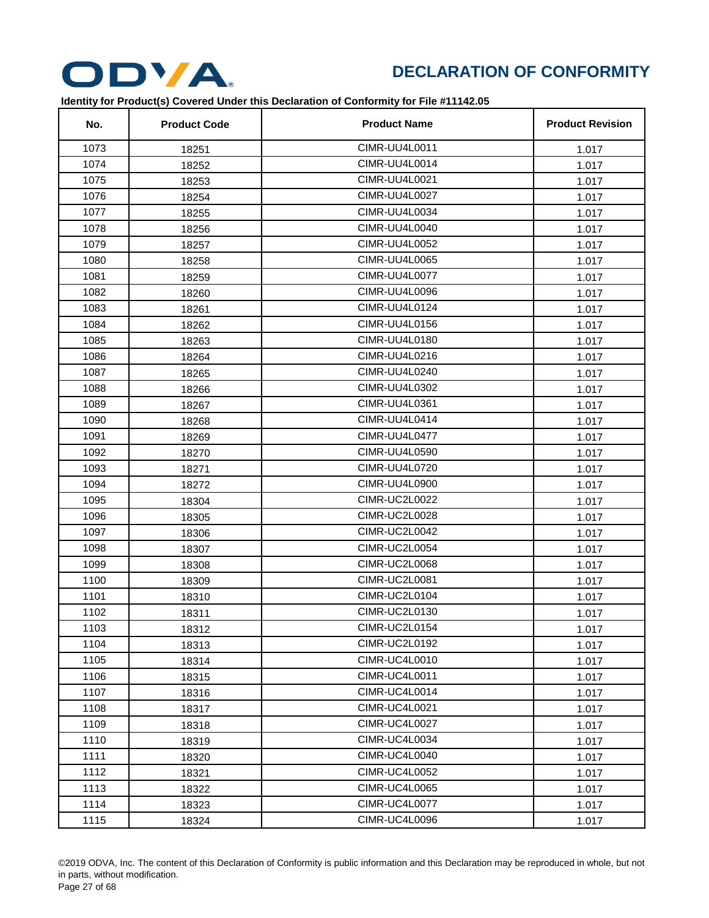# DECLARATION OF CONFORMITY

**Identity for Product(s) Covered Under this Declaration of Conformity for File #11142.05**

| No. | Product Code | Product Name | Product Revision |
|---|---|---|---|
| 1073 | 18251 | CIMR-UU4L0011 | 1.017 |
| 1074 | 18252 | CIMR-UU4L0014 | 1.017 |
| 1075 | 18253 | CIMR-UU4L0021 | 1.017 |
| 1076 | 18254 | CIMR-UU4L0027 | 1.017 |
| 1077 | 18255 | CIMR-UU4L0034 | 1.017 |
| 1078 | 18256 | CIMR-UU4L0040 | 1.017 |
| 1079 | 18257 | CIMR-UU4L0052 | 1.017 |
| 1080 | 18258 | CIMR-UU4L0065 | 1.017 |
| 1081 | 18259 | CIMR-UU4L0077 | 1.017 |
| 1082 | 18260 | CIMR-UU4L0096 | 1.017 |
| 1083 | 18261 | CIMR-UU4L0124 | 1.017 |
| 1084 | 18262 | CIMR-UU4L0156 | 1.017 |
| 1085 | 18263 | CIMR-UU4L0180 | 1.017 |
| 1086 | 18264 | CIMR-UU4L0216 | 1.017 |
| 1087 | 18265 | CIMR-UU4L0240 | 1.017 |
| 1088 | 18266 | CIMR-UU4L0302 | 1.017 |
| 1089 | 18267 | CIMR-UU4L0361 | 1.017 |
| 1090 | 18268 | CIMR-UU4L0414 | 1.017 |
| 1091 | 18269 | CIMR-UU4L0477 | 1.017 |
| 1092 | 18270 | CIMR-UU4L0590 | 1.017 |
| 1093 | 18271 | CIMR-UU4L0720 | 1.017 |
| 1094 | 18272 | CIMR-UU4L0900 | 1.017 |
| 1095 | 18304 | CIMR-UC2L0022 | 1.017 |
| 1096 | 18305 | CIMR-UC2L0028 | 1.017 |
| 1097 | 18306 | CIMR-UC2L0042 | 1.017 |
| 1098 | 18307 | CIMR-UC2L0054 | 1.017 |
| 1099 | 18308 | CIMR-UC2L0068 | 1.017 |
| 1100 | 18309 | CIMR-UC2L0081 | 1.017 |
| 1101 | 18310 | CIMR-UC2L0104 | 1.017 |
| 1102 | 18311 | CIMR-UC2L0130 | 1.017 |
| 1103 | 18312 | CIMR-UC2L0154 | 1.017 |
| 1104 | 18313 | CIMR-UC2L0192 | 1.017 |
| 1105 | 18314 | CIMR-UC4L0010 | 1.017 |
| 1106 | 18315 | CIMR-UC4L0011 | 1.017 |
| 1107 | 18316 | CIMR-UC4L0014 | 1.017 |
| 1108 | 18317 | CIMR-UC4L0021 | 1.017 |
| 1109 | 18318 | CIMR-UC4L0027 | 1.017 |
| 1110 | 18319 | CIMR-UC4L0034 | 1.017 |
| 1111 | 18320 | CIMR-UC4L0040 | 1.017 |
| 1112 | 18321 | CIMR-UC4L0052 | 1.017 |
| 1113 | 18322 | CIMR-UC4L0065 | 1.017 |
| 1114 | 18323 | CIMR-UC4L0077 | 1.017 |
| 1115 | 18324 | CIMR-UC4L0096 | 1.017 |

©2019 ODVA, Inc. The content of this Declaration of Conformity is public information and this Declaration may be reproduced in whole, but not in parts, without modification.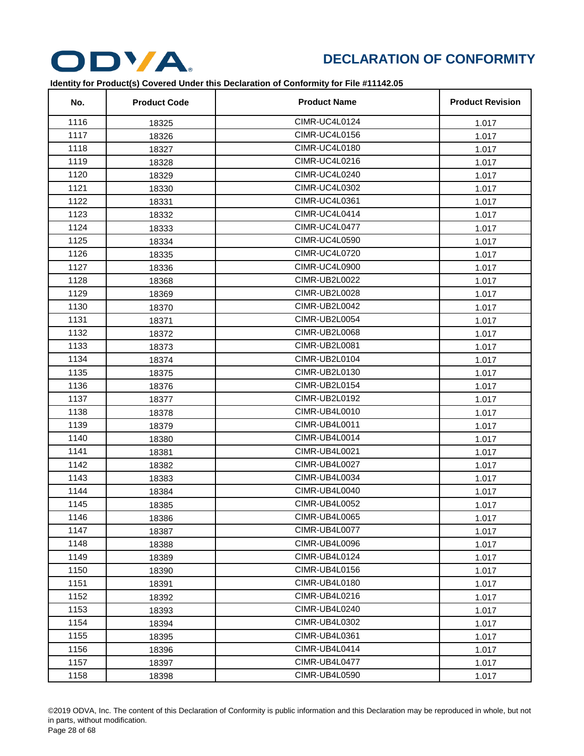# DECLARATION OF CONFORMITY

**Identity for Product(s) Covered Under this Declaration of Conformity for File #11142.05**

| No. | Product Code | Product Name | Product Revision |
|---|---|---|---|
| 1116 | 18325 | CIMR-UC4L0124 | 1.017 |
| 1117 | 18326 | CIMR-UC4L0156 | 1.017 |
| 1118 | 18327 | CIMR-UC4L0180 | 1.017 |
| 1119 | 18328 | CIMR-UC4L0216 | 1.017 |
| 1120 | 18329 | CIMR-UC4L0240 | 1.017 |
| 1121 | 18330 | CIMR-UC4L0302 | 1.017 |
| 1122 | 18331 | CIMR-UC4L0361 | 1.017 |
| 1123 | 18332 | CIMR-UC4L0414 | 1.017 |
| 1124 | 18333 | CIMR-UC4L0477 | 1.017 |
| 1125 | 18334 | CIMR-UC4L0590 | 1.017 |
| 1126 | 18335 | CIMR-UC4L0720 | 1.017 |
| 1127 | 18336 | CIMR-UC4L0900 | 1.017 |
| 1128 | 18368 | CIMR-UB2L0022 | 1.017 |
| 1129 | 18369 | CIMR-UB2L0028 | 1.017 |
| 1130 | 18370 | CIMR-UB2L0042 | 1.017 |
| 1131 | 18371 | CIMR-UB2L0054 | 1.017 |
| 1132 | 18372 | CIMR-UB2L0068 | 1.017 |
| 1133 | 18373 | CIMR-UB2L0081 | 1.017 |
| 1134 | 18374 | CIMR-UB2L0104 | 1.017 |
| 1135 | 18375 | CIMR-UB2L0130 | 1.017 |
| 1136 | 18376 | CIMR-UB2L0154 | 1.017 |
| 1137 | 18377 | CIMR-UB2L0192 | 1.017 |
| 1138 | 18378 | CIMR-UB4L0010 | 1.017 |
| 1139 | 18379 | CIMR-UB4L0011 | 1.017 |
| 1140 | 18380 | CIMR-UB4L0014 | 1.017 |
| 1141 | 18381 | CIMR-UB4L0021 | 1.017 |
| 1142 | 18382 | CIMR-UB4L0027 | 1.017 |
| 1143 | 18383 | CIMR-UB4L0034 | 1.017 |
| 1144 | 18384 | CIMR-UB4L0040 | 1.017 |
| 1145 | 18385 | CIMR-UB4L0052 | 1.017 |
| 1146 | 18386 | CIMR-UB4L0065 | 1.017 |
| 1147 | 18387 | CIMR-UB4L0077 | 1.017 |
| 1148 | 18388 | CIMR-UB4L0096 | 1.017 |
| 1149 | 18389 | CIMR-UB4L0124 | 1.017 |
| 1150 | 18390 | CIMR-UB4L0156 | 1.017 |
| 1151 | 18391 | CIMR-UB4L0180 | 1.017 |
| 1152 | 18392 | CIMR-UB4L0216 | 1.017 |
| 1153 | 18393 | CIMR-UB4L0240 | 1.017 |
| 1154 | 18394 | CIMR-UB4L0302 | 1.017 |
| 1155 | 18395 | CIMR-UB4L0361 | 1.017 |
| 1156 | 18396 | CIMR-UB4L0414 | 1.017 |
| 1157 | 18397 | CIMR-UB4L0477 | 1.017 |
| 1158 | 18398 | CIMR-UB4L0590 | 1.017 |

©2019 ODVA, Inc. The content of this Declaration of Conformity is public information and this Declaration may be reproduced in whole, but not in parts, without modification.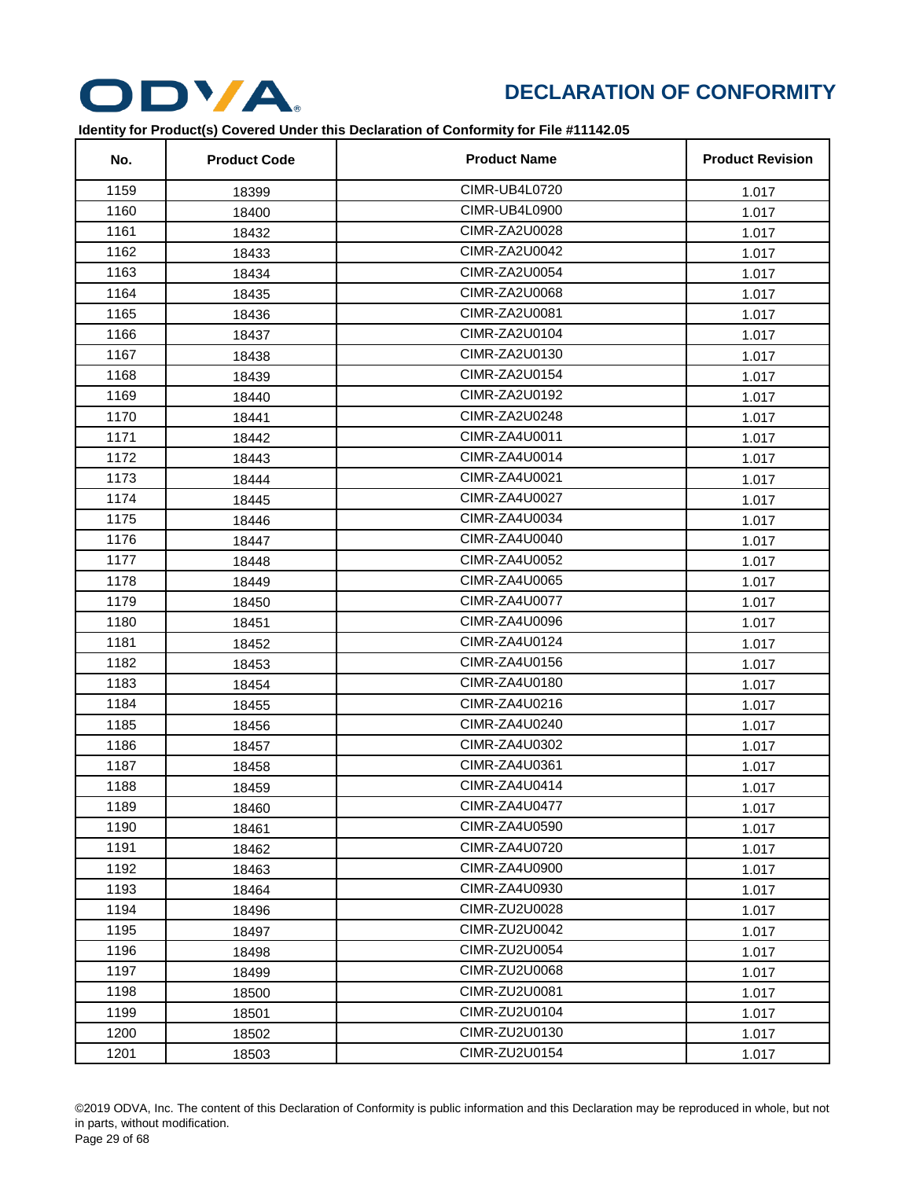# DECLARATION OF CONFORMITY

**Identity for Product(s) Covered Under this Declaration of Conformity for File #11142.05**

| No. | Product Code | Product Name | Product Revision |
|---|---|---|---|
| 1159 | 18399 | CIMR-UB4L0720 | 1.017 |
| 1160 | 18400 | CIMR-UB4L0900 | 1.017 |
| 1161 | 18432 | CIMR-ZA2U0028 | 1.017 |
| 1162 | 18433 | CIMR-ZA2U0042 | 1.017 |
| 1163 | 18434 | CIMR-ZA2U0054 | 1.017 |
| 1164 | 18435 | CIMR-ZA2U0068 | 1.017 |
| 1165 | 18436 | CIMR-ZA2U0081 | 1.017 |
| 1166 | 18437 | CIMR-ZA2U0104 | 1.017 |
| 1167 | 18438 | CIMR-ZA2U0130 | 1.017 |
| 1168 | 18439 | CIMR-ZA2U0154 | 1.017 |
| 1169 | 18440 | CIMR-ZA2U0192 | 1.017 |
| 1170 | 18441 | CIMR-ZA2U0248 | 1.017 |
| 1171 | 18442 | CIMR-ZA4U0011 | 1.017 |
| 1172 | 18443 | CIMR-ZA4U0014 | 1.017 |
| 1173 | 18444 | CIMR-ZA4U0021 | 1.017 |
| 1174 | 18445 | CIMR-ZA4U0027 | 1.017 |
| 1175 | 18446 | CIMR-ZA4U0034 | 1.017 |
| 1176 | 18447 | CIMR-ZA4U0040 | 1.017 |
| 1177 | 18448 | CIMR-ZA4U0052 | 1.017 |
| 1178 | 18449 | CIMR-ZA4U0065 | 1.017 |
| 1179 | 18450 | CIMR-ZA4U0077 | 1.017 |
| 1180 | 18451 | CIMR-ZA4U0096 | 1.017 |
| 1181 | 18452 | CIMR-ZA4U0124 | 1.017 |
| 1182 | 18453 | CIMR-ZA4U0156 | 1.017 |
| 1183 | 18454 | CIMR-ZA4U0180 | 1.017 |
| 1184 | 18455 | CIMR-ZA4U0216 | 1.017 |
| 1185 | 18456 | CIMR-ZA4U0240 | 1.017 |
| 1186 | 18457 | CIMR-ZA4U0302 | 1.017 |
| 1187 | 18458 | CIMR-ZA4U0361 | 1.017 |
| 1188 | 18459 | CIMR-ZA4U0414 | 1.017 |
| 1189 | 18460 | CIMR-ZA4U0477 | 1.017 |
| 1190 | 18461 | CIMR-ZA4U0590 | 1.017 |
| 1191 | 18462 | CIMR-ZA4U0720 | 1.017 |
| 1192 | 18463 | CIMR-ZA4U0900 | 1.017 |
| 1193 | 18464 | CIMR-ZA4U0930 | 1.017 |
| 1194 | 18496 | CIMR-ZU2U0028 | 1.017 |
| 1195 | 18497 | CIMR-ZU2U0042 | 1.017 |
| 1196 | 18498 | CIMR-ZU2U0054 | 1.017 |
| 1197 | 18499 | CIMR-ZU2U0068 | 1.017 |
| 1198 | 18500 | CIMR-ZU2U0081 | 1.017 |
| 1199 | 18501 | CIMR-ZU2U0104 | 1.017 |
| 1200 | 18502 | CIMR-ZU2U0130 | 1.017 |
| 1201 | 18503 | CIMR-ZU2U0154 | 1.017 |

©2019 ODVA, Inc. The content of this Declaration of Conformity is public information and this Declaration may be reproduced in whole, but not in parts, without modification.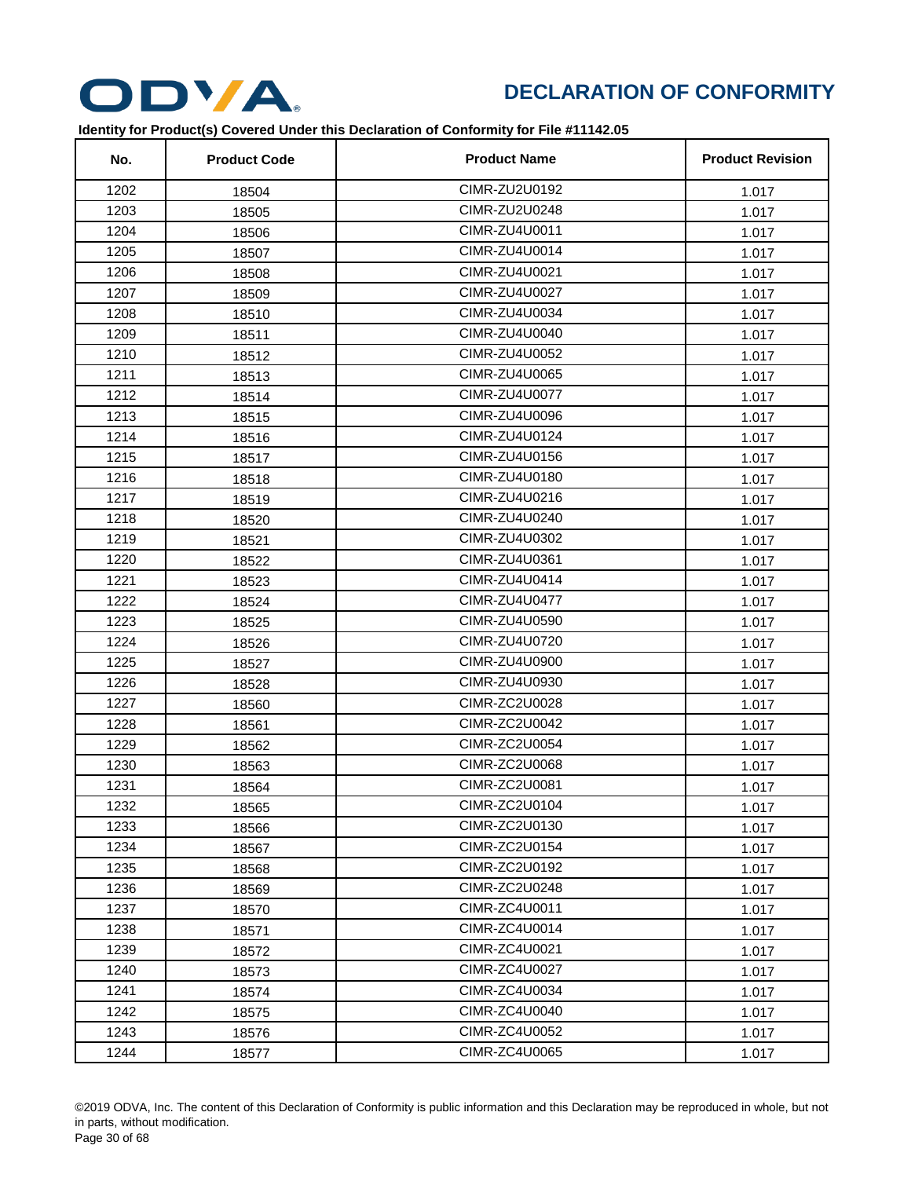# DECLARATION OF CONFORMITY

**Identity for Product(s) Covered Under this Declaration of Conformity for File #11142.05**

| No. | Product Code | Product Name | Product Revision |
|---|---|---|---|
| 1202 | 18504 | CIMR-ZU2U0192 | 1.017 |
| 1203 | 18505 | CIMR-ZU2U0248 | 1.017 |
| 1204 | 18506 | CIMR-ZU4U0011 | 1.017 |
| 1205 | 18507 | CIMR-ZU4U0014 | 1.017 |
| 1206 | 18508 | CIMR-ZU4U0021 | 1.017 |
| 1207 | 18509 | CIMR-ZU4U0027 | 1.017 |
| 1208 | 18510 | CIMR-ZU4U0034 | 1.017 |
| 1209 | 18511 | CIMR-ZU4U0040 | 1.017 |
| 1210 | 18512 | CIMR-ZU4U0052 | 1.017 |
| 1211 | 18513 | CIMR-ZU4U0065 | 1.017 |
| 1212 | 18514 | CIMR-ZU4U0077 | 1.017 |
| 1213 | 18515 | CIMR-ZU4U0096 | 1.017 |
| 1214 | 18516 | CIMR-ZU4U0124 | 1.017 |
| 1215 | 18517 | CIMR-ZU4U0156 | 1.017 |
| 1216 | 18518 | CIMR-ZU4U0180 | 1.017 |
| 1217 | 18519 | CIMR-ZU4U0216 | 1.017 |
| 1218 | 18520 | CIMR-ZU4U0240 | 1.017 |
| 1219 | 18521 | CIMR-ZU4U0302 | 1.017 |
| 1220 | 18522 | CIMR-ZU4U0361 | 1.017 |
| 1221 | 18523 | CIMR-ZU4U0414 | 1.017 |
| 1222 | 18524 | CIMR-ZU4U0477 | 1.017 |
| 1223 | 18525 | CIMR-ZU4U0590 | 1.017 |
| 1224 | 18526 | CIMR-ZU4U0720 | 1.017 |
| 1225 | 18527 | CIMR-ZU4U0900 | 1.017 |
| 1226 | 18528 | CIMR-ZU4U0930 | 1.017 |
| 1227 | 18560 | CIMR-ZC2U0028 | 1.017 |
| 1228 | 18561 | CIMR-ZC2U0042 | 1.017 |
| 1229 | 18562 | CIMR-ZC2U0054 | 1.017 |
| 1230 | 18563 | CIMR-ZC2U0068 | 1.017 |
| 1231 | 18564 | CIMR-ZC2U0081 | 1.017 |
| 1232 | 18565 | CIMR-ZC2U0104 | 1.017 |
| 1233 | 18566 | CIMR-ZC2U0130 | 1.017 |
| 1234 | 18567 | CIMR-ZC2U0154 | 1.017 |
| 1235 | 18568 | CIMR-ZC2U0192 | 1.017 |
| 1236 | 18569 | CIMR-ZC2U0248 | 1.017 |
| 1237 | 18570 | CIMR-ZC4U0011 | 1.017 |
| 1238 | 18571 | CIMR-ZC4U0014 | 1.017 |
| 1239 | 18572 | CIMR-ZC4U0021 | 1.017 |
| 1240 | 18573 | CIMR-ZC4U0027 | 1.017 |
| 1241 | 18574 | CIMR-ZC4U0034 | 1.017 |
| 1242 | 18575 | CIMR-ZC4U0040 | 1.017 |
| 1243 | 18576 | CIMR-ZC4U0052 | 1.017 |
| 1244 | 18577 | CIMR-ZC4U0065 | 1.017 |

©2019 ODVA, Inc. The content of this Declaration of Conformity is public information and this Declaration may be reproduced in whole, but not in parts, without modification.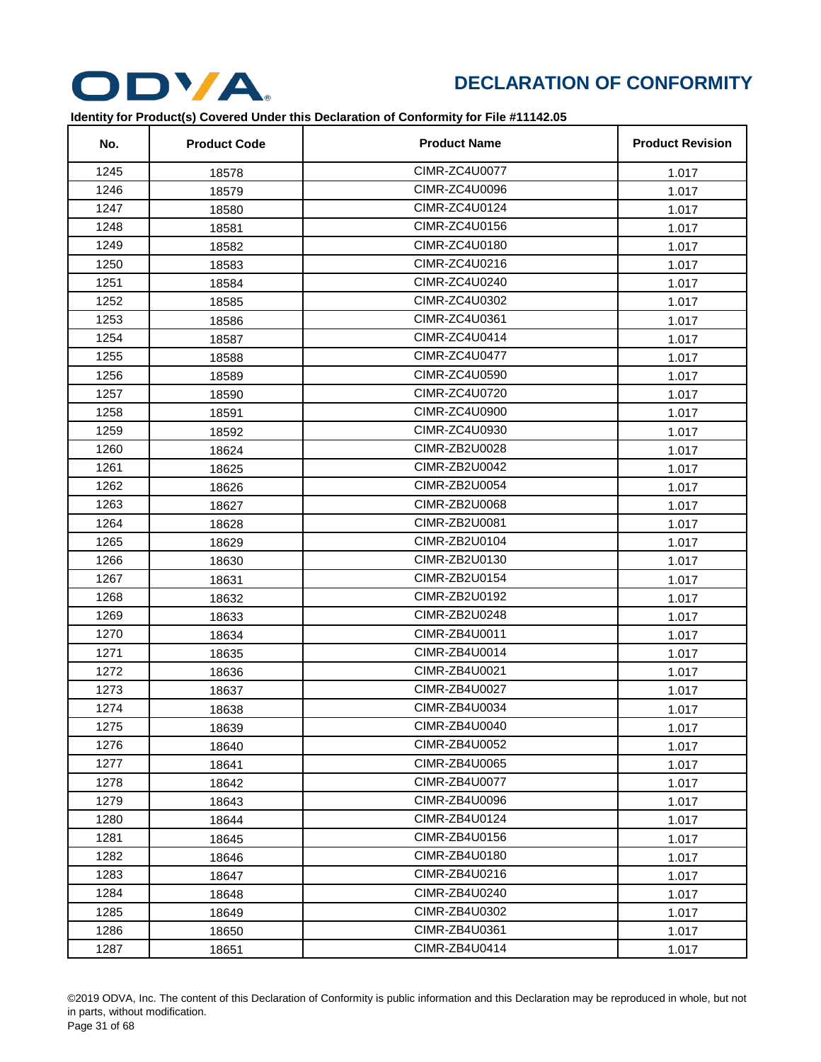# DECLARATION OF CONFORMITY

**Identity for Product(s) Covered Under this Declaration of Conformity for File #11142.05**

| No. | Product Code | Product Name | Product Revision |
|---|---|---|---|
| 1245 | 18578 | CIMR-ZC4U0077 | 1.017 |
| 1246 | 18579 | CIMR-ZC4U0096 | 1.017 |
| 1247 | 18580 | CIMR-ZC4U0124 | 1.017 |
| 1248 | 18581 | CIMR-ZC4U0156 | 1.017 |
| 1249 | 18582 | CIMR-ZC4U0180 | 1.017 |
| 1250 | 18583 | CIMR-ZC4U0216 | 1.017 |
| 1251 | 18584 | CIMR-ZC4U0240 | 1.017 |
| 1252 | 18585 | CIMR-ZC4U0302 | 1.017 |
| 1253 | 18586 | CIMR-ZC4U0361 | 1.017 |
| 1254 | 18587 | CIMR-ZC4U0414 | 1.017 |
| 1255 | 18588 | CIMR-ZC4U0477 | 1.017 |
| 1256 | 18589 | CIMR-ZC4U0590 | 1.017 |
| 1257 | 18590 | CIMR-ZC4U0720 | 1.017 |
| 1258 | 18591 | CIMR-ZC4U0900 | 1.017 |
| 1259 | 18592 | CIMR-ZC4U0930 | 1.017 |
| 1260 | 18624 | CIMR-ZB2U0028 | 1.017 |
| 1261 | 18625 | CIMR-ZB2U0042 | 1.017 |
| 1262 | 18626 | CIMR-ZB2U0054 | 1.017 |
| 1263 | 18627 | CIMR-ZB2U0068 | 1.017 |
| 1264 | 18628 | CIMR-ZB2U0081 | 1.017 |
| 1265 | 18629 | CIMR-ZB2U0104 | 1.017 |
| 1266 | 18630 | CIMR-ZB2U0130 | 1.017 |
| 1267 | 18631 | CIMR-ZB2U0154 | 1.017 |
| 1268 | 18632 | CIMR-ZB2U0192 | 1.017 |
| 1269 | 18633 | CIMR-ZB2U0248 | 1.017 |
| 1270 | 18634 | CIMR-ZB4U0011 | 1.017 |
| 1271 | 18635 | CIMR-ZB4U0014 | 1.017 |
| 1272 | 18636 | CIMR-ZB4U0021 | 1.017 |
| 1273 | 18637 | CIMR-ZB4U0027 | 1.017 |
| 1274 | 18638 | CIMR-ZB4U0034 | 1.017 |
| 1275 | 18639 | CIMR-ZB4U0040 | 1.017 |
| 1276 | 18640 | CIMR-ZB4U0052 | 1.017 |
| 1277 | 18641 | CIMR-ZB4U0065 | 1.017 |
| 1278 | 18642 | CIMR-ZB4U0077 | 1.017 |
| 1279 | 18643 | CIMR-ZB4U0096 | 1.017 |
| 1280 | 18644 | CIMR-ZB4U0124 | 1.017 |
| 1281 | 18645 | CIMR-ZB4U0156 | 1.017 |
| 1282 | 18646 | CIMR-ZB4U0180 | 1.017 |
| 1283 | 18647 | CIMR-ZB4U0216 | 1.017 |
| 1284 | 18648 | CIMR-ZB4U0240 | 1.017 |
| 1285 | 18649 | CIMR-ZB4U0302 | 1.017 |
| 1286 | 18650 | CIMR-ZB4U0361 | 1.017 |
| 1287 | 18651 | CIMR-ZB4U0414 | 1.017 |

©2019 ODVA, Inc. The content of this Declaration of Conformity is public information and this Declaration may be reproduced in whole, but not in parts, without modification.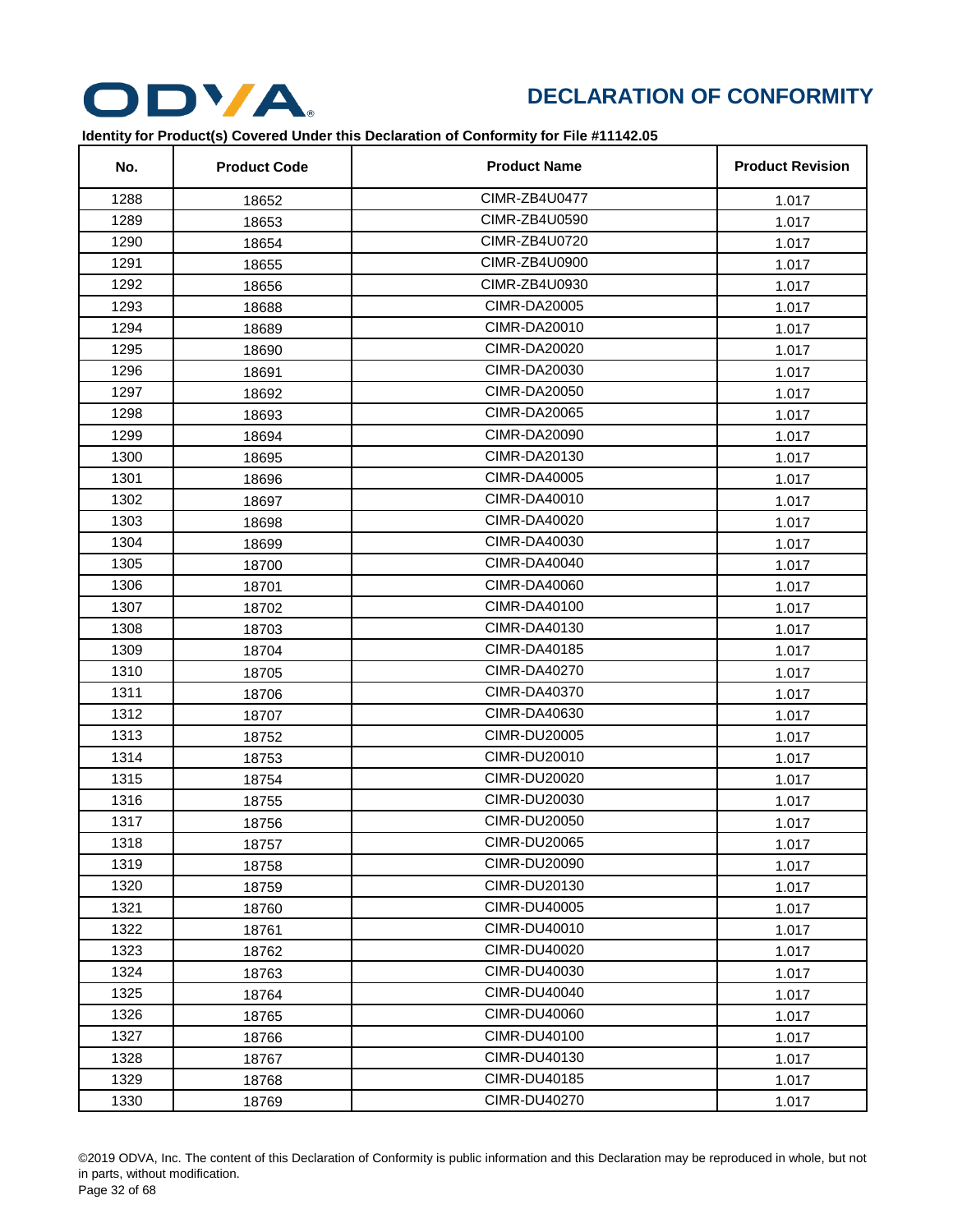# DECLARATION OF CONFORMITY

**Identity for Product(s) Covered Under this Declaration of Conformity for File #11142.05**

| No. | Product Code | Product Name | Product Revision |
|---|---|---|---|
| 1288 | 18652 | CIMR-ZB4U0477 | 1.017 |
| 1289 | 18653 | CIMR-ZB4U0590 | 1.017 |
| 1290 | 18654 | CIMR-ZB4U0720 | 1.017 |
| 1291 | 18655 | CIMR-ZB4U0900 | 1.017 |
| 1292 | 18656 | CIMR-ZB4U0930 | 1.017 |
| 1293 | 18688 | CIMR-DA20005 | 1.017 |
| 1294 | 18689 | CIMR-DA20010 | 1.017 |
| 1295 | 18690 | CIMR-DA20020 | 1.017 |
| 1296 | 18691 | CIMR-DA20030 | 1.017 |
| 1297 | 18692 | CIMR-DA20050 | 1.017 |
| 1298 | 18693 | CIMR-DA20065 | 1.017 |
| 1299 | 18694 | CIMR-DA20090 | 1.017 |
| 1300 | 18695 | CIMR-DA20130 | 1.017 |
| 1301 | 18696 | CIMR-DA40005 | 1.017 |
| 1302 | 18697 | CIMR-DA40010 | 1.017 |
| 1303 | 18698 | CIMR-DA40020 | 1.017 |
| 1304 | 18699 | CIMR-DA40030 | 1.017 |
| 1305 | 18700 | CIMR-DA40040 | 1.017 |
| 1306 | 18701 | CIMR-DA40060 | 1.017 |
| 1307 | 18702 | CIMR-DA40100 | 1.017 |
| 1308 | 18703 | CIMR-DA40130 | 1.017 |
| 1309 | 18704 | CIMR-DA40185 | 1.017 |
| 1310 | 18705 | CIMR-DA40270 | 1.017 |
| 1311 | 18706 | CIMR-DA40370 | 1.017 |
| 1312 | 18707 | CIMR-DA40630 | 1.017 |
| 1313 | 18752 | CIMR-DU20005 | 1.017 |
| 1314 | 18753 | CIMR-DU20010 | 1.017 |
| 1315 | 18754 | CIMR-DU20020 | 1.017 |
| 1316 | 18755 | CIMR-DU20030 | 1.017 |
| 1317 | 18756 | CIMR-DU20050 | 1.017 |
| 1318 | 18757 | CIMR-DU20065 | 1.017 |
| 1319 | 18758 | CIMR-DU20090 | 1.017 |
| 1320 | 18759 | CIMR-DU20130 | 1.017 |
| 1321 | 18760 | CIMR-DU40005 | 1.017 |
| 1322 | 18761 | CIMR-DU40010 | 1.017 |
| 1323 | 18762 | CIMR-DU40020 | 1.017 |
| 1324 | 18763 | CIMR-DU40030 | 1.017 |
| 1325 | 18764 | CIMR-DU40040 | 1.017 |
| 1326 | 18765 | CIMR-DU40060 | 1.017 |
| 1327 | 18766 | CIMR-DU40100 | 1.017 |
| 1328 | 18767 | CIMR-DU40130 | 1.017 |
| 1329 | 18768 | CIMR-DU40185 | 1.017 |
| 1330 | 18769 | CIMR-DU40270 | 1.017 |

©2019 ODVA, Inc. The content of this Declaration of Conformity is public information and this Declaration may be reproduced in whole, but not in parts, without modification.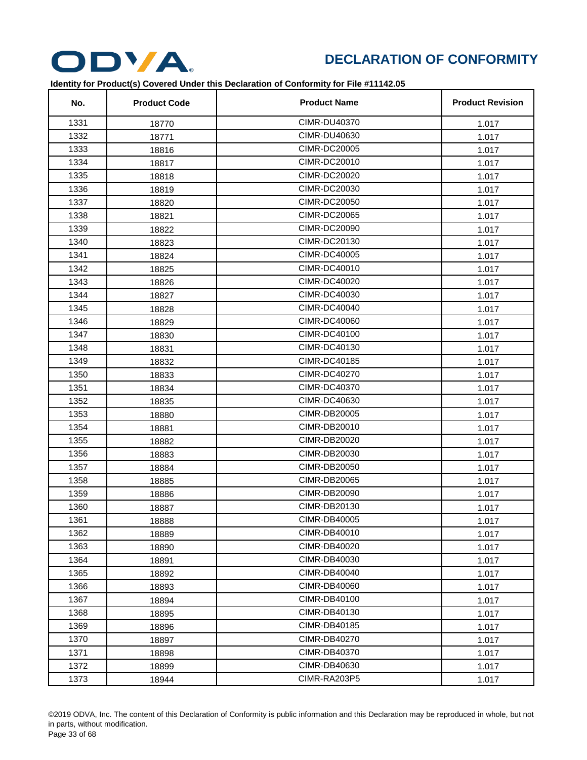# DECLARATION OF CONFORMITY

**Identity for Product(s) Covered Under this Declaration of Conformity for File #11142.05**

| No. | Product Code | Product Name | Product Revision |
|---|---|---|---|
| 1331 | 18770 | CIMR-DU40370 | 1.017 |
| 1332 | 18771 | CIMR-DU40630 | 1.017 |
| 1333 | 18816 | CIMR-DC20005 | 1.017 |
| 1334 | 18817 | CIMR-DC20010 | 1.017 |
| 1335 | 18818 | CIMR-DC20020 | 1.017 |
| 1336 | 18819 | CIMR-DC20030 | 1.017 |
| 1337 | 18820 | CIMR-DC20050 | 1.017 |
| 1338 | 18821 | CIMR-DC20065 | 1.017 |
| 1339 | 18822 | CIMR-DC20090 | 1.017 |
| 1340 | 18823 | CIMR-DC20130 | 1.017 |
| 1341 | 18824 | CIMR-DC40005 | 1.017 |
| 1342 | 18825 | CIMR-DC40010 | 1.017 |
| 1343 | 18826 | CIMR-DC40020 | 1.017 |
| 1344 | 18827 | CIMR-DC40030 | 1.017 |
| 1345 | 18828 | CIMR-DC40040 | 1.017 |
| 1346 | 18829 | CIMR-DC40060 | 1.017 |
| 1347 | 18830 | CIMR-DC40100 | 1.017 |
| 1348 | 18831 | CIMR-DC40130 | 1.017 |
| 1349 | 18832 | CIMR-DC40185 | 1.017 |
| 1350 | 18833 | CIMR-DC40270 | 1.017 |
| 1351 | 18834 | CIMR-DC40370 | 1.017 |
| 1352 | 18835 | CIMR-DC40630 | 1.017 |
| 1353 | 18880 | CIMR-DB20005 | 1.017 |
| 1354 | 18881 | CIMR-DB20010 | 1.017 |
| 1355 | 18882 | CIMR-DB20020 | 1.017 |
| 1356 | 18883 | CIMR-DB20030 | 1.017 |
| 1357 | 18884 | CIMR-DB20050 | 1.017 |
| 1358 | 18885 | CIMR-DB20065 | 1.017 |
| 1359 | 18886 | CIMR-DB20090 | 1.017 |
| 1360 | 18887 | CIMR-DB20130 | 1.017 |
| 1361 | 18888 | CIMR-DB40005 | 1.017 |
| 1362 | 18889 | CIMR-DB40010 | 1.017 |
| 1363 | 18890 | CIMR-DB40020 | 1.017 |
| 1364 | 18891 | CIMR-DB40030 | 1.017 |
| 1365 | 18892 | CIMR-DB40040 | 1.017 |
| 1366 | 18893 | CIMR-DB40060 | 1.017 |
| 1367 | 18894 | CIMR-DB40100 | 1.017 |
| 1368 | 18895 | CIMR-DB40130 | 1.017 |
| 1369 | 18896 | CIMR-DB40185 | 1.017 |
| 1370 | 18897 | CIMR-DB40270 | 1.017 |
| 1371 | 18898 | CIMR-DB40370 | 1.017 |
| 1372 | 18899 | CIMR-DB40630 | 1.017 |
| 1373 | 18944 | CIMR-RA203P5 | 1.017 |

©2019 ODVA, Inc. The content of this Declaration of Conformity is public information and this Declaration may be reproduced in whole, but not in parts, without modification.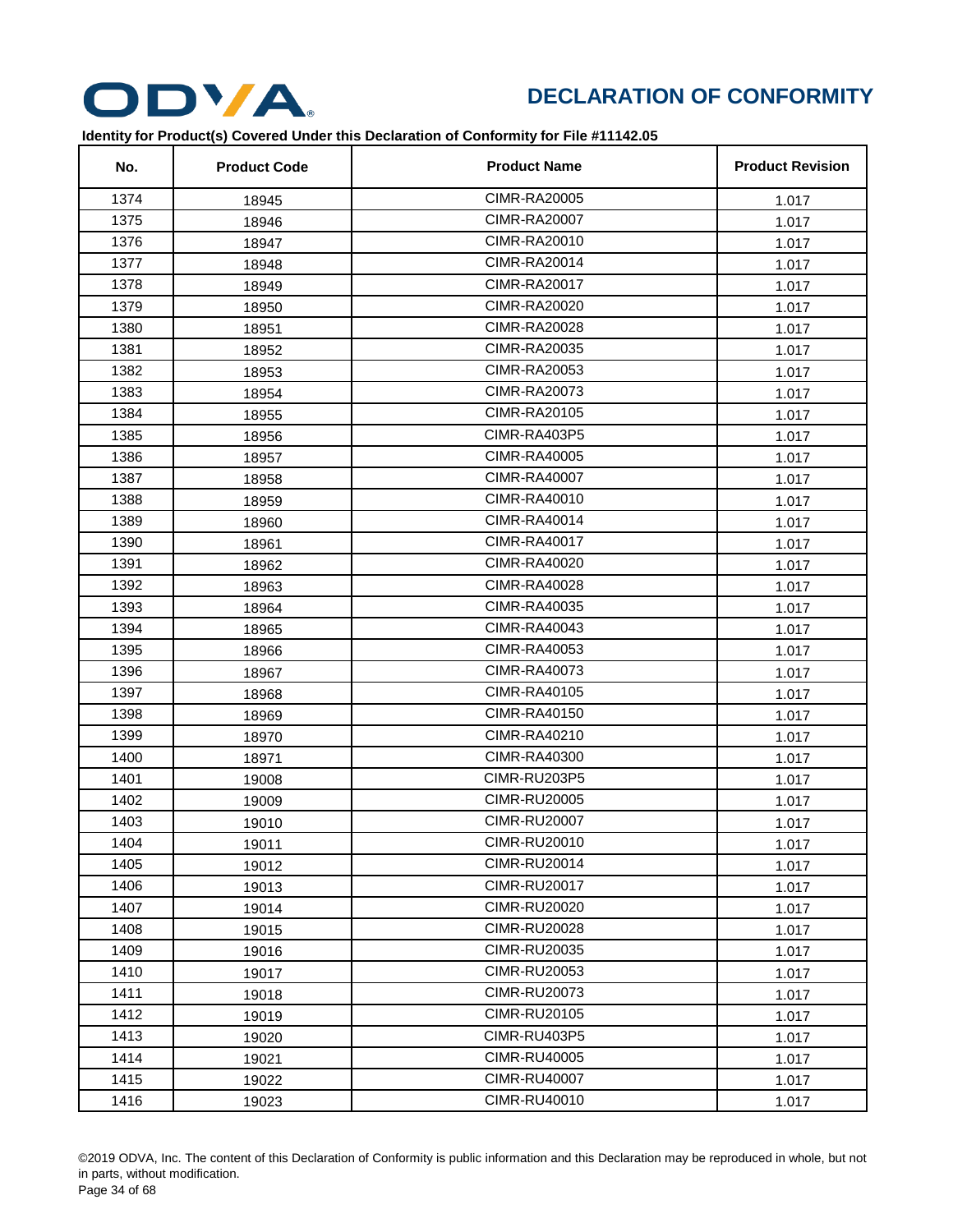## DECLARATION OF CONFORMITY

**Identity for Product(s) Covered Under this Declaration of Conformity for File #11142.05**

| No. | Product Code | Product Name | Product Revision |
|---|---|---|---|
| 1374 | 18945 | CIMR-RA20005 | 1.017 |
| 1375 | 18946 | CIMR-RA20007 | 1.017 |
| 1376 | 18947 | CIMR-RA20010 | 1.017 |
| 1377 | 18948 | CIMR-RA20014 | 1.017 |
| 1378 | 18949 | CIMR-RA20017 | 1.017 |
| 1379 | 18950 | CIMR-RA20020 | 1.017 |
| 1380 | 18951 | CIMR-RA20028 | 1.017 |
| 1381 | 18952 | CIMR-RA20035 | 1.017 |
| 1382 | 18953 | CIMR-RA20053 | 1.017 |
| 1383 | 18954 | CIMR-RA20073 | 1.017 |
| 1384 | 18955 | CIMR-RA20105 | 1.017 |
| 1385 | 18956 | CIMR-RA403P5 | 1.017 |
| 1386 | 18957 | CIMR-RA40005 | 1.017 |
| 1387 | 18958 | CIMR-RA40007 | 1.017 |
| 1388 | 18959 | CIMR-RA40010 | 1.017 |
| 1389 | 18960 | CIMR-RA40014 | 1.017 |
| 1390 | 18961 | CIMR-RA40017 | 1.017 |
| 1391 | 18962 | CIMR-RA40020 | 1.017 |
| 1392 | 18963 | CIMR-RA40028 | 1.017 |
| 1393 | 18964 | CIMR-RA40035 | 1.017 |
| 1394 | 18965 | CIMR-RA40043 | 1.017 |
| 1395 | 18966 | CIMR-RA40053 | 1.017 |
| 1396 | 18967 | CIMR-RA40073 | 1.017 |
| 1397 | 18968 | CIMR-RA40105 | 1.017 |
| 1398 | 18969 | CIMR-RA40150 | 1.017 |
| 1399 | 18970 | CIMR-RA40210 | 1.017 |
| 1400 | 18971 | CIMR-RA40300 | 1.017 |
| 1401 | 19008 | CIMR-RU203P5 | 1.017 |
| 1402 | 19009 | CIMR-RU20005 | 1.017 |
| 1403 | 19010 | CIMR-RU20007 | 1.017 |
| 1404 | 19011 | CIMR-RU20010 | 1.017 |
| 1405 | 19012 | CIMR-RU20014 | 1.017 |
| 1406 | 19013 | CIMR-RU20017 | 1.017 |
| 1407 | 19014 | CIMR-RU20020 | 1.017 |
| 1408 | 19015 | CIMR-RU20028 | 1.017 |
| 1409 | 19016 | CIMR-RU20035 | 1.017 |
| 1410 | 19017 | CIMR-RU20053 | 1.017 |
| 1411 | 19018 | CIMR-RU20073 | 1.017 |
| 1412 | 19019 | CIMR-RU20105 | 1.017 |
| 1413 | 19020 | CIMR-RU403P5 | 1.017 |
| 1414 | 19021 | CIMR-RU40005 | 1.017 |
| 1415 | 19022 | CIMR-RU40007 | 1.017 |
| 1416 | 19023 | CIMR-RU40010 | 1.017 |

©2019 ODVA, Inc. The content of this Declaration of Conformity is public information and this Declaration may be reproduced in whole, but not in parts, without modification.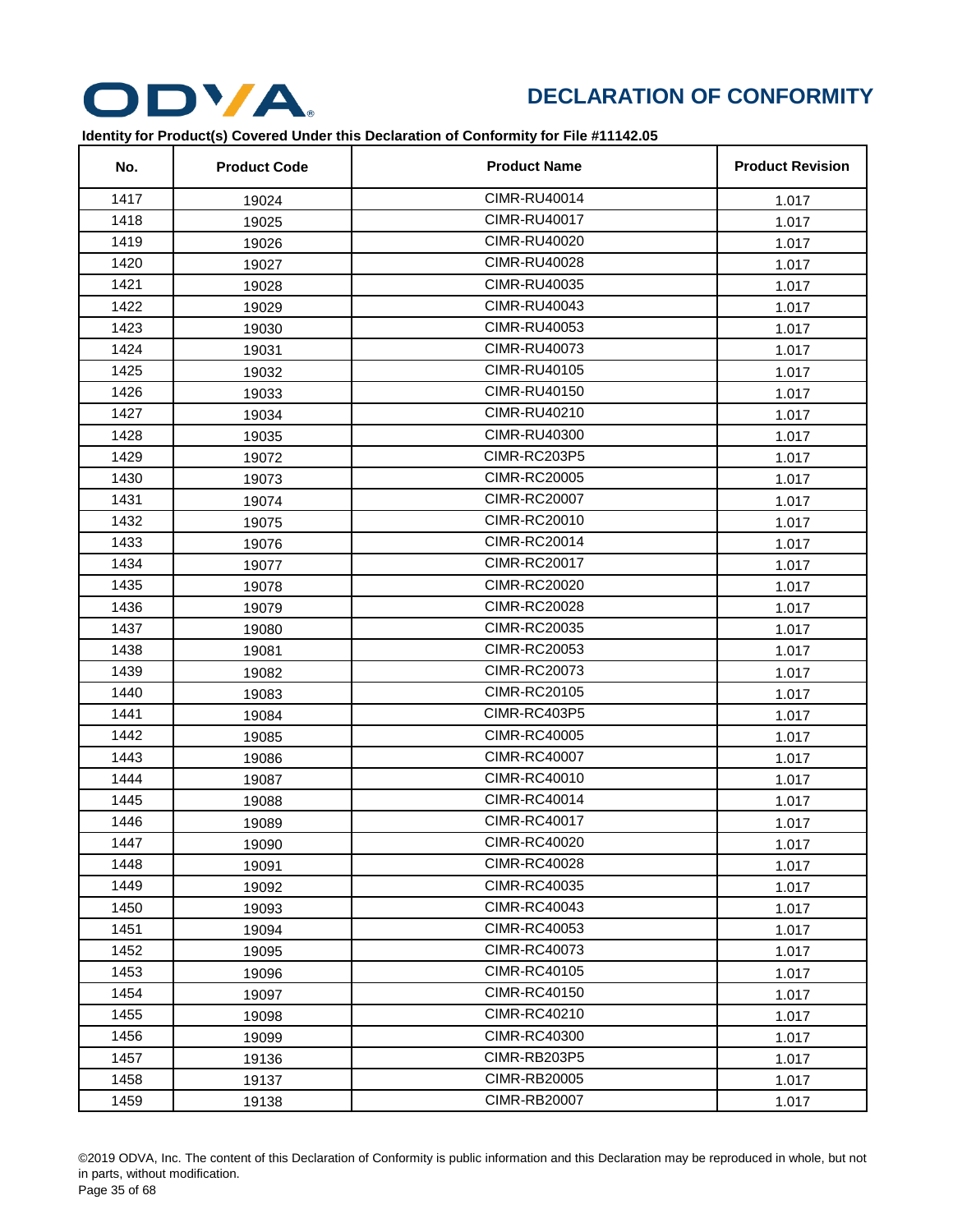# DECLARATION OF CONFORMITY

**Identity for Product(s) Covered Under this Declaration of Conformity for File #11142.05**

| No. | Product Code | Product Name | Product Revision |
|---|---|---|---|
| 1417 | 19024 | CIMR-RU40014 | 1.017 |
| 1418 | 19025 | CIMR-RU40017 | 1.017 |
| 1419 | 19026 | CIMR-RU40020 | 1.017 |
| 1420 | 19027 | CIMR-RU40028 | 1.017 |
| 1421 | 19028 | CIMR-RU40035 | 1.017 |
| 1422 | 19029 | CIMR-RU40043 | 1.017 |
| 1423 | 19030 | CIMR-RU40053 | 1.017 |
| 1424 | 19031 | CIMR-RU40073 | 1.017 |
| 1425 | 19032 | CIMR-RU40105 | 1.017 |
| 1426 | 19033 | CIMR-RU40150 | 1.017 |
| 1427 | 19034 | CIMR-RU40210 | 1.017 |
| 1428 | 19035 | CIMR-RU40300 | 1.017 |
| 1429 | 19072 | CIMR-RC203P5 | 1.017 |
| 1430 | 19073 | CIMR-RC20005 | 1.017 |
| 1431 | 19074 | CIMR-RC20007 | 1.017 |
| 1432 | 19075 | CIMR-RC20010 | 1.017 |
| 1433 | 19076 | CIMR-RC20014 | 1.017 |
| 1434 | 19077 | CIMR-RC20017 | 1.017 |
| 1435 | 19078 | CIMR-RC20020 | 1.017 |
| 1436 | 19079 | CIMR-RC20028 | 1.017 |
| 1437 | 19080 | CIMR-RC20035 | 1.017 |
| 1438 | 19081 | CIMR-RC20053 | 1.017 |
| 1439 | 19082 | CIMR-RC20073 | 1.017 |
| 1440 | 19083 | CIMR-RC20105 | 1.017 |
| 1441 | 19084 | CIMR-RC403P5 | 1.017 |
| 1442 | 19085 | CIMR-RC40005 | 1.017 |
| 1443 | 19086 | CIMR-RC40007 | 1.017 |
| 1444 | 19087 | CIMR-RC40010 | 1.017 |
| 1445 | 19088 | CIMR-RC40014 | 1.017 |
| 1446 | 19089 | CIMR-RC40017 | 1.017 |
| 1447 | 19090 | CIMR-RC40020 | 1.017 |
| 1448 | 19091 | CIMR-RC40028 | 1.017 |
| 1449 | 19092 | CIMR-RC40035 | 1.017 |
| 1450 | 19093 | CIMR-RC40043 | 1.017 |
| 1451 | 19094 | CIMR-RC40053 | 1.017 |
| 1452 | 19095 | CIMR-RC40073 | 1.017 |
| 1453 | 19096 | CIMR-RC40105 | 1.017 |
| 1454 | 19097 | CIMR-RC40150 | 1.017 |
| 1455 | 19098 | CIMR-RC40210 | 1.017 |
| 1456 | 19099 | CIMR-RC40300 | 1.017 |
| 1457 | 19136 | CIMR-RB203P5 | 1.017 |
| 1458 | 19137 | CIMR-RB20005 | 1.017 |
| 1459 | 19138 | CIMR-RB20007 | 1.017 |

©2019 ODVA, Inc. The content of this Declaration of Conformity is public information and this Declaration may be reproduced in whole, but not in parts, without modification.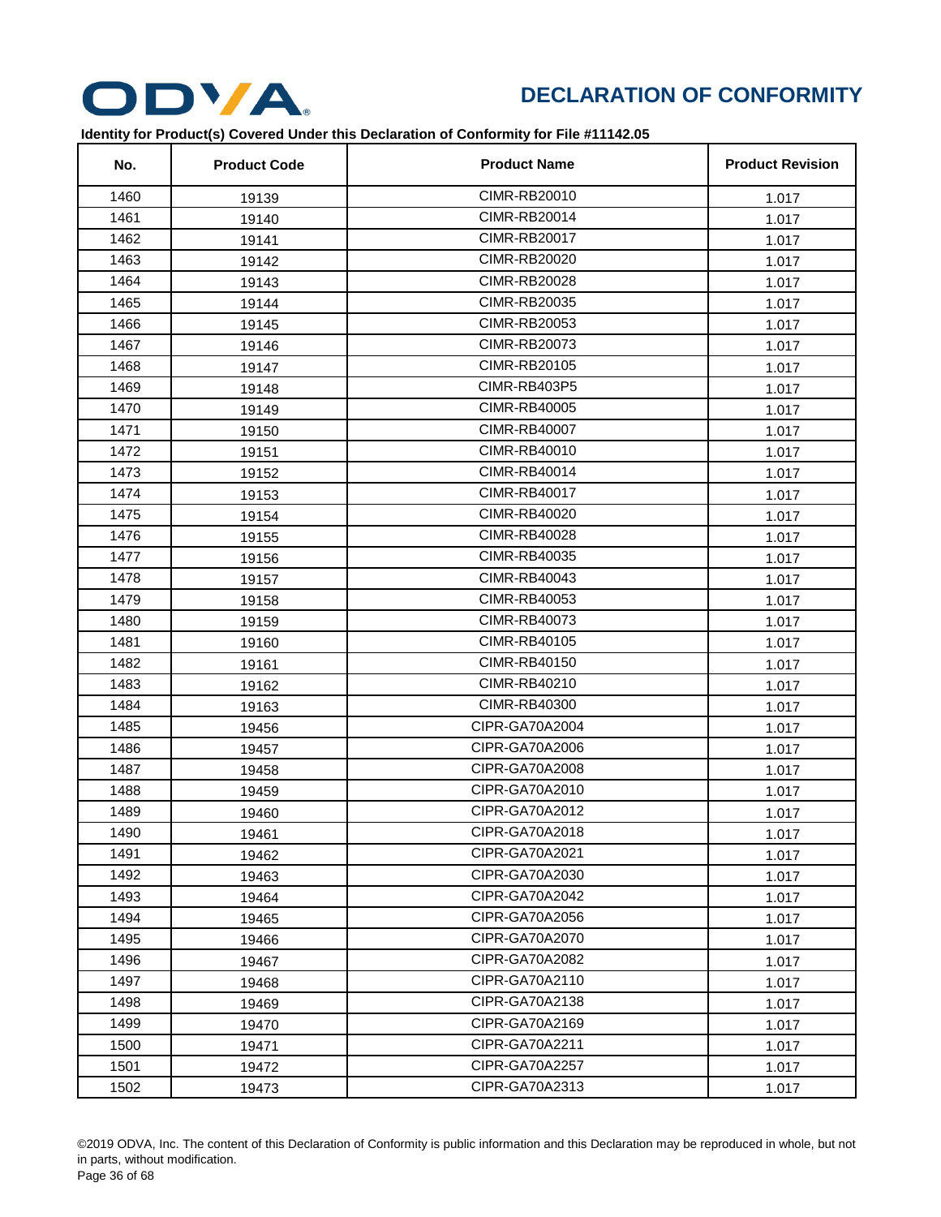# DECLARATION OF CONFORMITY

**Identity for Product(s) Covered Under this Declaration of Conformity for File #11142.05**

| No. | Product Code | Product Name | Product Revision |
|---|---|---|---|
| 1460 | 19139 | CIMR-RB20010 | 1.017 |
| 1461 | 19140 | CIMR-RB20014 | 1.017 |
| 1462 | 19141 | CIMR-RB20017 | 1.017 |
| 1463 | 19142 | CIMR-RB20020 | 1.017 |
| 1464 | 19143 | CIMR-RB20028 | 1.017 |
| 1465 | 19144 | CIMR-RB20035 | 1.017 |
| 1466 | 19145 | CIMR-RB20053 | 1.017 |
| 1467 | 19146 | CIMR-RB20073 | 1.017 |
| 1468 | 19147 | CIMR-RB20105 | 1.017 |
| 1469 | 19148 | CIMR-RB403P5 | 1.017 |
| 1470 | 19149 | CIMR-RB40005 | 1.017 |
| 1471 | 19150 | CIMR-RB40007 | 1.017 |
| 1472 | 19151 | CIMR-RB40010 | 1.017 |
| 1473 | 19152 | CIMR-RB40014 | 1.017 |
| 1474 | 19153 | CIMR-RB40017 | 1.017 |
| 1475 | 19154 | CIMR-RB40020 | 1.017 |
| 1476 | 19155 | CIMR-RB40028 | 1.017 |
| 1477 | 19156 | CIMR-RB40035 | 1.017 |
| 1478 | 19157 | CIMR-RB40043 | 1.017 |
| 1479 | 19158 | CIMR-RB40053 | 1.017 |
| 1480 | 19159 | CIMR-RB40073 | 1.017 |
| 1481 | 19160 | CIMR-RB40105 | 1.017 |
| 1482 | 19161 | CIMR-RB40150 | 1.017 |
| 1483 | 19162 | CIMR-RB40210 | 1.017 |
| 1484 | 19163 | CIMR-RB40300 | 1.017 |
| 1485 | 19456 | CIPR-GA70A2004 | 1.017 |
| 1486 | 19457 | CIPR-GA70A2006 | 1.017 |
| 1487 | 19458 | CIPR-GA70A2008 | 1.017 |
| 1488 | 19459 | CIPR-GA70A2010 | 1.017 |
| 1489 | 19460 | CIPR-GA70A2012 | 1.017 |
| 1490 | 19461 | CIPR-GA70A2018 | 1.017 |
| 1491 | 19462 | CIPR-GA70A2021 | 1.017 |
| 1492 | 19463 | CIPR-GA70A2030 | 1.017 |
| 1493 | 19464 | CIPR-GA70A2042 | 1.017 |
| 1494 | 19465 | CIPR-GA70A2056 | 1.017 |
| 1495 | 19466 | CIPR-GA70A2070 | 1.017 |
| 1496 | 19467 | CIPR-GA70A2082 | 1.017 |
| 1497 | 19468 | CIPR-GA70A2110 | 1.017 |
| 1498 | 19469 | CIPR-GA70A2138 | 1.017 |
| 1499 | 19470 | CIPR-GA70A2169 | 1.017 |
| 1500 | 19471 | CIPR-GA70A2211 | 1.017 |
| 1501 | 19472 | CIPR-GA70A2257 | 1.017 |
| 1502 | 19473 | CIPR-GA70A2313 | 1.017 |

©2019 ODVA, Inc. The content of this Declaration of Conformity is public information and this Declaration may be reproduced in whole, but not in parts, without modification.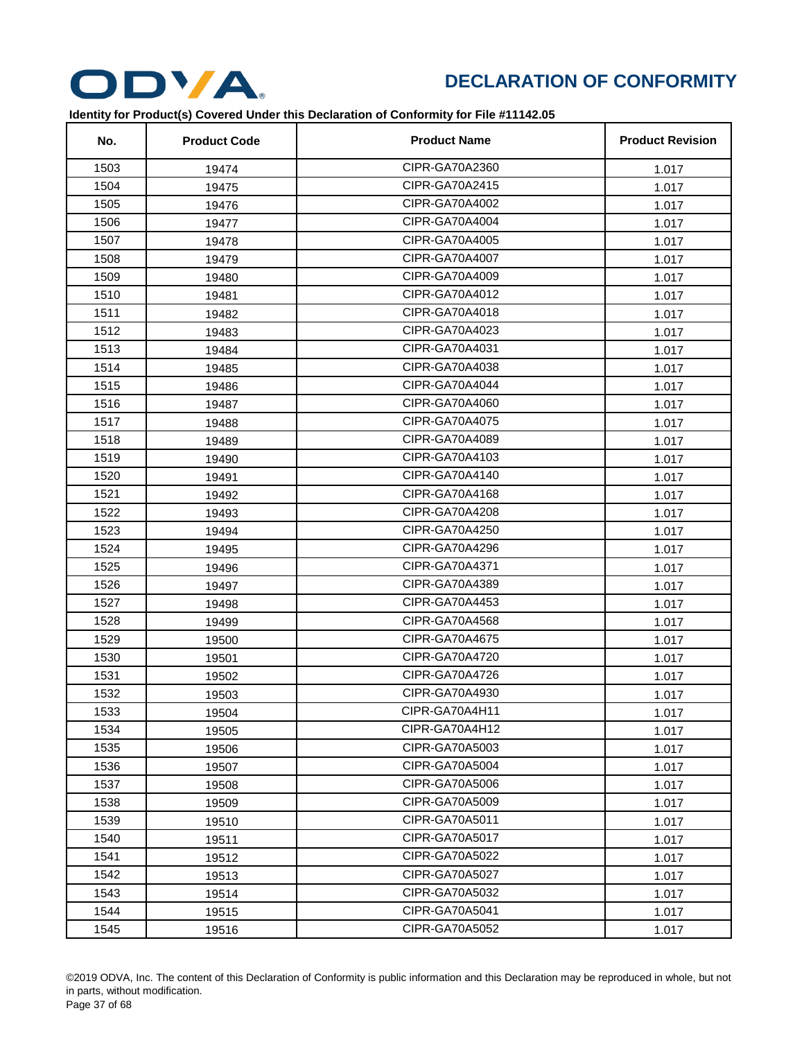## DECLARATION OF CONFORMITY

**Identity for Product(s) Covered Under this Declaration of Conformity for File #11142.05**

| No. | Product Code | Product Name | Product Revision |
|---|---|---|---|
| 1503 | 19474 | CIPR-GA70A2360 | 1.017 |
| 1504 | 19475 | CIPR-GA70A2415 | 1.017 |
| 1505 | 19476 | CIPR-GA70A4002 | 1.017 |
| 1506 | 19477 | CIPR-GA70A4004 | 1.017 |
| 1507 | 19478 | CIPR-GA70A4005 | 1.017 |
| 1508 | 19479 | CIPR-GA70A4007 | 1.017 |
| 1509 | 19480 | CIPR-GA70A4009 | 1.017 |
| 1510 | 19481 | CIPR-GA70A4012 | 1.017 |
| 1511 | 19482 | CIPR-GA70A4018 | 1.017 |
| 1512 | 19483 | CIPR-GA70A4023 | 1.017 |
| 1513 | 19484 | CIPR-GA70A4031 | 1.017 |
| 1514 | 19485 | CIPR-GA70A4038 | 1.017 |
| 1515 | 19486 | CIPR-GA70A4044 | 1.017 |
| 1516 | 19487 | CIPR-GA70A4060 | 1.017 |
| 1517 | 19488 | CIPR-GA70A4075 | 1.017 |
| 1518 | 19489 | CIPR-GA70A4089 | 1.017 |
| 1519 | 19490 | CIPR-GA70A4103 | 1.017 |
| 1520 | 19491 | CIPR-GA70A4140 | 1.017 |
| 1521 | 19492 | CIPR-GA70A4168 | 1.017 |
| 1522 | 19493 | CIPR-GA70A4208 | 1.017 |
| 1523 | 19494 | CIPR-GA70A4250 | 1.017 |
| 1524 | 19495 | CIPR-GA70A4296 | 1.017 |
| 1525 | 19496 | CIPR-GA70A4371 | 1.017 |
| 1526 | 19497 | CIPR-GA70A4389 | 1.017 |
| 1527 | 19498 | CIPR-GA70A4453 | 1.017 |
| 1528 | 19499 | CIPR-GA70A4568 | 1.017 |
| 1529 | 19500 | CIPR-GA70A4675 | 1.017 |
| 1530 | 19501 | CIPR-GA70A4720 | 1.017 |
| 1531 | 19502 | CIPR-GA70A4726 | 1.017 |
| 1532 | 19503 | CIPR-GA70A4930 | 1.017 |
| 1533 | 19504 | CIPR-GA70A4H11 | 1.017 |
| 1534 | 19505 | CIPR-GA70A4H12 | 1.017 |
| 1535 | 19506 | CIPR-GA70A5003 | 1.017 |
| 1536 | 19507 | CIPR-GA70A5004 | 1.017 |
| 1537 | 19508 | CIPR-GA70A5006 | 1.017 |
| 1538 | 19509 | CIPR-GA70A5009 | 1.017 |
| 1539 | 19510 | CIPR-GA70A5011 | 1.017 |
| 1540 | 19511 | CIPR-GA70A5017 | 1.017 |
| 1541 | 19512 | CIPR-GA70A5022 | 1.017 |
| 1542 | 19513 | CIPR-GA70A5027 | 1.017 |
| 1543 | 19514 | CIPR-GA70A5032 | 1.017 |
| 1544 | 19515 | CIPR-GA70A5041 | 1.017 |
| 1545 | 19516 | CIPR-GA70A5052 | 1.017 |

©2019 ODVA, Inc. The content of this Declaration of Conformity is public information and this Declaration may be reproduced in whole, but not in parts, without modification.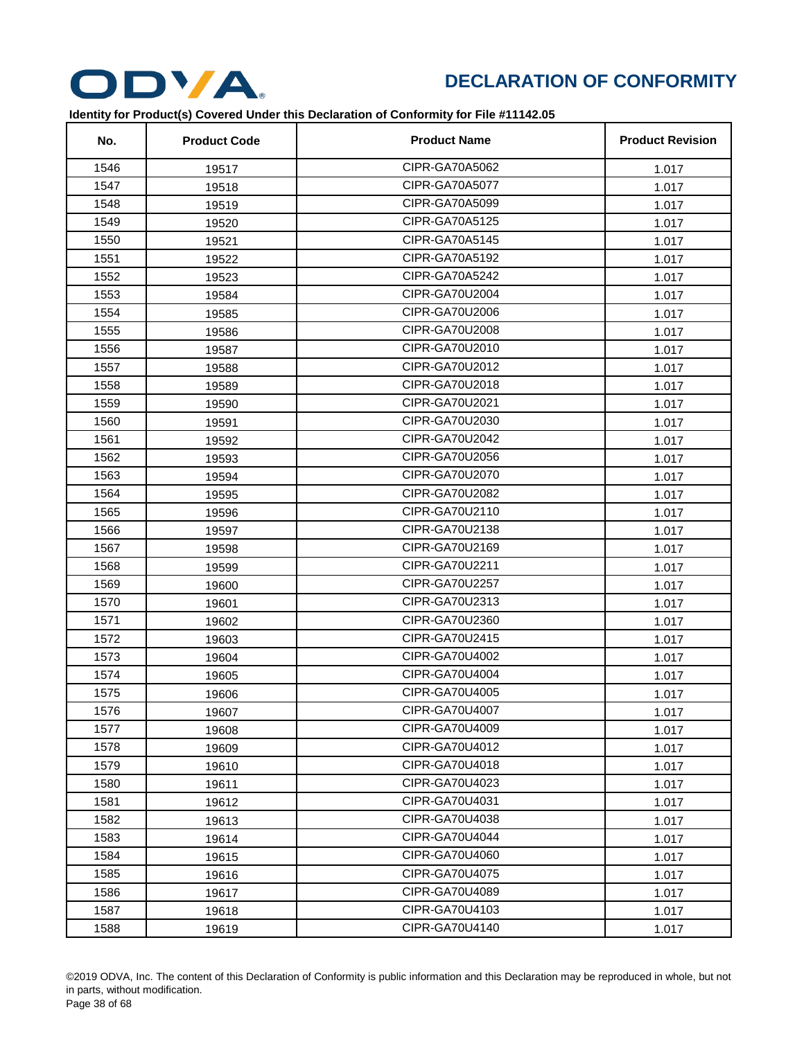# DECLARATION OF CONFORMITY

**Identity for Product(s) Covered Under this Declaration of Conformity for File #11142.05**

| No. | Product Code | Product Name | Product Revision |
|---|---|---|---|
| 1546 | 19517 | CIPR-GA70A5062 | 1.017 |
| 1547 | 19518 | CIPR-GA70A5077 | 1.017 |
| 1548 | 19519 | CIPR-GA70A5099 | 1.017 |
| 1549 | 19520 | CIPR-GA70A5125 | 1.017 |
| 1550 | 19521 | CIPR-GA70A5145 | 1.017 |
| 1551 | 19522 | CIPR-GA70A5192 | 1.017 |
| 1552 | 19523 | CIPR-GA70A5242 | 1.017 |
| 1553 | 19584 | CIPR-GA70U2004 | 1.017 |
| 1554 | 19585 | CIPR-GA70U2006 | 1.017 |
| 1555 | 19586 | CIPR-GA70U2008 | 1.017 |
| 1556 | 19587 | CIPR-GA70U2010 | 1.017 |
| 1557 | 19588 | CIPR-GA70U2012 | 1.017 |
| 1558 | 19589 | CIPR-GA70U2018 | 1.017 |
| 1559 | 19590 | CIPR-GA70U2021 | 1.017 |
| 1560 | 19591 | CIPR-GA70U2030 | 1.017 |
| 1561 | 19592 | CIPR-GA70U2042 | 1.017 |
| 1562 | 19593 | CIPR-GA70U2056 | 1.017 |
| 1563 | 19594 | CIPR-GA70U2070 | 1.017 |
| 1564 | 19595 | CIPR-GA70U2082 | 1.017 |
| 1565 | 19596 | CIPR-GA70U2110 | 1.017 |
| 1566 | 19597 | CIPR-GA70U2138 | 1.017 |
| 1567 | 19598 | CIPR-GA70U2169 | 1.017 |
| 1568 | 19599 | CIPR-GA70U2211 | 1.017 |
| 1569 | 19600 | CIPR-GA70U2257 | 1.017 |
| 1570 | 19601 | CIPR-GA70U2313 | 1.017 |
| 1571 | 19602 | CIPR-GA70U2360 | 1.017 |
| 1572 | 19603 | CIPR-GA70U2415 | 1.017 |
| 1573 | 19604 | CIPR-GA70U4002 | 1.017 |
| 1574 | 19605 | CIPR-GA70U4004 | 1.017 |
| 1575 | 19606 | CIPR-GA70U4005 | 1.017 |
| 1576 | 19607 | CIPR-GA70U4007 | 1.017 |
| 1577 | 19608 | CIPR-GA70U4009 | 1.017 |
| 1578 | 19609 | CIPR-GA70U4012 | 1.017 |
| 1579 | 19610 | CIPR-GA70U4018 | 1.017 |
| 1580 | 19611 | CIPR-GA70U4023 | 1.017 |
| 1581 | 19612 | CIPR-GA70U4031 | 1.017 |
| 1582 | 19613 | CIPR-GA70U4038 | 1.017 |
| 1583 | 19614 | CIPR-GA70U4044 | 1.017 |
| 1584 | 19615 | CIPR-GA70U4060 | 1.017 |
| 1585 | 19616 | CIPR-GA70U4075 | 1.017 |
| 1586 | 19617 | CIPR-GA70U4089 | 1.017 |
| 1587 | 19618 | CIPR-GA70U4103 | 1.017 |
| 1588 | 19619 | CIPR-GA70U4140 | 1.017 |

©2019 ODVA, Inc. The content of this Declaration of Conformity is public information and this Declaration may be reproduced in whole, but not in parts, without modification.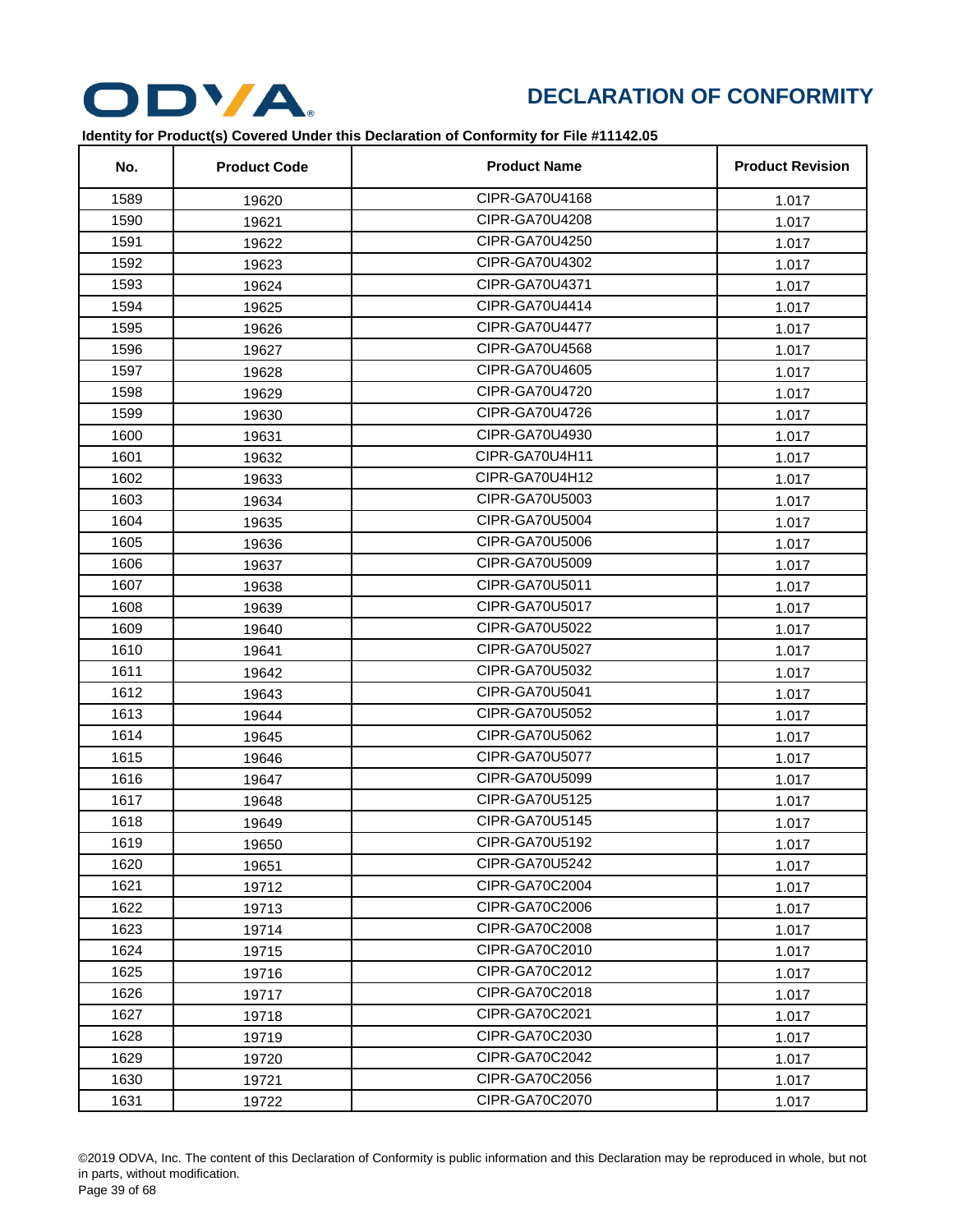# DECLARATION OF CONFORMITY

**Identity for Product(s) Covered Under this Declaration of Conformity for File #11142.05**

| No. | Product Code | Product Name | Product Revision |
|---|---|---|---|
| 1589 | 19620 | CIPR-GA70U4168 | 1.017 |
| 1590 | 19621 | CIPR-GA70U4208 | 1.017 |
| 1591 | 19622 | CIPR-GA70U4250 | 1.017 |
| 1592 | 19623 | CIPR-GA70U4302 | 1.017 |
| 1593 | 19624 | CIPR-GA70U4371 | 1.017 |
| 1594 | 19625 | CIPR-GA70U4414 | 1.017 |
| 1595 | 19626 | CIPR-GA70U4477 | 1.017 |
| 1596 | 19627 | CIPR-GA70U4568 | 1.017 |
| 1597 | 19628 | CIPR-GA70U4605 | 1.017 |
| 1598 | 19629 | CIPR-GA70U4720 | 1.017 |
| 1599 | 19630 | CIPR-GA70U4726 | 1.017 |
| 1600 | 19631 | CIPR-GA70U4930 | 1.017 |
| 1601 | 19632 | CIPR-GA70U4H11 | 1.017 |
| 1602 | 19633 | CIPR-GA70U4H12 | 1.017 |
| 1603 | 19634 | CIPR-GA70U5003 | 1.017 |
| 1604 | 19635 | CIPR-GA70U5004 | 1.017 |
| 1605 | 19636 | CIPR-GA70U5006 | 1.017 |
| 1606 | 19637 | CIPR-GA70U5009 | 1.017 |
| 1607 | 19638 | CIPR-GA70U5011 | 1.017 |
| 1608 | 19639 | CIPR-GA70U5017 | 1.017 |
| 1609 | 19640 | CIPR-GA70U5022 | 1.017 |
| 1610 | 19641 | CIPR-GA70U5027 | 1.017 |
| 1611 | 19642 | CIPR-GA70U5032 | 1.017 |
| 1612 | 19643 | CIPR-GA70U5041 | 1.017 |
| 1613 | 19644 | CIPR-GA70U5052 | 1.017 |
| 1614 | 19645 | CIPR-GA70U5062 | 1.017 |
| 1615 | 19646 | CIPR-GA70U5077 | 1.017 |
| 1616 | 19647 | CIPR-GA70U5099 | 1.017 |
| 1617 | 19648 | CIPR-GA70U5125 | 1.017 |
| 1618 | 19649 | CIPR-GA70U5145 | 1.017 |
| 1619 | 19650 | CIPR-GA70U5192 | 1.017 |
| 1620 | 19651 | CIPR-GA70U5242 | 1.017 |
| 1621 | 19712 | CIPR-GA70C2004 | 1.017 |
| 1622 | 19713 | CIPR-GA70C2006 | 1.017 |
| 1623 | 19714 | CIPR-GA70C2008 | 1.017 |
| 1624 | 19715 | CIPR-GA70C2010 | 1.017 |
| 1625 | 19716 | CIPR-GA70C2012 | 1.017 |
| 1626 | 19717 | CIPR-GA70C2018 | 1.017 |
| 1627 | 19718 | CIPR-GA70C2021 | 1.017 |
| 1628 | 19719 | CIPR-GA70C2030 | 1.017 |
| 1629 | 19720 | CIPR-GA70C2042 | 1.017 |
| 1630 | 19721 | CIPR-GA70C2056 | 1.017 |
| 1631 | 19722 | CIPR-GA70C2070 | 1.017 |

©2019 ODVA, Inc. The content of this Declaration of Conformity is public information and this Declaration may be reproduced in whole, but not in parts, without modification.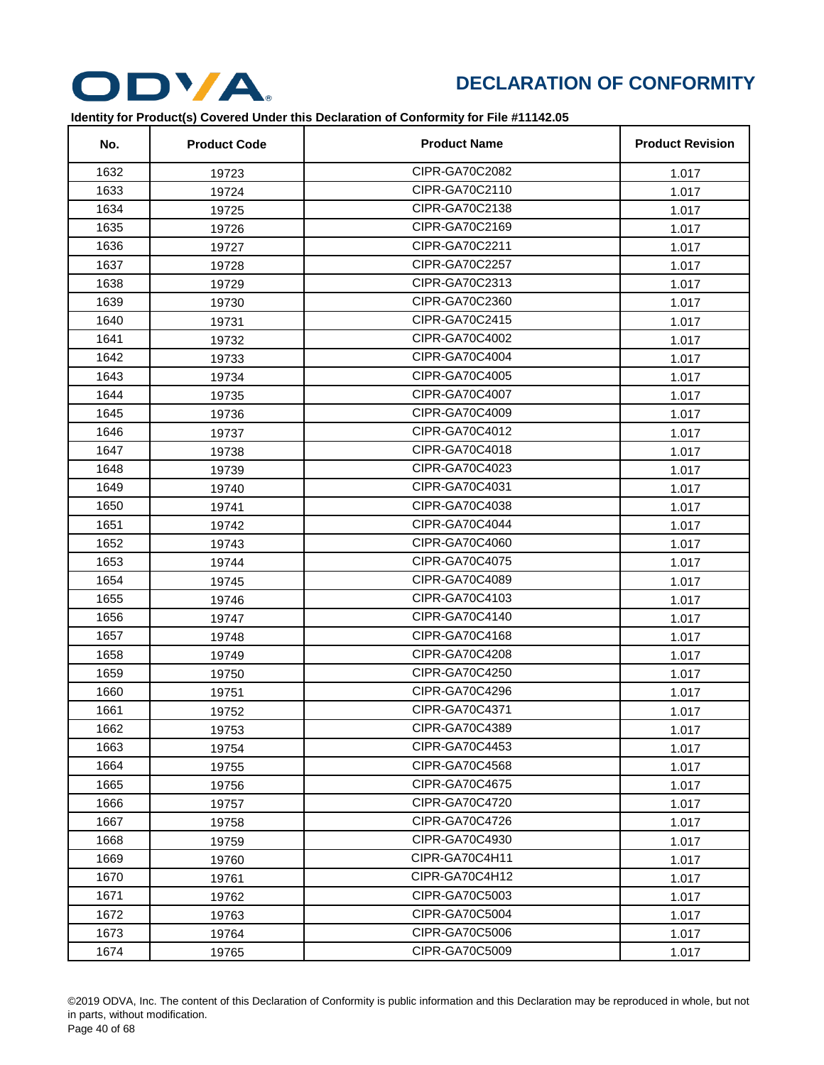# DECLARATION OF CONFORMITY

**Identity for Product(s) Covered Under this Declaration of Conformity for File #11142.05**

| No. | Product Code | Product Name | Product Revision |
|---|---|---|---|
| 1632 | 19723 | CIPR-GA70C2082 | 1.017 |
| 1633 | 19724 | CIPR-GA70C2110 | 1.017 |
| 1634 | 19725 | CIPR-GA70C2138 | 1.017 |
| 1635 | 19726 | CIPR-GA70C2169 | 1.017 |
| 1636 | 19727 | CIPR-GA70C2211 | 1.017 |
| 1637 | 19728 | CIPR-GA70C2257 | 1.017 |
| 1638 | 19729 | CIPR-GA70C2313 | 1.017 |
| 1639 | 19730 | CIPR-GA70C2360 | 1.017 |
| 1640 | 19731 | CIPR-GA70C2415 | 1.017 |
| 1641 | 19732 | CIPR-GA70C4002 | 1.017 |
| 1642 | 19733 | CIPR-GA70C4004 | 1.017 |
| 1643 | 19734 | CIPR-GA70C4005 | 1.017 |
| 1644 | 19735 | CIPR-GA70C4007 | 1.017 |
| 1645 | 19736 | CIPR-GA70C4009 | 1.017 |
| 1646 | 19737 | CIPR-GA70C4012 | 1.017 |
| 1647 | 19738 | CIPR-GA70C4018 | 1.017 |
| 1648 | 19739 | CIPR-GA70C4023 | 1.017 |
| 1649 | 19740 | CIPR-GA70C4031 | 1.017 |
| 1650 | 19741 | CIPR-GA70C4038 | 1.017 |
| 1651 | 19742 | CIPR-GA70C4044 | 1.017 |
| 1652 | 19743 | CIPR-GA70C4060 | 1.017 |
| 1653 | 19744 | CIPR-GA70C4075 | 1.017 |
| 1654 | 19745 | CIPR-GA70C4089 | 1.017 |
| 1655 | 19746 | CIPR-GA70C4103 | 1.017 |
| 1656 | 19747 | CIPR-GA70C4140 | 1.017 |
| 1657 | 19748 | CIPR-GA70C4168 | 1.017 |
| 1658 | 19749 | CIPR-GA70C4208 | 1.017 |
| 1659 | 19750 | CIPR-GA70C4250 | 1.017 |
| 1660 | 19751 | CIPR-GA70C4296 | 1.017 |
| 1661 | 19752 | CIPR-GA70C4371 | 1.017 |
| 1662 | 19753 | CIPR-GA70C4389 | 1.017 |
| 1663 | 19754 | CIPR-GA70C4453 | 1.017 |
| 1664 | 19755 | CIPR-GA70C4568 | 1.017 |
| 1665 | 19756 | CIPR-GA70C4675 | 1.017 |
| 1666 | 19757 | CIPR-GA70C4720 | 1.017 |
| 1667 | 19758 | CIPR-GA70C4726 | 1.017 |
| 1668 | 19759 | CIPR-GA70C4930 | 1.017 |
| 1669 | 19760 | CIPR-GA70C4H11 | 1.017 |
| 1670 | 19761 | CIPR-GA70C4H12 | 1.017 |
| 1671 | 19762 | CIPR-GA70C5003 | 1.017 |
| 1672 | 19763 | CIPR-GA70C5004 | 1.017 |
| 1673 | 19764 | CIPR-GA70C5006 | 1.017 |
| 1674 | 19765 | CIPR-GA70C5009 | 1.017 |

©2019 ODVA, Inc. The content of this Declaration of Conformity is public information and this Declaration may be reproduced in whole, but not in parts, without modification.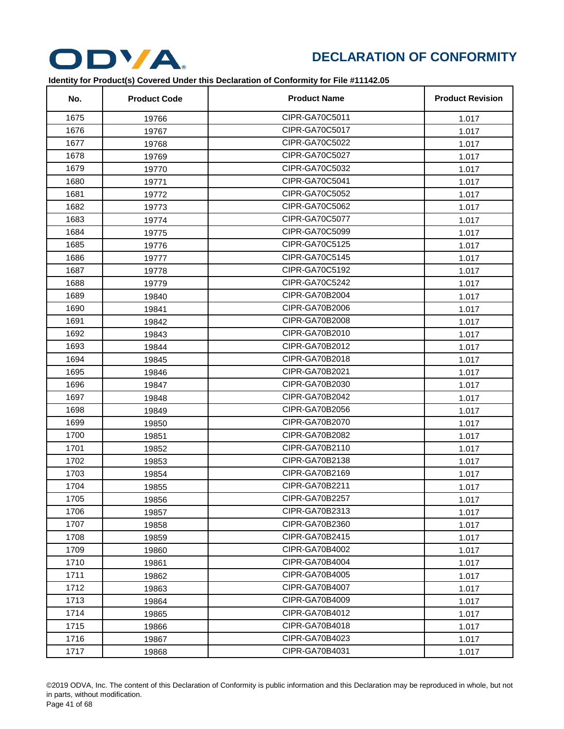# DECLARATION OF CONFORMITY

**Identity for Product(s) Covered Under this Declaration of Conformity for File #11142.05**

| No. | Product Code | Product Name | Product Revision |
|---|---|---|---|
| 1675 | 19766 | CIPR-GA70C5011 | 1.017 |
| 1676 | 19767 | CIPR-GA70C5017 | 1.017 |
| 1677 | 19768 | CIPR-GA70C5022 | 1.017 |
| 1678 | 19769 | CIPR-GA70C5027 | 1.017 |
| 1679 | 19770 | CIPR-GA70C5032 | 1.017 |
| 1680 | 19771 | CIPR-GA70C5041 | 1.017 |
| 1681 | 19772 | CIPR-GA70C5052 | 1.017 |
| 1682 | 19773 | CIPR-GA70C5062 | 1.017 |
| 1683 | 19774 | CIPR-GA70C5077 | 1.017 |
| 1684 | 19775 | CIPR-GA70C5099 | 1.017 |
| 1685 | 19776 | CIPR-GA70C5125 | 1.017 |
| 1686 | 19777 | CIPR-GA70C5145 | 1.017 |
| 1687 | 19778 | CIPR-GA70C5192 | 1.017 |
| 1688 | 19779 | CIPR-GA70C5242 | 1.017 |
| 1689 | 19840 | CIPR-GA70B2004 | 1.017 |
| 1690 | 19841 | CIPR-GA70B2006 | 1.017 |
| 1691 | 19842 | CIPR-GA70B2008 | 1.017 |
| 1692 | 19843 | CIPR-GA70B2010 | 1.017 |
| 1693 | 19844 | CIPR-GA70B2012 | 1.017 |
| 1694 | 19845 | CIPR-GA70B2018 | 1.017 |
| 1695 | 19846 | CIPR-GA70B2021 | 1.017 |
| 1696 | 19847 | CIPR-GA70B2030 | 1.017 |
| 1697 | 19848 | CIPR-GA70B2042 | 1.017 |
| 1698 | 19849 | CIPR-GA70B2056 | 1.017 |
| 1699 | 19850 | CIPR-GA70B2070 | 1.017 |
| 1700 | 19851 | CIPR-GA70B2082 | 1.017 |
| 1701 | 19852 | CIPR-GA70B2110 | 1.017 |
| 1702 | 19853 | CIPR-GA70B2138 | 1.017 |
| 1703 | 19854 | CIPR-GA70B2169 | 1.017 |
| 1704 | 19855 | CIPR-GA70B2211 | 1.017 |
| 1705 | 19856 | CIPR-GA70B2257 | 1.017 |
| 1706 | 19857 | CIPR-GA70B2313 | 1.017 |
| 1707 | 19858 | CIPR-GA70B2360 | 1.017 |
| 1708 | 19859 | CIPR-GA70B2415 | 1.017 |
| 1709 | 19860 | CIPR-GA70B4002 | 1.017 |
| 1710 | 19861 | CIPR-GA70B4004 | 1.017 |
| 1711 | 19862 | CIPR-GA70B4005 | 1.017 |
| 1712 | 19863 | CIPR-GA70B4007 | 1.017 |
| 1713 | 19864 | CIPR-GA70B4009 | 1.017 |
| 1714 | 19865 | CIPR-GA70B4012 | 1.017 |
| 1715 | 19866 | CIPR-GA70B4018 | 1.017 |
| 1716 | 19867 | CIPR-GA70B4023 | 1.017 |
| 1717 | 19868 | CIPR-GA70B4031 | 1.017 |

©2019 ODVA, Inc. The content of this Declaration of Conformity is public information and this Declaration may be reproduced in whole, but not in parts, without modification.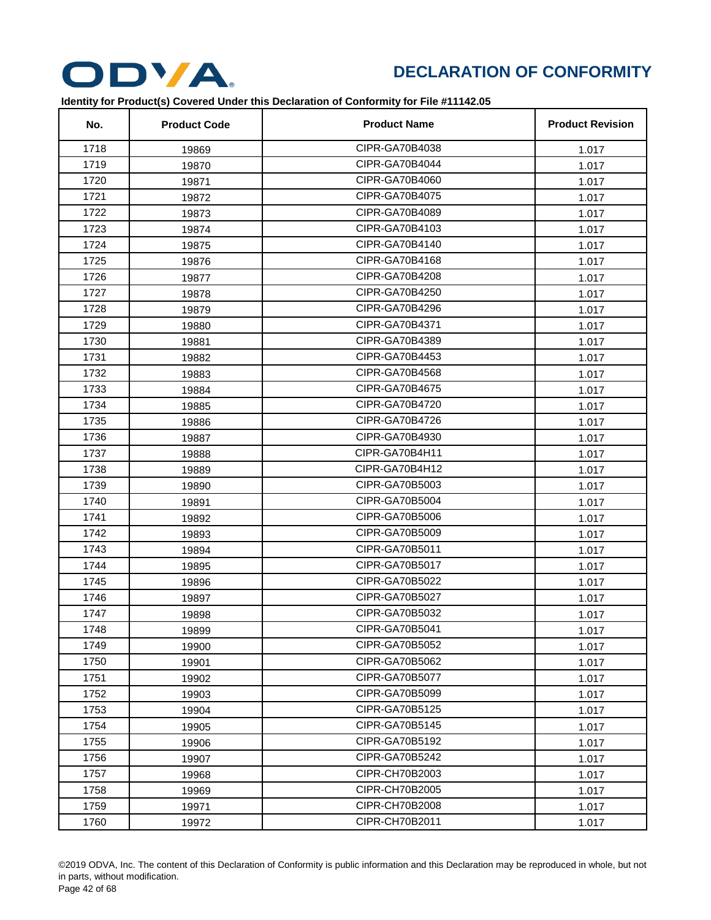# DECLARATION OF CONFORMITY

**Identity for Product(s) Covered Under this Declaration of Conformity for File #11142.05**

| No. | Product Code | Product Name | Product Revision |
|---|---|---|---|
| 1718 | 19869 | CIPR-GA70B4038 | 1.017 |
| 1719 | 19870 | CIPR-GA70B4044 | 1.017 |
| 1720 | 19871 | CIPR-GA70B4060 | 1.017 |
| 1721 | 19872 | CIPR-GA70B4075 | 1.017 |
| 1722 | 19873 | CIPR-GA70B4089 | 1.017 |
| 1723 | 19874 | CIPR-GA70B4103 | 1.017 |
| 1724 | 19875 | CIPR-GA70B4140 | 1.017 |
| 1725 | 19876 | CIPR-GA70B4168 | 1.017 |
| 1726 | 19877 | CIPR-GA70B4208 | 1.017 |
| 1727 | 19878 | CIPR-GA70B4250 | 1.017 |
| 1728 | 19879 | CIPR-GA70B4296 | 1.017 |
| 1729 | 19880 | CIPR-GA70B4371 | 1.017 |
| 1730 | 19881 | CIPR-GA70B4389 | 1.017 |
| 1731 | 19882 | CIPR-GA70B4453 | 1.017 |
| 1732 | 19883 | CIPR-GA70B4568 | 1.017 |
| 1733 | 19884 | CIPR-GA70B4675 | 1.017 |
| 1734 | 19885 | CIPR-GA70B4720 | 1.017 |
| 1735 | 19886 | CIPR-GA70B4726 | 1.017 |
| 1736 | 19887 | CIPR-GA70B4930 | 1.017 |
| 1737 | 19888 | CIPR-GA70B4H11 | 1.017 |
| 1738 | 19889 | CIPR-GA70B4H12 | 1.017 |
| 1739 | 19890 | CIPR-GA70B5003 | 1.017 |
| 1740 | 19891 | CIPR-GA70B5004 | 1.017 |
| 1741 | 19892 | CIPR-GA70B5006 | 1.017 |
| 1742 | 19893 | CIPR-GA70B5009 | 1.017 |
| 1743 | 19894 | CIPR-GA70B5011 | 1.017 |
| 1744 | 19895 | CIPR-GA70B5017 | 1.017 |
| 1745 | 19896 | CIPR-GA70B5022 | 1.017 |
| 1746 | 19897 | CIPR-GA70B5027 | 1.017 |
| 1747 | 19898 | CIPR-GA70B5032 | 1.017 |
| 1748 | 19899 | CIPR-GA70B5041 | 1.017 |
| 1749 | 19900 | CIPR-GA70B5052 | 1.017 |
| 1750 | 19901 | CIPR-GA70B5062 | 1.017 |
| 1751 | 19902 | CIPR-GA70B5077 | 1.017 |
| 1752 | 19903 | CIPR-GA70B5099 | 1.017 |
| 1753 | 19904 | CIPR-GA70B5125 | 1.017 |
| 1754 | 19905 | CIPR-GA70B5145 | 1.017 |
| 1755 | 19906 | CIPR-GA70B5192 | 1.017 |
| 1756 | 19907 | CIPR-GA70B5242 | 1.017 |
| 1757 | 19968 | CIPR-CH70B2003 | 1.017 |
| 1758 | 19969 | CIPR-CH70B2005 | 1.017 |
| 1759 | 19971 | CIPR-CH70B2008 | 1.017 |
| 1760 | 19972 | CIPR-CH70B2011 | 1.017 |

©2019 ODVA, Inc. The content of this Declaration of Conformity is public information and this Declaration may be reproduced in whole, but not in parts, without modification.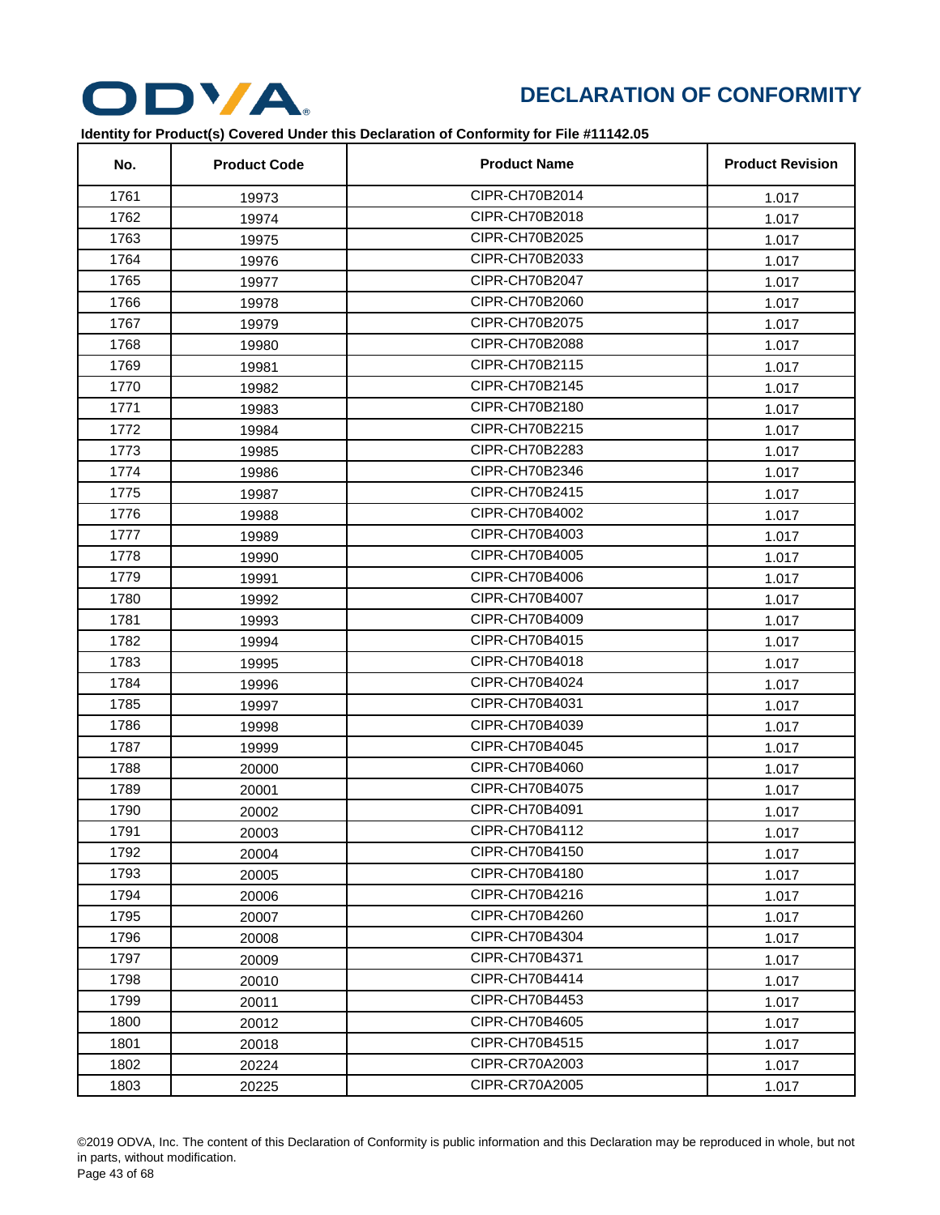# DECLARATION OF CONFORMITY

**Identity for Product(s) Covered Under this Declaration of Conformity for File #11142.05**

| No. | Product Code | Product Name | Product Revision |
|---|---|---|---|
| 1761 | 19973 | CIPR-CH70B2014 | 1.017 |
| 1762 | 19974 | CIPR-CH70B2018 | 1.017 |
| 1763 | 19975 | CIPR-CH70B2025 | 1.017 |
| 1764 | 19976 | CIPR-CH70B2033 | 1.017 |
| 1765 | 19977 | CIPR-CH70B2047 | 1.017 |
| 1766 | 19978 | CIPR-CH70B2060 | 1.017 |
| 1767 | 19979 | CIPR-CH70B2075 | 1.017 |
| 1768 | 19980 | CIPR-CH70B2088 | 1.017 |
| 1769 | 19981 | CIPR-CH70B2115 | 1.017 |
| 1770 | 19982 | CIPR-CH70B2145 | 1.017 |
| 1771 | 19983 | CIPR-CH70B2180 | 1.017 |
| 1772 | 19984 | CIPR-CH70B2215 | 1.017 |
| 1773 | 19985 | CIPR-CH70B2283 | 1.017 |
| 1774 | 19986 | CIPR-CH70B2346 | 1.017 |
| 1775 | 19987 | CIPR-CH70B2415 | 1.017 |
| 1776 | 19988 | CIPR-CH70B4002 | 1.017 |
| 1777 | 19989 | CIPR-CH70B4003 | 1.017 |
| 1778 | 19990 | CIPR-CH70B4005 | 1.017 |
| 1779 | 19991 | CIPR-CH70B4006 | 1.017 |
| 1780 | 19992 | CIPR-CH70B4007 | 1.017 |
| 1781 | 19993 | CIPR-CH70B4009 | 1.017 |
| 1782 | 19994 | CIPR-CH70B4015 | 1.017 |
| 1783 | 19995 | CIPR-CH70B4018 | 1.017 |
| 1784 | 19996 | CIPR-CH70B4024 | 1.017 |
| 1785 | 19997 | CIPR-CH70B4031 | 1.017 |
| 1786 | 19998 | CIPR-CH70B4039 | 1.017 |
| 1787 | 19999 | CIPR-CH70B4045 | 1.017 |
| 1788 | 20000 | CIPR-CH70B4060 | 1.017 |
| 1789 | 20001 | CIPR-CH70B4075 | 1.017 |
| 1790 | 20002 | CIPR-CH70B4091 | 1.017 |
| 1791 | 20003 | CIPR-CH70B4112 | 1.017 |
| 1792 | 20004 | CIPR-CH70B4150 | 1.017 |
| 1793 | 20005 | CIPR-CH70B4180 | 1.017 |
| 1794 | 20006 | CIPR-CH70B4216 | 1.017 |
| 1795 | 20007 | CIPR-CH70B4260 | 1.017 |
| 1796 | 20008 | CIPR-CH70B4304 | 1.017 |
| 1797 | 20009 | CIPR-CH70B4371 | 1.017 |
| 1798 | 20010 | CIPR-CH70B4414 | 1.017 |
| 1799 | 20011 | CIPR-CH70B4453 | 1.017 |
| 1800 | 20012 | CIPR-CH70B4605 | 1.017 |
| 1801 | 20018 | CIPR-CH70B4515 | 1.017 |
| 1802 | 20224 | CIPR-CR70A2003 | 1.017 |
| 1803 | 20225 | CIPR-CR70A2005 | 1.017 |

©2019 ODVA, Inc. The content of this Declaration of Conformity is public information and this Declaration may be reproduced in whole, but not in parts, without modification.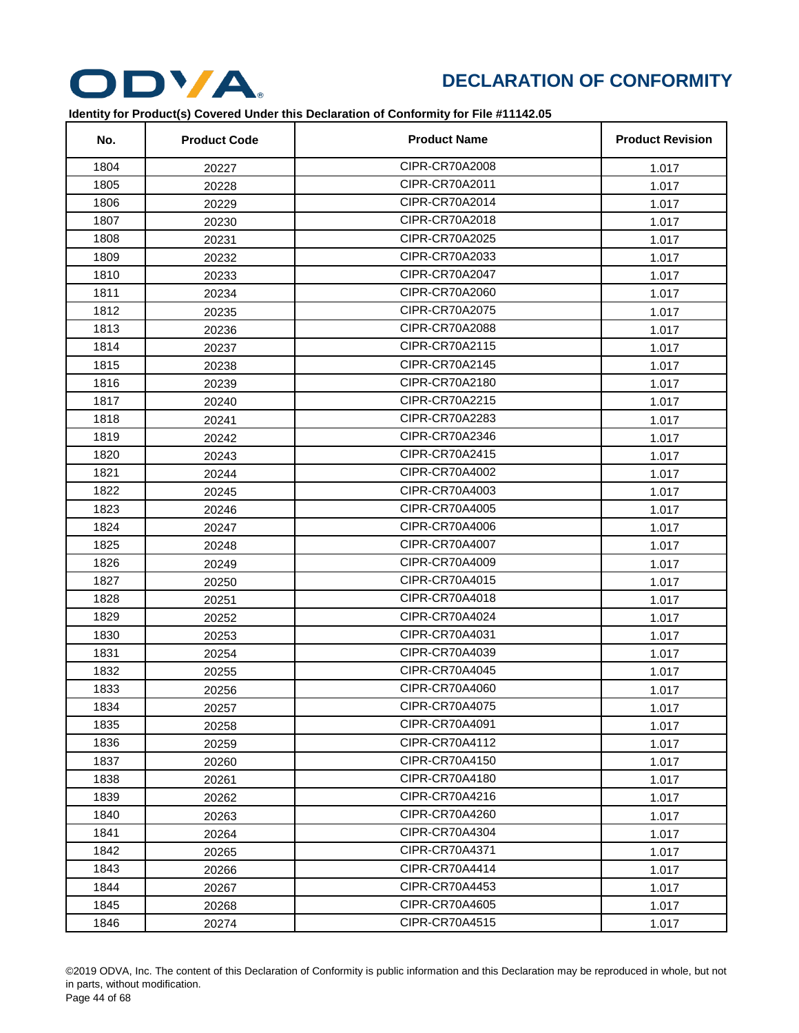# DECLARATION OF CONFORMITY

**Identity for Product(s) Covered Under this Declaration of Conformity for File #11142.05**

| No. | Product Code | Product Name | Product Revision |
|---|---|---|---|
| 1804 | 20227 | CIPR-CR70A2008 | 1.017 |
| 1805 | 20228 | CIPR-CR70A2011 | 1.017 |
| 1806 | 20229 | CIPR-CR70A2014 | 1.017 |
| 1807 | 20230 | CIPR-CR70A2018 | 1.017 |
| 1808 | 20231 | CIPR-CR70A2025 | 1.017 |
| 1809 | 20232 | CIPR-CR70A2033 | 1.017 |
| 1810 | 20233 | CIPR-CR70A2047 | 1.017 |
| 1811 | 20234 | CIPR-CR70A2060 | 1.017 |
| 1812 | 20235 | CIPR-CR70A2075 | 1.017 |
| 1813 | 20236 | CIPR-CR70A2088 | 1.017 |
| 1814 | 20237 | CIPR-CR70A2115 | 1.017 |
| 1815 | 20238 | CIPR-CR70A2145 | 1.017 |
| 1816 | 20239 | CIPR-CR70A2180 | 1.017 |
| 1817 | 20240 | CIPR-CR70A2215 | 1.017 |
| 1818 | 20241 | CIPR-CR70A2283 | 1.017 |
| 1819 | 20242 | CIPR-CR70A2346 | 1.017 |
| 1820 | 20243 | CIPR-CR70A2415 | 1.017 |
| 1821 | 20244 | CIPR-CR70A4002 | 1.017 |
| 1822 | 20245 | CIPR-CR70A4003 | 1.017 |
| 1823 | 20246 | CIPR-CR70A4005 | 1.017 |
| 1824 | 20247 | CIPR-CR70A4006 | 1.017 |
| 1825 | 20248 | CIPR-CR70A4007 | 1.017 |
| 1826 | 20249 | CIPR-CR70A4009 | 1.017 |
| 1827 | 20250 | CIPR-CR70A4015 | 1.017 |
| 1828 | 20251 | CIPR-CR70A4018 | 1.017 |
| 1829 | 20252 | CIPR-CR70A4024 | 1.017 |
| 1830 | 20253 | CIPR-CR70A4031 | 1.017 |
| 1831 | 20254 | CIPR-CR70A4039 | 1.017 |
| 1832 | 20255 | CIPR-CR70A4045 | 1.017 |
| 1833 | 20256 | CIPR-CR70A4060 | 1.017 |
| 1834 | 20257 | CIPR-CR70A4075 | 1.017 |
| 1835 | 20258 | CIPR-CR70A4091 | 1.017 |
| 1836 | 20259 | CIPR-CR70A4112 | 1.017 |
| 1837 | 20260 | CIPR-CR70A4150 | 1.017 |
| 1838 | 20261 | CIPR-CR70A4180 | 1.017 |
| 1839 | 20262 | CIPR-CR70A4216 | 1.017 |
| 1840 | 20263 | CIPR-CR70A4260 | 1.017 |
| 1841 | 20264 | CIPR-CR70A4304 | 1.017 |
| 1842 | 20265 | CIPR-CR70A4371 | 1.017 |
| 1843 | 20266 | CIPR-CR70A4414 | 1.017 |
| 1844 | 20267 | CIPR-CR70A4453 | 1.017 |
| 1845 | 20268 | CIPR-CR70A4605 | 1.017 |
| 1846 | 20274 | CIPR-CR70A4515 | 1.017 |

©2019 ODVA, Inc. The content of this Declaration of Conformity is public information and this Declaration may be reproduced in whole, but not in parts, without modification.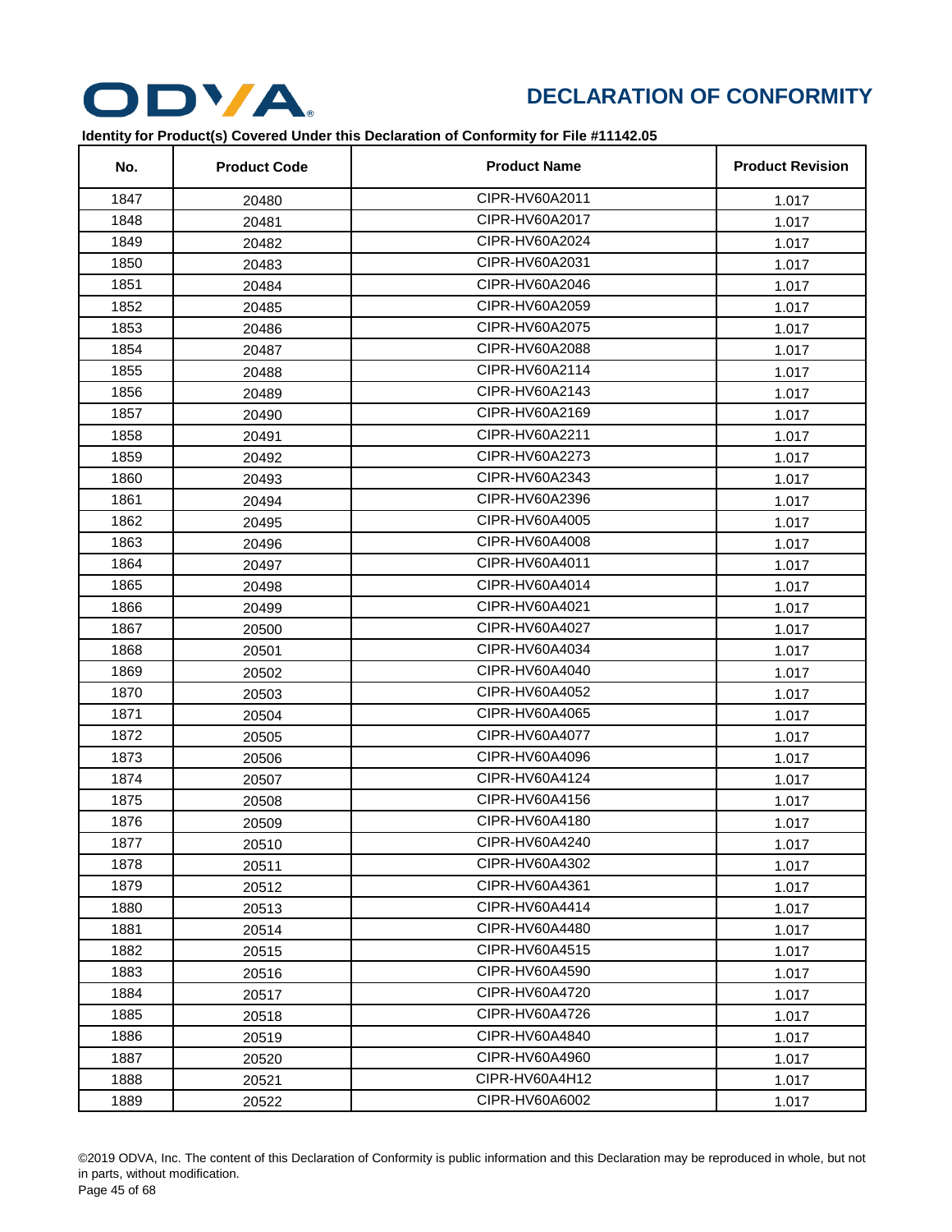# DECLARATION OF CONFORMITY

**Identity for Product(s) Covered Under this Declaration of Conformity for File #11142.05**

| No. | Product Code | Product Name | Product Revision |
|---|---|---|---|
| 1847 | 20480 | CIPR-HV60A2011 | 1.017 |
| 1848 | 20481 | CIPR-HV60A2017 | 1.017 |
| 1849 | 20482 | CIPR-HV60A2024 | 1.017 |
| 1850 | 20483 | CIPR-HV60A2031 | 1.017 |
| 1851 | 20484 | CIPR-HV60A2046 | 1.017 |
| 1852 | 20485 | CIPR-HV60A2059 | 1.017 |
| 1853 | 20486 | CIPR-HV60A2075 | 1.017 |
| 1854 | 20487 | CIPR-HV60A2088 | 1.017 |
| 1855 | 20488 | CIPR-HV60A2114 | 1.017 |
| 1856 | 20489 | CIPR-HV60A2143 | 1.017 |
| 1857 | 20490 | CIPR-HV60A2169 | 1.017 |
| 1858 | 20491 | CIPR-HV60A2211 | 1.017 |
| 1859 | 20492 | CIPR-HV60A2273 | 1.017 |
| 1860 | 20493 | CIPR-HV60A2343 | 1.017 |
| 1861 | 20494 | CIPR-HV60A2396 | 1.017 |
| 1862 | 20495 | CIPR-HV60A4005 | 1.017 |
| 1863 | 20496 | CIPR-HV60A4008 | 1.017 |
| 1864 | 20497 | CIPR-HV60A4011 | 1.017 |
| 1865 | 20498 | CIPR-HV60A4014 | 1.017 |
| 1866 | 20499 | CIPR-HV60A4021 | 1.017 |
| 1867 | 20500 | CIPR-HV60A4027 | 1.017 |
| 1868 | 20501 | CIPR-HV60A4034 | 1.017 |
| 1869 | 20502 | CIPR-HV60A4040 | 1.017 |
| 1870 | 20503 | CIPR-HV60A4052 | 1.017 |
| 1871 | 20504 | CIPR-HV60A4065 | 1.017 |
| 1872 | 20505 | CIPR-HV60A4077 | 1.017 |
| 1873 | 20506 | CIPR-HV60A4096 | 1.017 |
| 1874 | 20507 | CIPR-HV60A4124 | 1.017 |
| 1875 | 20508 | CIPR-HV60A4156 | 1.017 |
| 1876 | 20509 | CIPR-HV60A4180 | 1.017 |
| 1877 | 20510 | CIPR-HV60A4240 | 1.017 |
| 1878 | 20511 | CIPR-HV60A4302 | 1.017 |
| 1879 | 20512 | CIPR-HV60A4361 | 1.017 |
| 1880 | 20513 | CIPR-HV60A4414 | 1.017 |
| 1881 | 20514 | CIPR-HV60A4480 | 1.017 |
| 1882 | 20515 | CIPR-HV60A4515 | 1.017 |
| 1883 | 20516 | CIPR-HV60A4590 | 1.017 |
| 1884 | 20517 | CIPR-HV60A4720 | 1.017 |
| 1885 | 20518 | CIPR-HV60A4726 | 1.017 |
| 1886 | 20519 | CIPR-HV60A4840 | 1.017 |
| 1887 | 20520 | CIPR-HV60A4960 | 1.017 |
| 1888 | 20521 | CIPR-HV60A4H12 | 1.017 |
| 1889 | 20522 | CIPR-HV60A6002 | 1.017 |

©2019 ODVA, Inc. The content of this Declaration of Conformity is public information and this Declaration may be reproduced in whole, but not in parts, without modification.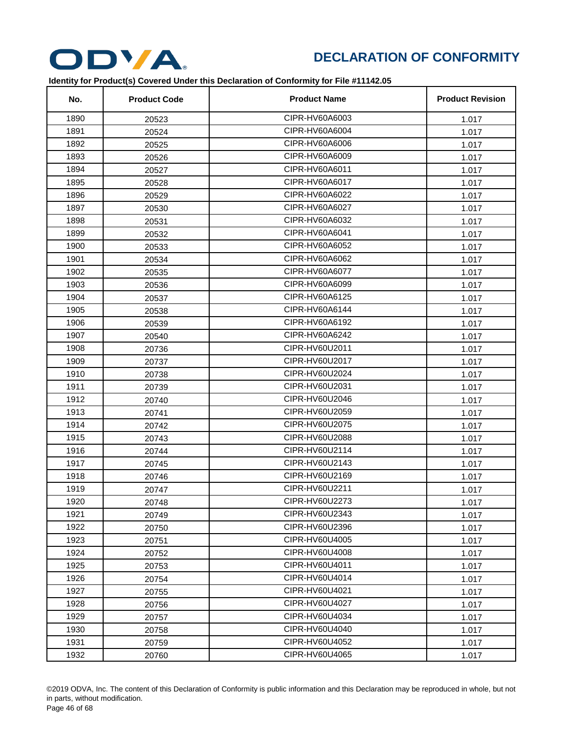# DECLARATION OF CONFORMITY

**Identity for Product(s) Covered Under this Declaration of Conformity for File #11142.05**

| No. | Product Code | Product Name | Product Revision |
|---|---|---|---|
| 1890 | 20523 | CIPR-HV60A6003 | 1.017 |
| 1891 | 20524 | CIPR-HV60A6004 | 1.017 |
| 1892 | 20525 | CIPR-HV60A6006 | 1.017 |
| 1893 | 20526 | CIPR-HV60A6009 | 1.017 |
| 1894 | 20527 | CIPR-HV60A6011 | 1.017 |
| 1895 | 20528 | CIPR-HV60A6017 | 1.017 |
| 1896 | 20529 | CIPR-HV60A6022 | 1.017 |
| 1897 | 20530 | CIPR-HV60A6027 | 1.017 |
| 1898 | 20531 | CIPR-HV60A6032 | 1.017 |
| 1899 | 20532 | CIPR-HV60A6041 | 1.017 |
| 1900 | 20533 | CIPR-HV60A6052 | 1.017 |
| 1901 | 20534 | CIPR-HV60A6062 | 1.017 |
| 1902 | 20535 | CIPR-HV60A6077 | 1.017 |
| 1903 | 20536 | CIPR-HV60A6099 | 1.017 |
| 1904 | 20537 | CIPR-HV60A6125 | 1.017 |
| 1905 | 20538 | CIPR-HV60A6144 | 1.017 |
| 1906 | 20539 | CIPR-HV60A6192 | 1.017 |
| 1907 | 20540 | CIPR-HV60A6242 | 1.017 |
| 1908 | 20736 | CIPR-HV60U2011 | 1.017 |
| 1909 | 20737 | CIPR-HV60U2017 | 1.017 |
| 1910 | 20738 | CIPR-HV60U2024 | 1.017 |
| 1911 | 20739 | CIPR-HV60U2031 | 1.017 |
| 1912 | 20740 | CIPR-HV60U2046 | 1.017 |
| 1913 | 20741 | CIPR-HV60U2059 | 1.017 |
| 1914 | 20742 | CIPR-HV60U2075 | 1.017 |
| 1915 | 20743 | CIPR-HV60U2088 | 1.017 |
| 1916 | 20744 | CIPR-HV60U2114 | 1.017 |
| 1917 | 20745 | CIPR-HV60U2143 | 1.017 |
| 1918 | 20746 | CIPR-HV60U2169 | 1.017 |
| 1919 | 20747 | CIPR-HV60U2211 | 1.017 |
| 1920 | 20748 | CIPR-HV60U2273 | 1.017 |
| 1921 | 20749 | CIPR-HV60U2343 | 1.017 |
| 1922 | 20750 | CIPR-HV60U2396 | 1.017 |
| 1923 | 20751 | CIPR-HV60U4005 | 1.017 |
| 1924 | 20752 | CIPR-HV60U4008 | 1.017 |
| 1925 | 20753 | CIPR-HV60U4011 | 1.017 |
| 1926 | 20754 | CIPR-HV60U4014 | 1.017 |
| 1927 | 20755 | CIPR-HV60U4021 | 1.017 |
| 1928 | 20756 | CIPR-HV60U4027 | 1.017 |
| 1929 | 20757 | CIPR-HV60U4034 | 1.017 |
| 1930 | 20758 | CIPR-HV60U4040 | 1.017 |
| 1931 | 20759 | CIPR-HV60U4052 | 1.017 |
| 1932 | 20760 | CIPR-HV60U4065 | 1.017 |

©2019 ODVA, Inc. The content of this Declaration of Conformity is public information and this Declaration may be reproduced in whole, but not in parts, without modification.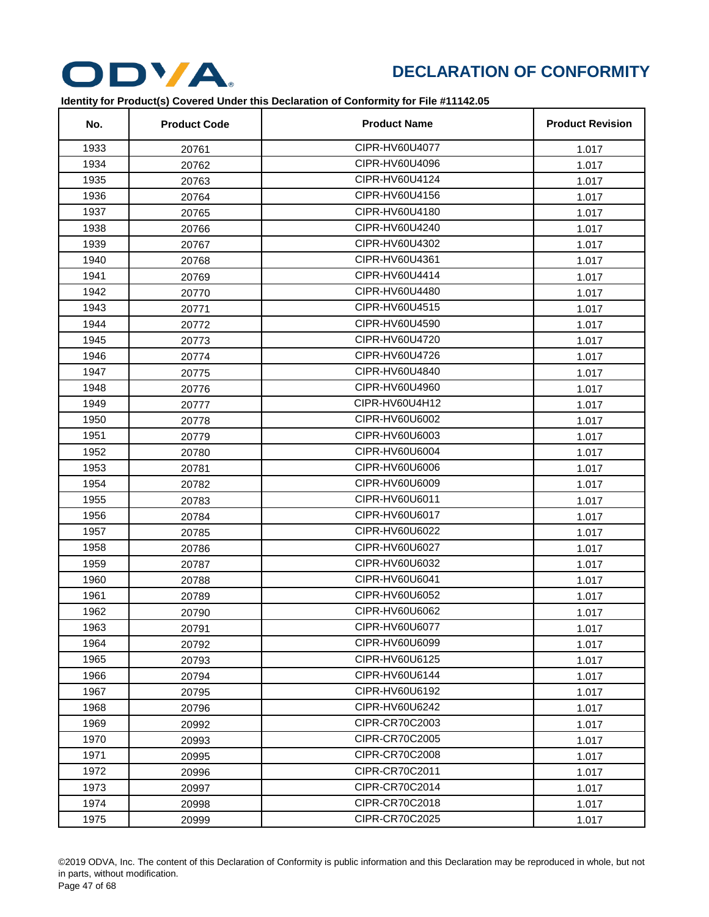# DECLARATION OF CONFORMITY

**Identity for Product(s) Covered Under this Declaration of Conformity for File #11142.05**

| No. | Product Code | Product Name | Product Revision |
|---|---|---|---|
| 1933 | 20761 | CIPR-HV60U4077 | 1.017 |
| 1934 | 20762 | CIPR-HV60U4096 | 1.017 |
| 1935 | 20763 | CIPR-HV60U4124 | 1.017 |
| 1936 | 20764 | CIPR-HV60U4156 | 1.017 |
| 1937 | 20765 | CIPR-HV60U4180 | 1.017 |
| 1938 | 20766 | CIPR-HV60U4240 | 1.017 |
| 1939 | 20767 | CIPR-HV60U4302 | 1.017 |
| 1940 | 20768 | CIPR-HV60U4361 | 1.017 |
| 1941 | 20769 | CIPR-HV60U4414 | 1.017 |
| 1942 | 20770 | CIPR-HV60U4480 | 1.017 |
| 1943 | 20771 | CIPR-HV60U4515 | 1.017 |
| 1944 | 20772 | CIPR-HV60U4590 | 1.017 |
| 1945 | 20773 | CIPR-HV60U4720 | 1.017 |
| 1946 | 20774 | CIPR-HV60U4726 | 1.017 |
| 1947 | 20775 | CIPR-HV60U4840 | 1.017 |
| 1948 | 20776 | CIPR-HV60U4960 | 1.017 |
| 1949 | 20777 | CIPR-HV60U4H12 | 1.017 |
| 1950 | 20778 | CIPR-HV60U6002 | 1.017 |
| 1951 | 20779 | CIPR-HV60U6003 | 1.017 |
| 1952 | 20780 | CIPR-HV60U6004 | 1.017 |
| 1953 | 20781 | CIPR-HV60U6006 | 1.017 |
| 1954 | 20782 | CIPR-HV60U6009 | 1.017 |
| 1955 | 20783 | CIPR-HV60U6011 | 1.017 |
| 1956 | 20784 | CIPR-HV60U6017 | 1.017 |
| 1957 | 20785 | CIPR-HV60U6022 | 1.017 |
| 1958 | 20786 | CIPR-HV60U6027 | 1.017 |
| 1959 | 20787 | CIPR-HV60U6032 | 1.017 |
| 1960 | 20788 | CIPR-HV60U6041 | 1.017 |
| 1961 | 20789 | CIPR-HV60U6052 | 1.017 |
| 1962 | 20790 | CIPR-HV60U6062 | 1.017 |
| 1963 | 20791 | CIPR-HV60U6077 | 1.017 |
| 1964 | 20792 | CIPR-HV60U6099 | 1.017 |
| 1965 | 20793 | CIPR-HV60U6125 | 1.017 |
| 1966 | 20794 | CIPR-HV60U6144 | 1.017 |
| 1967 | 20795 | CIPR-HV60U6192 | 1.017 |
| 1968 | 20796 | CIPR-HV60U6242 | 1.017 |
| 1969 | 20992 | CIPR-CR70C2003 | 1.017 |
| 1970 | 20993 | CIPR-CR70C2005 | 1.017 |
| 1971 | 20995 | CIPR-CR70C2008 | 1.017 |
| 1972 | 20996 | CIPR-CR70C2011 | 1.017 |
| 1973 | 20997 | CIPR-CR70C2014 | 1.017 |
| 1974 | 20998 | CIPR-CR70C2018 | 1.017 |
| 1975 | 20999 | CIPR-CR70C2025 | 1.017 |

©2019 ODVA, Inc. The content of this Declaration of Conformity is public information and this Declaration may be reproduced in whole, but not in parts, without modification.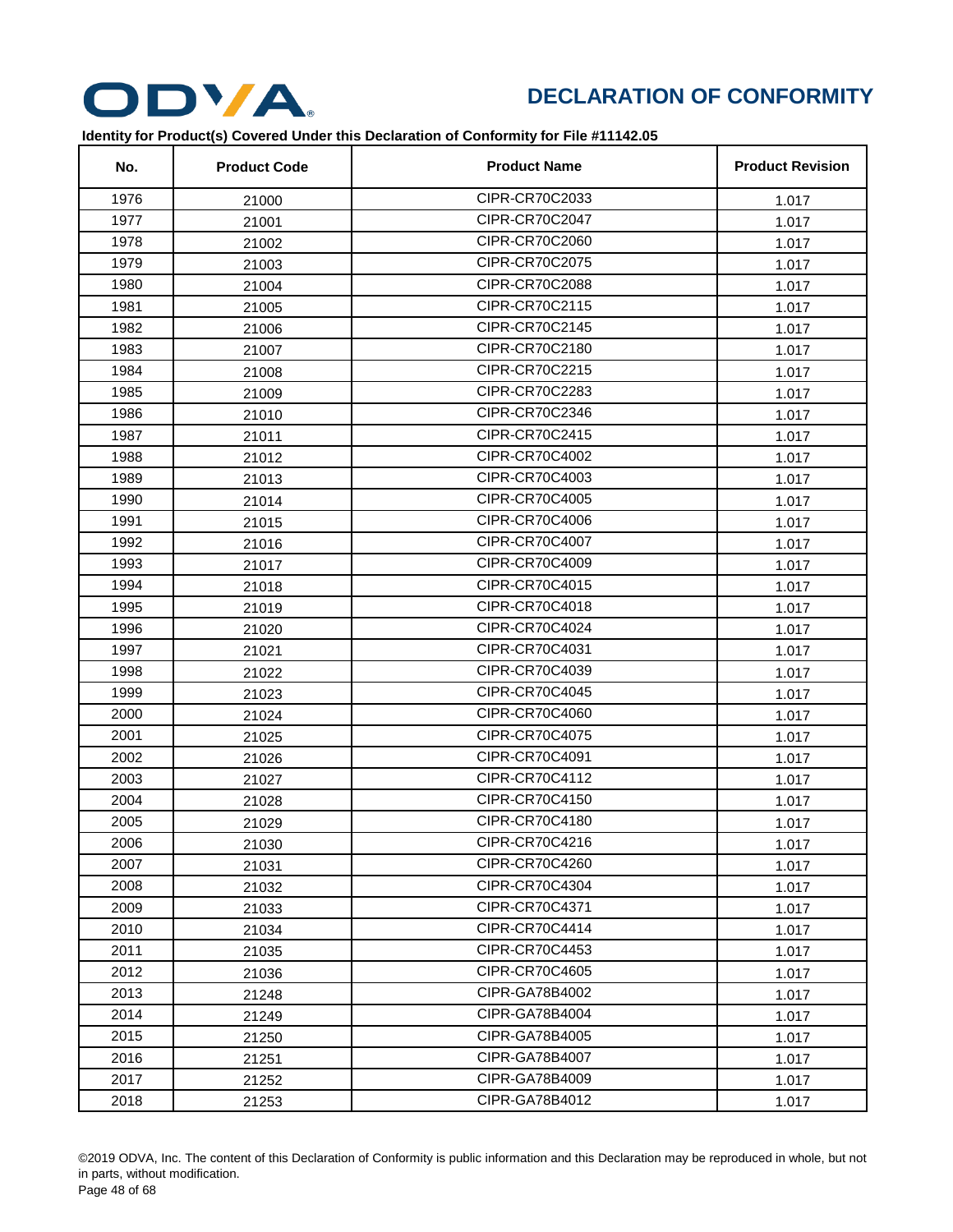# DECLARATION OF CONFORMITY

**Identity for Product(s) Covered Under this Declaration of Conformity for File #11142.05**

| No. | Product Code | Product Name | Product Revision |
|---|---|---|---|
| 1976 | 21000 | CIPR-CR70C2033 | 1.017 |
| 1977 | 21001 | CIPR-CR70C2047 | 1.017 |
| 1978 | 21002 | CIPR-CR70C2060 | 1.017 |
| 1979 | 21003 | CIPR-CR70C2075 | 1.017 |
| 1980 | 21004 | CIPR-CR70C2088 | 1.017 |
| 1981 | 21005 | CIPR-CR70C2115 | 1.017 |
| 1982 | 21006 | CIPR-CR70C2145 | 1.017 |
| 1983 | 21007 | CIPR-CR70C2180 | 1.017 |
| 1984 | 21008 | CIPR-CR70C2215 | 1.017 |
| 1985 | 21009 | CIPR-CR70C2283 | 1.017 |
| 1986 | 21010 | CIPR-CR70C2346 | 1.017 |
| 1987 | 21011 | CIPR-CR70C2415 | 1.017 |
| 1988 | 21012 | CIPR-CR70C4002 | 1.017 |
| 1989 | 21013 | CIPR-CR70C4003 | 1.017 |
| 1990 | 21014 | CIPR-CR70C4005 | 1.017 |
| 1991 | 21015 | CIPR-CR70C4006 | 1.017 |
| 1992 | 21016 | CIPR-CR70C4007 | 1.017 |
| 1993 | 21017 | CIPR-CR70C4009 | 1.017 |
| 1994 | 21018 | CIPR-CR70C4015 | 1.017 |
| 1995 | 21019 | CIPR-CR70C4018 | 1.017 |
| 1996 | 21020 | CIPR-CR70C4024 | 1.017 |
| 1997 | 21021 | CIPR-CR70C4031 | 1.017 |
| 1998 | 21022 | CIPR-CR70C4039 | 1.017 |
| 1999 | 21023 | CIPR-CR70C4045 | 1.017 |
| 2000 | 21024 | CIPR-CR70C4060 | 1.017 |
| 2001 | 21025 | CIPR-CR70C4075 | 1.017 |
| 2002 | 21026 | CIPR-CR70C4091 | 1.017 |
| 2003 | 21027 | CIPR-CR70C4112 | 1.017 |
| 2004 | 21028 | CIPR-CR70C4150 | 1.017 |
| 2005 | 21029 | CIPR-CR70C4180 | 1.017 |
| 2006 | 21030 | CIPR-CR70C4216 | 1.017 |
| 2007 | 21031 | CIPR-CR70C4260 | 1.017 |
| 2008 | 21032 | CIPR-CR70C4304 | 1.017 |
| 2009 | 21033 | CIPR-CR70C4371 | 1.017 |
| 2010 | 21034 | CIPR-CR70C4414 | 1.017 |
| 2011 | 21035 | CIPR-CR70C4453 | 1.017 |
| 2012 | 21036 | CIPR-CR70C4605 | 1.017 |
| 2013 | 21248 | CIPR-GA78B4002 | 1.017 |
| 2014 | 21249 | CIPR-GA78B4004 | 1.017 |
| 2015 | 21250 | CIPR-GA78B4005 | 1.017 |
| 2016 | 21251 | CIPR-GA78B4007 | 1.017 |
| 2017 | 21252 | CIPR-GA78B4009 | 1.017 |
| 2018 | 21253 | CIPR-GA78B4012 | 1.017 |

©2019 ODVA, Inc. The content of this Declaration of Conformity is public information and this Declaration may be reproduced in whole, but not in parts, without modification.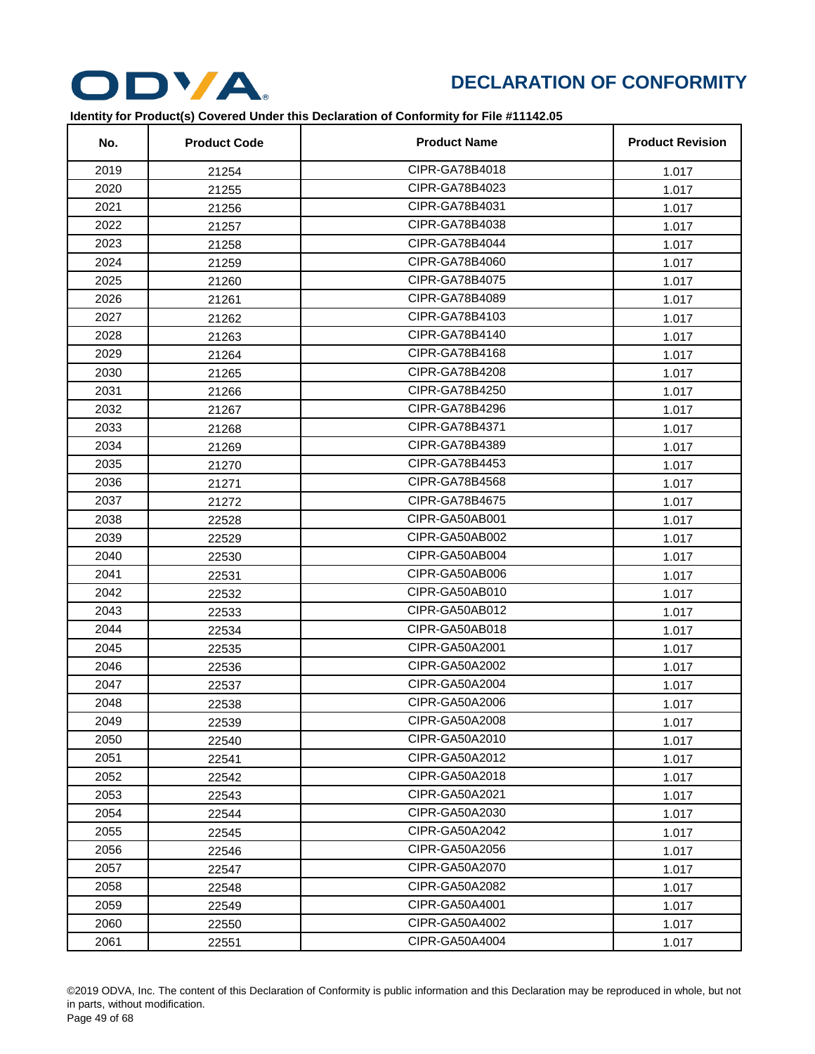# DECLARATION OF CONFORMITY

**Identity for Product(s) Covered Under this Declaration of Conformity for File #11142.05**

| No. | Product Code | Product Name | Product Revision |
|---|---|---|---|
| 2019 | 21254 | CIPR-GA78B4018 | 1.017 |
| 2020 | 21255 | CIPR-GA78B4023 | 1.017 |
| 2021 | 21256 | CIPR-GA78B4031 | 1.017 |
| 2022 | 21257 | CIPR-GA78B4038 | 1.017 |
| 2023 | 21258 | CIPR-GA78B4044 | 1.017 |
| 2024 | 21259 | CIPR-GA78B4060 | 1.017 |
| 2025 | 21260 | CIPR-GA78B4075 | 1.017 |
| 2026 | 21261 | CIPR-GA78B4089 | 1.017 |
| 2027 | 21262 | CIPR-GA78B4103 | 1.017 |
| 2028 | 21263 | CIPR-GA78B4140 | 1.017 |
| 2029 | 21264 | CIPR-GA78B4168 | 1.017 |
| 2030 | 21265 | CIPR-GA78B4208 | 1.017 |
| 2031 | 21266 | CIPR-GA78B4250 | 1.017 |
| 2032 | 21267 | CIPR-GA78B4296 | 1.017 |
| 2033 | 21268 | CIPR-GA78B4371 | 1.017 |
| 2034 | 21269 | CIPR-GA78B4389 | 1.017 |
| 2035 | 21270 | CIPR-GA78B4453 | 1.017 |
| 2036 | 21271 | CIPR-GA78B4568 | 1.017 |
| 2037 | 21272 | CIPR-GA78B4675 | 1.017 |
| 2038 | 22528 | CIPR-GA50AB001 | 1.017 |
| 2039 | 22529 | CIPR-GA50AB002 | 1.017 |
| 2040 | 22530 | CIPR-GA50AB004 | 1.017 |
| 2041 | 22531 | CIPR-GA50AB006 | 1.017 |
| 2042 | 22532 | CIPR-GA50AB010 | 1.017 |
| 2043 | 22533 | CIPR-GA50AB012 | 1.017 |
| 2044 | 22534 | CIPR-GA50AB018 | 1.017 |
| 2045 | 22535 | CIPR-GA50A2001 | 1.017 |
| 2046 | 22536 | CIPR-GA50A2002 | 1.017 |
| 2047 | 22537 | CIPR-GA50A2004 | 1.017 |
| 2048 | 22538 | CIPR-GA50A2006 | 1.017 |
| 2049 | 22539 | CIPR-GA50A2008 | 1.017 |
| 2050 | 22540 | CIPR-GA50A2010 | 1.017 |
| 2051 | 22541 | CIPR-GA50A2012 | 1.017 |
| 2052 | 22542 | CIPR-GA50A2018 | 1.017 |
| 2053 | 22543 | CIPR-GA50A2021 | 1.017 |
| 2054 | 22544 | CIPR-GA50A2030 | 1.017 |
| 2055 | 22545 | CIPR-GA50A2042 | 1.017 |
| 2056 | 22546 | CIPR-GA50A2056 | 1.017 |
| 2057 | 22547 | CIPR-GA50A2070 | 1.017 |
| 2058 | 22548 | CIPR-GA50A2082 | 1.017 |
| 2059 | 22549 | CIPR-GA50A4001 | 1.017 |
| 2060 | 22550 | CIPR-GA50A4002 | 1.017 |
| 2061 | 22551 | CIPR-GA50A4004 | 1.017 |

©2019 ODVA, Inc. The content of this Declaration of Conformity is public information and this Declaration may be reproduced in whole, but not in parts, without modification.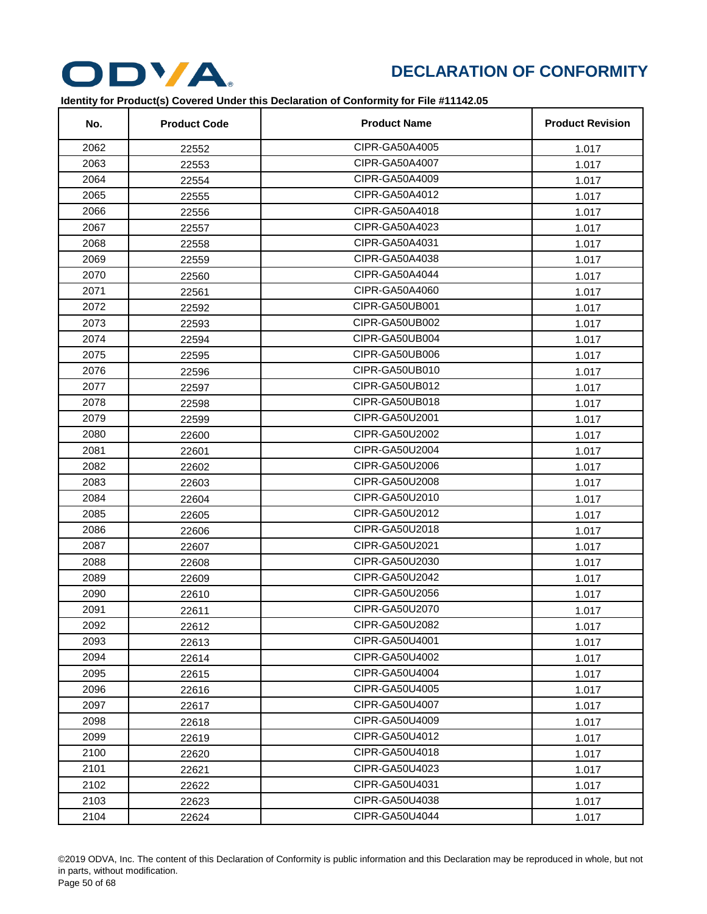# DECLARATION OF CONFORMITY

**Identity for Product(s) Covered Under this Declaration of Conformity for File #11142.05**

| No. | Product Code | Product Name | Product Revision |
|---|---|---|---|
| 2062 | 22552 | CIPR-GA50A4005 | 1.017 |
| 2063 | 22553 | CIPR-GA50A4007 | 1.017 |
| 2064 | 22554 | CIPR-GA50A4009 | 1.017 |
| 2065 | 22555 | CIPR-GA50A4012 | 1.017 |
| 2066 | 22556 | CIPR-GA50A4018 | 1.017 |
| 2067 | 22557 | CIPR-GA50A4023 | 1.017 |
| 2068 | 22558 | CIPR-GA50A4031 | 1.017 |
| 2069 | 22559 | CIPR-GA50A4038 | 1.017 |
| 2070 | 22560 | CIPR-GA50A4044 | 1.017 |
| 2071 | 22561 | CIPR-GA50A4060 | 1.017 |
| 2072 | 22592 | CIPR-GA50UB001 | 1.017 |
| 2073 | 22593 | CIPR-GA50UB002 | 1.017 |
| 2074 | 22594 | CIPR-GA50UB004 | 1.017 |
| 2075 | 22595 | CIPR-GA50UB006 | 1.017 |
| 2076 | 22596 | CIPR-GA50UB010 | 1.017 |
| 2077 | 22597 | CIPR-GA50UB012 | 1.017 |
| 2078 | 22598 | CIPR-GA50UB018 | 1.017 |
| 2079 | 22599 | CIPR-GA50U2001 | 1.017 |
| 2080 | 22600 | CIPR-GA50U2002 | 1.017 |
| 2081 | 22601 | CIPR-GA50U2004 | 1.017 |
| 2082 | 22602 | CIPR-GA50U2006 | 1.017 |
| 2083 | 22603 | CIPR-GA50U2008 | 1.017 |
| 2084 | 22604 | CIPR-GA50U2010 | 1.017 |
| 2085 | 22605 | CIPR-GA50U2012 | 1.017 |
| 2086 | 22606 | CIPR-GA50U2018 | 1.017 |
| 2087 | 22607 | CIPR-GA50U2021 | 1.017 |
| 2088 | 22608 | CIPR-GA50U2030 | 1.017 |
| 2089 | 22609 | CIPR-GA50U2042 | 1.017 |
| 2090 | 22610 | CIPR-GA50U2056 | 1.017 |
| 2091 | 22611 | CIPR-GA50U2070 | 1.017 |
| 2092 | 22612 | CIPR-GA50U2082 | 1.017 |
| 2093 | 22613 | CIPR-GA50U4001 | 1.017 |
| 2094 | 22614 | CIPR-GA50U4002 | 1.017 |
| 2095 | 22615 | CIPR-GA50U4004 | 1.017 |
| 2096 | 22616 | CIPR-GA50U4005 | 1.017 |
| 2097 | 22617 | CIPR-GA50U4007 | 1.017 |
| 2098 | 22618 | CIPR-GA50U4009 | 1.017 |
| 2099 | 22619 | CIPR-GA50U4012 | 1.017 |
| 2100 | 22620 | CIPR-GA50U4018 | 1.017 |
| 2101 | 22621 | CIPR-GA50U4023 | 1.017 |
| 2102 | 22622 | CIPR-GA50U4031 | 1.017 |
| 2103 | 22623 | CIPR-GA50U4038 | 1.017 |
| 2104 | 22624 | CIPR-GA50U4044 | 1.017 |

©2019 ODVA, Inc. The content of this Declaration of Conformity is public information and this Declaration may be reproduced in whole, but not in parts, without modification.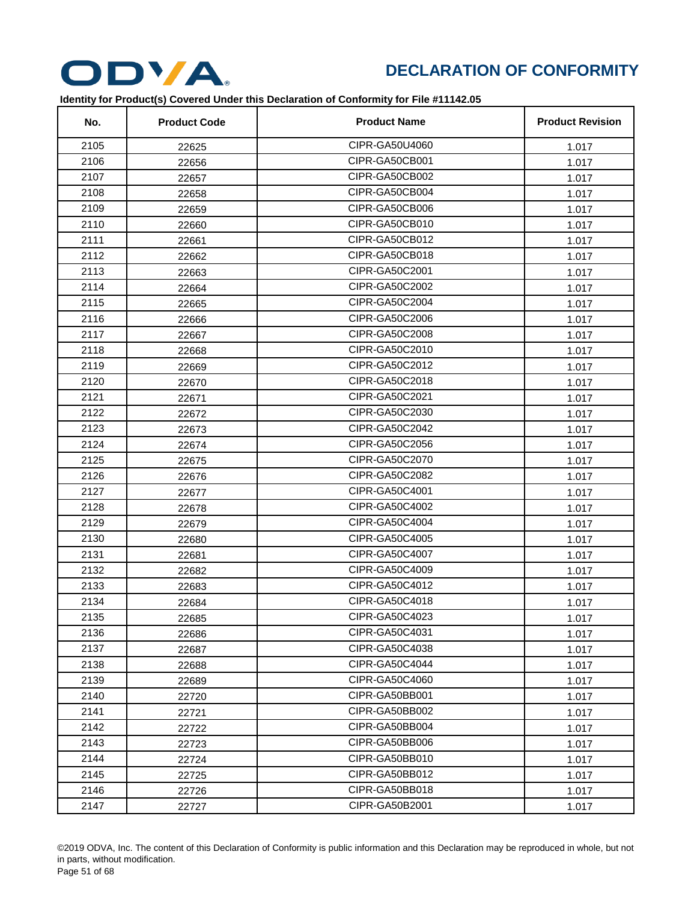# DECLARATION OF CONFORMITY

**Identity for Product(s) Covered Under this Declaration of Conformity for File #11142.05**

| No. | Product Code | Product Name | Product Revision |
|---|---|---|---|
| 2105 | 22625 | CIPR-GA50U4060 | 1.017 |
| 2106 | 22656 | CIPR-GA50CB001 | 1.017 |
| 2107 | 22657 | CIPR-GA50CB002 | 1.017 |
| 2108 | 22658 | CIPR-GA50CB004 | 1.017 |
| 2109 | 22659 | CIPR-GA50CB006 | 1.017 |
| 2110 | 22660 | CIPR-GA50CB010 | 1.017 |
| 2111 | 22661 | CIPR-GA50CB012 | 1.017 |
| 2112 | 22662 | CIPR-GA50CB018 | 1.017 |
| 2113 | 22663 | CIPR-GA50C2001 | 1.017 |
| 2114 | 22664 | CIPR-GA50C2002 | 1.017 |
| 2115 | 22665 | CIPR-GA50C2004 | 1.017 |
| 2116 | 22666 | CIPR-GA50C2006 | 1.017 |
| 2117 | 22667 | CIPR-GA50C2008 | 1.017 |
| 2118 | 22668 | CIPR-GA50C2010 | 1.017 |
| 2119 | 22669 | CIPR-GA50C2012 | 1.017 |
| 2120 | 22670 | CIPR-GA50C2018 | 1.017 |
| 2121 | 22671 | CIPR-GA50C2021 | 1.017 |
| 2122 | 22672 | CIPR-GA50C2030 | 1.017 |
| 2123 | 22673 | CIPR-GA50C2042 | 1.017 |
| 2124 | 22674 | CIPR-GA50C2056 | 1.017 |
| 2125 | 22675 | CIPR-GA50C2070 | 1.017 |
| 2126 | 22676 | CIPR-GA50C2082 | 1.017 |
| 2127 | 22677 | CIPR-GA50C4001 | 1.017 |
| 2128 | 22678 | CIPR-GA50C4002 | 1.017 |
| 2129 | 22679 | CIPR-GA50C4004 | 1.017 |
| 2130 | 22680 | CIPR-GA50C4005 | 1.017 |
| 2131 | 22681 | CIPR-GA50C4007 | 1.017 |
| 2132 | 22682 | CIPR-GA50C4009 | 1.017 |
| 2133 | 22683 | CIPR-GA50C4012 | 1.017 |
| 2134 | 22684 | CIPR-GA50C4018 | 1.017 |
| 2135 | 22685 | CIPR-GA50C4023 | 1.017 |
| 2136 | 22686 | CIPR-GA50C4031 | 1.017 |
| 2137 | 22687 | CIPR-GA50C4038 | 1.017 |
| 2138 | 22688 | CIPR-GA50C4044 | 1.017 |
| 2139 | 22689 | CIPR-GA50C4060 | 1.017 |
| 2140 | 22720 | CIPR-GA50BB001 | 1.017 |
| 2141 | 22721 | CIPR-GA50BB002 | 1.017 |
| 2142 | 22722 | CIPR-GA50BB004 | 1.017 |
| 2143 | 22723 | CIPR-GA50BB006 | 1.017 |
| 2144 | 22724 | CIPR-GA50BB010 | 1.017 |
| 2145 | 22725 | CIPR-GA50BB012 | 1.017 |
| 2146 | 22726 | CIPR-GA50BB018 | 1.017 |
| 2147 | 22727 | CIPR-GA50B2001 | 1.017 |

©2019 ODVA, Inc. The content of this Declaration of Conformity is public information and this Declaration may be reproduced in whole, but not in parts, without modification.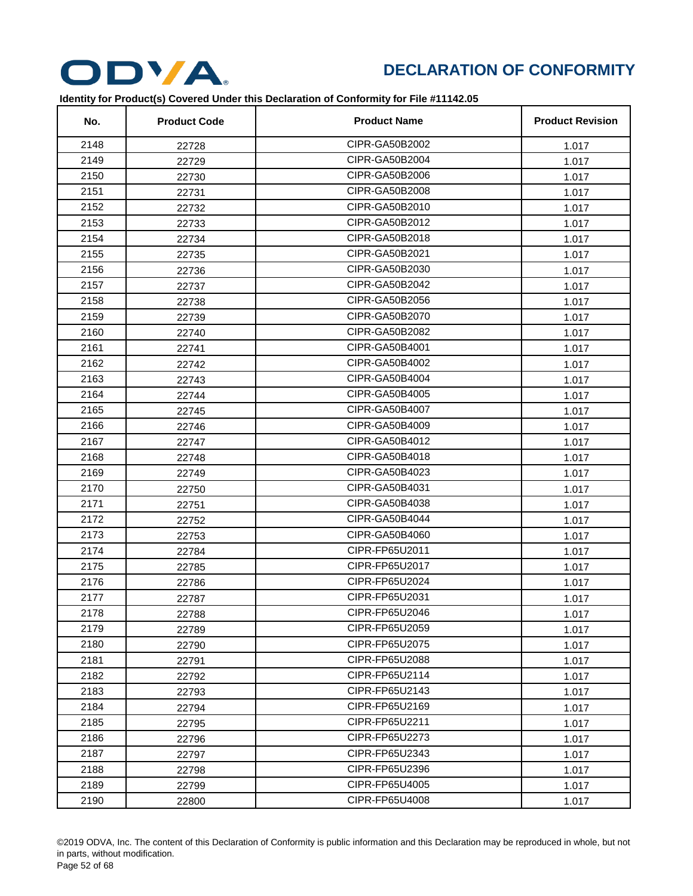# DECLARATION OF CONFORMITY

**Identity for Product(s) Covered Under this Declaration of Conformity for File #11142.05**

| No. | Product Code | Product Name | Product Revision |
|---|---|---|---|
| 2148 | 22728 | CIPR-GA50B2002 | 1.017 |
| 2149 | 22729 | CIPR-GA50B2004 | 1.017 |
| 2150 | 22730 | CIPR-GA50B2006 | 1.017 |
| 2151 | 22731 | CIPR-GA50B2008 | 1.017 |
| 2152 | 22732 | CIPR-GA50B2010 | 1.017 |
| 2153 | 22733 | CIPR-GA50B2012 | 1.017 |
| 2154 | 22734 | CIPR-GA50B2018 | 1.017 |
| 2155 | 22735 | CIPR-GA50B2021 | 1.017 |
| 2156 | 22736 | CIPR-GA50B2030 | 1.017 |
| 2157 | 22737 | CIPR-GA50B2042 | 1.017 |
| 2158 | 22738 | CIPR-GA50B2056 | 1.017 |
| 2159 | 22739 | CIPR-GA50B2070 | 1.017 |
| 2160 | 22740 | CIPR-GA50B2082 | 1.017 |
| 2161 | 22741 | CIPR-GA50B4001 | 1.017 |
| 2162 | 22742 | CIPR-GA50B4002 | 1.017 |
| 2163 | 22743 | CIPR-GA50B4004 | 1.017 |
| 2164 | 22744 | CIPR-GA50B4005 | 1.017 |
| 2165 | 22745 | CIPR-GA50B4007 | 1.017 |
| 2166 | 22746 | CIPR-GA50B4009 | 1.017 |
| 2167 | 22747 | CIPR-GA50B4012 | 1.017 |
| 2168 | 22748 | CIPR-GA50B4018 | 1.017 |
| 2169 | 22749 | CIPR-GA50B4023 | 1.017 |
| 2170 | 22750 | CIPR-GA50B4031 | 1.017 |
| 2171 | 22751 | CIPR-GA50B4038 | 1.017 |
| 2172 | 22752 | CIPR-GA50B4044 | 1.017 |
| 2173 | 22753 | CIPR-GA50B4060 | 1.017 |
| 2174 | 22784 | CIPR-FP65U2011 | 1.017 |
| 2175 | 22785 | CIPR-FP65U2017 | 1.017 |
| 2176 | 22786 | CIPR-FP65U2024 | 1.017 |
| 2177 | 22787 | CIPR-FP65U2031 | 1.017 |
| 2178 | 22788 | CIPR-FP65U2046 | 1.017 |
| 2179 | 22789 | CIPR-FP65U2059 | 1.017 |
| 2180 | 22790 | CIPR-FP65U2075 | 1.017 |
| 2181 | 22791 | CIPR-FP65U2088 | 1.017 |
| 2182 | 22792 | CIPR-FP65U2114 | 1.017 |
| 2183 | 22793 | CIPR-FP65U2143 | 1.017 |
| 2184 | 22794 | CIPR-FP65U2169 | 1.017 |
| 2185 | 22795 | CIPR-FP65U2211 | 1.017 |
| 2186 | 22796 | CIPR-FP65U2273 | 1.017 |
| 2187 | 22797 | CIPR-FP65U2343 | 1.017 |
| 2188 | 22798 | CIPR-FP65U2396 | 1.017 |
| 2189 | 22799 | CIPR-FP65U4005 | 1.017 |
| 2190 | 22800 | CIPR-FP65U4008 | 1.017 |

©2019 ODVA, Inc. The content of this Declaration of Conformity is public information and this Declaration may be reproduced in whole, but not in parts, without modification.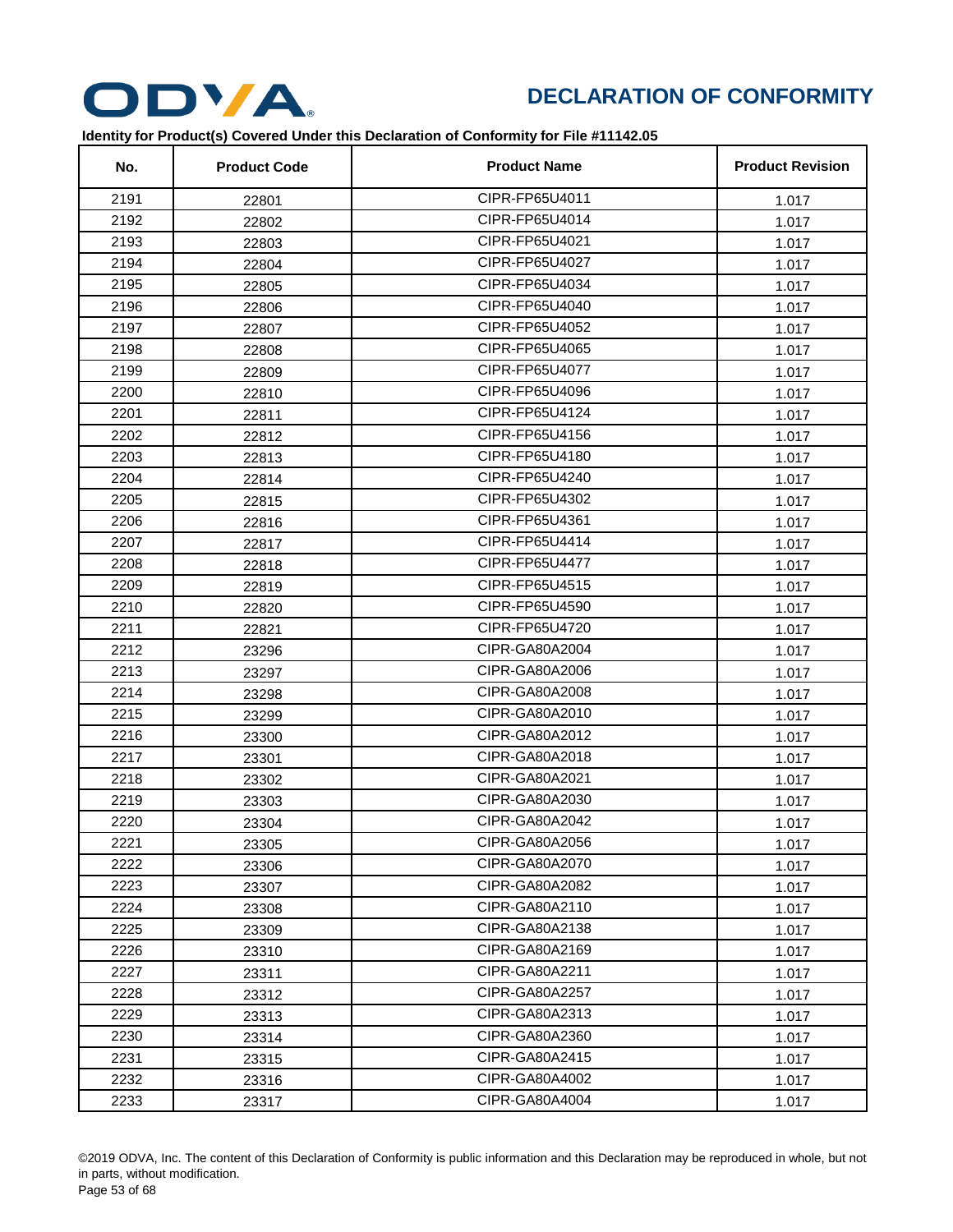# DECLARATION OF CONFORMITY

**Identity for Product(s) Covered Under this Declaration of Conformity for File #11142.05**

| No. | Product Code | Product Name | Product Revision |
|---|---|---|---|
| 2191 | 22801 | CIPR-FP65U4011 | 1.017 |
| 2192 | 22802 | CIPR-FP65U4014 | 1.017 |
| 2193 | 22803 | CIPR-FP65U4021 | 1.017 |
| 2194 | 22804 | CIPR-FP65U4027 | 1.017 |
| 2195 | 22805 | CIPR-FP65U4034 | 1.017 |
| 2196 | 22806 | CIPR-FP65U4040 | 1.017 |
| 2197 | 22807 | CIPR-FP65U4052 | 1.017 |
| 2198 | 22808 | CIPR-FP65U4065 | 1.017 |
| 2199 | 22809 | CIPR-FP65U4077 | 1.017 |
| 2200 | 22810 | CIPR-FP65U4096 | 1.017 |
| 2201 | 22811 | CIPR-FP65U4124 | 1.017 |
| 2202 | 22812 | CIPR-FP65U4156 | 1.017 |
| 2203 | 22813 | CIPR-FP65U4180 | 1.017 |
| 2204 | 22814 | CIPR-FP65U4240 | 1.017 |
| 2205 | 22815 | CIPR-FP65U4302 | 1.017 |
| 2206 | 22816 | CIPR-FP65U4361 | 1.017 |
| 2207 | 22817 | CIPR-FP65U4414 | 1.017 |
| 2208 | 22818 | CIPR-FP65U4477 | 1.017 |
| 2209 | 22819 | CIPR-FP65U4515 | 1.017 |
| 2210 | 22820 | CIPR-FP65U4590 | 1.017 |
| 2211 | 22821 | CIPR-FP65U4720 | 1.017 |
| 2212 | 23296 | CIPR-GA80A2004 | 1.017 |
| 2213 | 23297 | CIPR-GA80A2006 | 1.017 |
| 2214 | 23298 | CIPR-GA80A2008 | 1.017 |
| 2215 | 23299 | CIPR-GA80A2010 | 1.017 |
| 2216 | 23300 | CIPR-GA80A2012 | 1.017 |
| 2217 | 23301 | CIPR-GA80A2018 | 1.017 |
| 2218 | 23302 | CIPR-GA80A2021 | 1.017 |
| 2219 | 23303 | CIPR-GA80A2030 | 1.017 |
| 2220 | 23304 | CIPR-GA80A2042 | 1.017 |
| 2221 | 23305 | CIPR-GA80A2056 | 1.017 |
| 2222 | 23306 | CIPR-GA80A2070 | 1.017 |
| 2223 | 23307 | CIPR-GA80A2082 | 1.017 |
| 2224 | 23308 | CIPR-GA80A2110 | 1.017 |
| 2225 | 23309 | CIPR-GA80A2138 | 1.017 |
| 2226 | 23310 | CIPR-GA80A2169 | 1.017 |
| 2227 | 23311 | CIPR-GA80A2211 | 1.017 |
| 2228 | 23312 | CIPR-GA80A2257 | 1.017 |
| 2229 | 23313 | CIPR-GA80A2313 | 1.017 |
| 2230 | 23314 | CIPR-GA80A2360 | 1.017 |
| 2231 | 23315 | CIPR-GA80A2415 | 1.017 |
| 2232 | 23316 | CIPR-GA80A4002 | 1.017 |
| 2233 | 23317 | CIPR-GA80A4004 | 1.017 |

©2019 ODVA, Inc. The content of this Declaration of Conformity is public information and this Declaration may be reproduced in whole, but not in parts, without modification.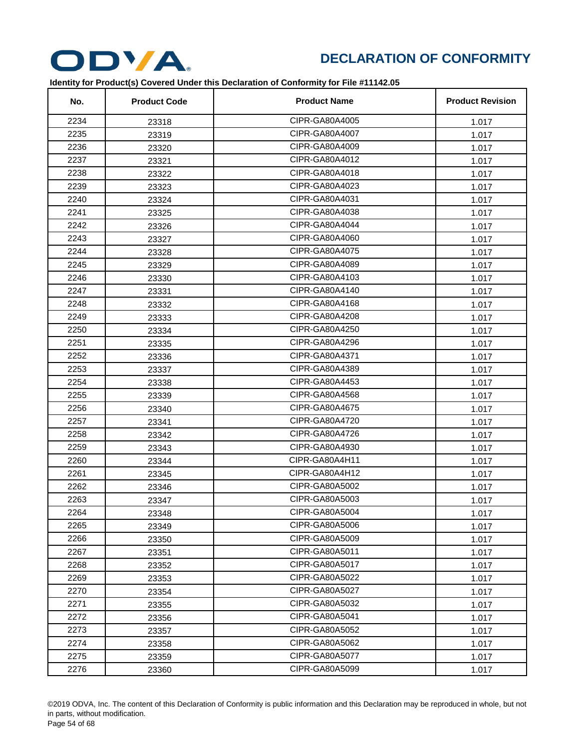# DECLARATION OF CONFORMITY

**Identity for Product(s) Covered Under this Declaration of Conformity for File #11142.05**

| No. | Product Code | Product Name | Product Revision |
|---|---|---|---|
| 2234 | 23318 | CIPR-GA80A4005 | 1.017 |
| 2235 | 23319 | CIPR-GA80A4007 | 1.017 |
| 2236 | 23320 | CIPR-GA80A4009 | 1.017 |
| 2237 | 23321 | CIPR-GA80A4012 | 1.017 |
| 2238 | 23322 | CIPR-GA80A4018 | 1.017 |
| 2239 | 23323 | CIPR-GA80A4023 | 1.017 |
| 2240 | 23324 | CIPR-GA80A4031 | 1.017 |
| 2241 | 23325 | CIPR-GA80A4038 | 1.017 |
| 2242 | 23326 | CIPR-GA80A4044 | 1.017 |
| 2243 | 23327 | CIPR-GA80A4060 | 1.017 |
| 2244 | 23328 | CIPR-GA80A4075 | 1.017 |
| 2245 | 23329 | CIPR-GA80A4089 | 1.017 |
| 2246 | 23330 | CIPR-GA80A4103 | 1.017 |
| 2247 | 23331 | CIPR-GA80A4140 | 1.017 |
| 2248 | 23332 | CIPR-GA80A4168 | 1.017 |
| 2249 | 23333 | CIPR-GA80A4208 | 1.017 |
| 2250 | 23334 | CIPR-GA80A4250 | 1.017 |
| 2251 | 23335 | CIPR-GA80A4296 | 1.017 |
| 2252 | 23336 | CIPR-GA80A4371 | 1.017 |
| 2253 | 23337 | CIPR-GA80A4389 | 1.017 |
| 2254 | 23338 | CIPR-GA80A4453 | 1.017 |
| 2255 | 23339 | CIPR-GA80A4568 | 1.017 |
| 2256 | 23340 | CIPR-GA80A4675 | 1.017 |
| 2257 | 23341 | CIPR-GA80A4720 | 1.017 |
| 2258 | 23342 | CIPR-GA80A4726 | 1.017 |
| 2259 | 23343 | CIPR-GA80A4930 | 1.017 |
| 2260 | 23344 | CIPR-GA80A4H11 | 1.017 |
| 2261 | 23345 | CIPR-GA80A4H12 | 1.017 |
| 2262 | 23346 | CIPR-GA80A5002 | 1.017 |
| 2263 | 23347 | CIPR-GA80A5003 | 1.017 |
| 2264 | 23348 | CIPR-GA80A5004 | 1.017 |
| 2265 | 23349 | CIPR-GA80A5006 | 1.017 |
| 2266 | 23350 | CIPR-GA80A5009 | 1.017 |
| 2267 | 23351 | CIPR-GA80A5011 | 1.017 |
| 2268 | 23352 | CIPR-GA80A5017 | 1.017 |
| 2269 | 23353 | CIPR-GA80A5022 | 1.017 |
| 2270 | 23354 | CIPR-GA80A5027 | 1.017 |
| 2271 | 23355 | CIPR-GA80A5032 | 1.017 |
| 2272 | 23356 | CIPR-GA80A5041 | 1.017 |
| 2273 | 23357 | CIPR-GA80A5052 | 1.017 |
| 2274 | 23358 | CIPR-GA80A5062 | 1.017 |
| 2275 | 23359 | CIPR-GA80A5077 | 1.017 |
| 2276 | 23360 | CIPR-GA80A5099 | 1.017 |

©2019 ODVA, Inc. The content of this Declaration of Conformity is public information and this Declaration may be reproduced in whole, but not in parts, without modification.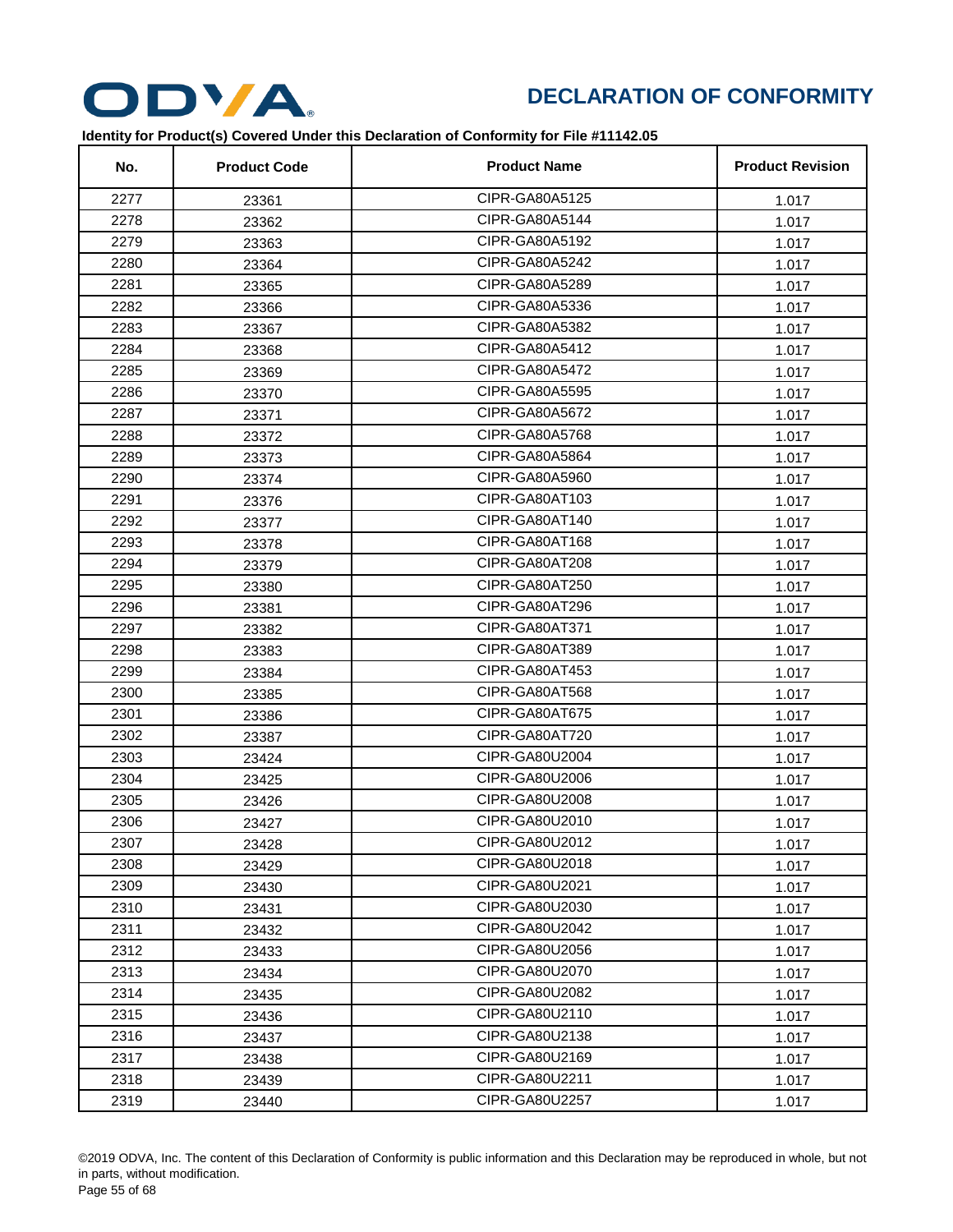# DECLARATION OF CONFORMITY

**Identity for Product(s) Covered Under this Declaration of Conformity for File #11142.05**

| No. | Product Code | Product Name | Product Revision |
|---|---|---|---|
| 2277 | 23361 | CIPR-GA80A5125 | 1.017 |
| 2278 | 23362 | CIPR-GA80A5144 | 1.017 |
| 2279 | 23363 | CIPR-GA80A5192 | 1.017 |
| 2280 | 23364 | CIPR-GA80A5242 | 1.017 |
| 2281 | 23365 | CIPR-GA80A5289 | 1.017 |
| 2282 | 23366 | CIPR-GA80A5336 | 1.017 |
| 2283 | 23367 | CIPR-GA80A5382 | 1.017 |
| 2284 | 23368 | CIPR-GA80A5412 | 1.017 |
| 2285 | 23369 | CIPR-GA80A5472 | 1.017 |
| 2286 | 23370 | CIPR-GA80A5595 | 1.017 |
| 2287 | 23371 | CIPR-GA80A5672 | 1.017 |
| 2288 | 23372 | CIPR-GA80A5768 | 1.017 |
| 2289 | 23373 | CIPR-GA80A5864 | 1.017 |
| 2290 | 23374 | CIPR-GA80A5960 | 1.017 |
| 2291 | 23376 | CIPR-GA80AT103 | 1.017 |
| 2292 | 23377 | CIPR-GA80AT140 | 1.017 |
| 2293 | 23378 | CIPR-GA80AT168 | 1.017 |
| 2294 | 23379 | CIPR-GA80AT208 | 1.017 |
| 2295 | 23380 | CIPR-GA80AT250 | 1.017 |
| 2296 | 23381 | CIPR-GA80AT296 | 1.017 |
| 2297 | 23382 | CIPR-GA80AT371 | 1.017 |
| 2298 | 23383 | CIPR-GA80AT389 | 1.017 |
| 2299 | 23384 | CIPR-GA80AT453 | 1.017 |
| 2300 | 23385 | CIPR-GA80AT568 | 1.017 |
| 2301 | 23386 | CIPR-GA80AT675 | 1.017 |
| 2302 | 23387 | CIPR-GA80AT720 | 1.017 |
| 2303 | 23424 | CIPR-GA80U2004 | 1.017 |
| 2304 | 23425 | CIPR-GA80U2006 | 1.017 |
| 2305 | 23426 | CIPR-GA80U2008 | 1.017 |
| 2306 | 23427 | CIPR-GA80U2010 | 1.017 |
| 2307 | 23428 | CIPR-GA80U2012 | 1.017 |
| 2308 | 23429 | CIPR-GA80U2018 | 1.017 |
| 2309 | 23430 | CIPR-GA80U2021 | 1.017 |
| 2310 | 23431 | CIPR-GA80U2030 | 1.017 |
| 2311 | 23432 | CIPR-GA80U2042 | 1.017 |
| 2312 | 23433 | CIPR-GA80U2056 | 1.017 |
| 2313 | 23434 | CIPR-GA80U2070 | 1.017 |
| 2314 | 23435 | CIPR-GA80U2082 | 1.017 |
| 2315 | 23436 | CIPR-GA80U2110 | 1.017 |
| 2316 | 23437 | CIPR-GA80U2138 | 1.017 |
| 2317 | 23438 | CIPR-GA80U2169 | 1.017 |
| 2318 | 23439 | CIPR-GA80U2211 | 1.017 |
| 2319 | 23440 | CIPR-GA80U2257 | 1.017 |

©2019 ODVA, Inc. The content of this Declaration of Conformity is public information and this Declaration may be reproduced in whole, but not in parts, without modification.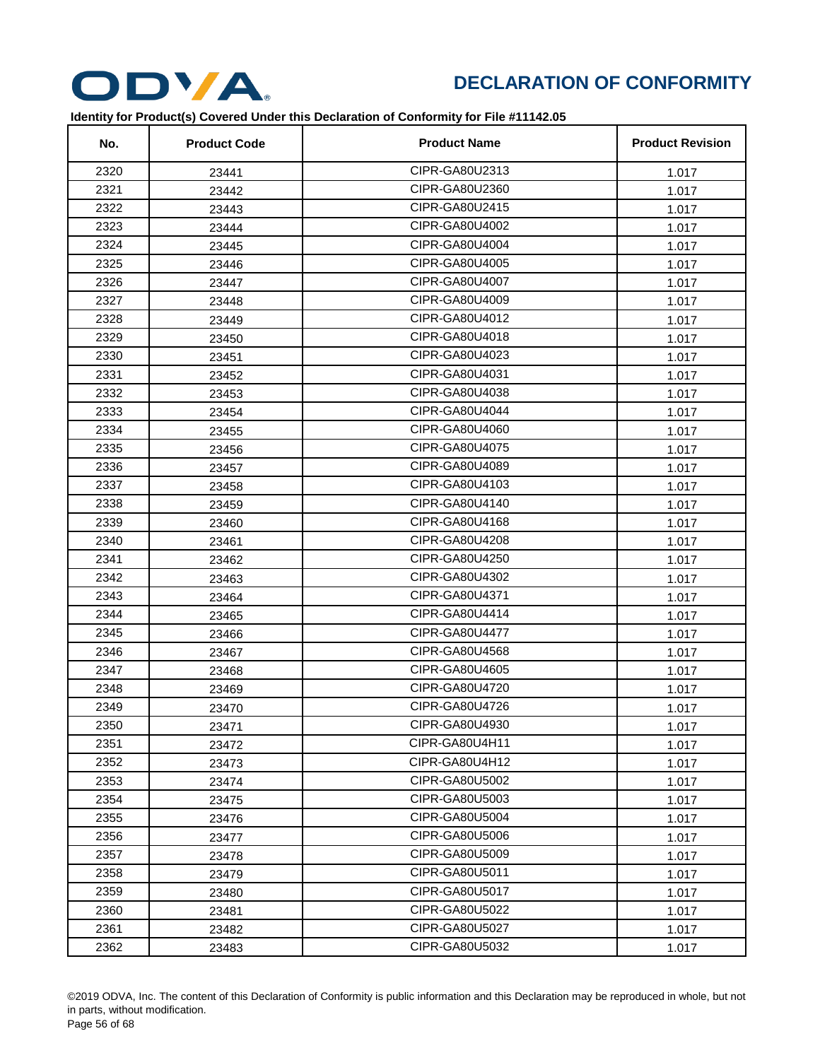# DECLARATION OF CONFORMITY

**Identity for Product(s) Covered Under this Declaration of Conformity for File #11142.05**

| No. | Product Code | Product Name | Product Revision |
|---|---|---|---|
| 2320 | 23441 | CIPR-GA80U2313 | 1.017 |
| 2321 | 23442 | CIPR-GA80U2360 | 1.017 |
| 2322 | 23443 | CIPR-GA80U2415 | 1.017 |
| 2323 | 23444 | CIPR-GA80U4002 | 1.017 |
| 2324 | 23445 | CIPR-GA80U4004 | 1.017 |
| 2325 | 23446 | CIPR-GA80U4005 | 1.017 |
| 2326 | 23447 | CIPR-GA80U4007 | 1.017 |
| 2327 | 23448 | CIPR-GA80U4009 | 1.017 |
| 2328 | 23449 | CIPR-GA80U4012 | 1.017 |
| 2329 | 23450 | CIPR-GA80U4018 | 1.017 |
| 2330 | 23451 | CIPR-GA80U4023 | 1.017 |
| 2331 | 23452 | CIPR-GA80U4031 | 1.017 |
| 2332 | 23453 | CIPR-GA80U4038 | 1.017 |
| 2333 | 23454 | CIPR-GA80U4044 | 1.017 |
| 2334 | 23455 | CIPR-GA80U4060 | 1.017 |
| 2335 | 23456 | CIPR-GA80U4075 | 1.017 |
| 2336 | 23457 | CIPR-GA80U4089 | 1.017 |
| 2337 | 23458 | CIPR-GA80U4103 | 1.017 |
| 2338 | 23459 | CIPR-GA80U4140 | 1.017 |
| 2339 | 23460 | CIPR-GA80U4168 | 1.017 |
| 2340 | 23461 | CIPR-GA80U4208 | 1.017 |
| 2341 | 23462 | CIPR-GA80U4250 | 1.017 |
| 2342 | 23463 | CIPR-GA80U4302 | 1.017 |
| 2343 | 23464 | CIPR-GA80U4371 | 1.017 |
| 2344 | 23465 | CIPR-GA80U4414 | 1.017 |
| 2345 | 23466 | CIPR-GA80U4477 | 1.017 |
| 2346 | 23467 | CIPR-GA80U4568 | 1.017 |
| 2347 | 23468 | CIPR-GA80U4605 | 1.017 |
| 2348 | 23469 | CIPR-GA80U4720 | 1.017 |
| 2349 | 23470 | CIPR-GA80U4726 | 1.017 |
| 2350 | 23471 | CIPR-GA80U4930 | 1.017 |
| 2351 | 23472 | CIPR-GA80U4H11 | 1.017 |
| 2352 | 23473 | CIPR-GA80U4H12 | 1.017 |
| 2353 | 23474 | CIPR-GA80U5002 | 1.017 |
| 2354 | 23475 | CIPR-GA80U5003 | 1.017 |
| 2355 | 23476 | CIPR-GA80U5004 | 1.017 |
| 2356 | 23477 | CIPR-GA80U5006 | 1.017 |
| 2357 | 23478 | CIPR-GA80U5009 | 1.017 |
| 2358 | 23479 | CIPR-GA80U5011 | 1.017 |
| 2359 | 23480 | CIPR-GA80U5017 | 1.017 |
| 2360 | 23481 | CIPR-GA80U5022 | 1.017 |
| 2361 | 23482 | CIPR-GA80U5027 | 1.017 |
| 2362 | 23483 | CIPR-GA80U5032 | 1.017 |

©2019 ODVA, Inc. The content of this Declaration of Conformity is public information and this Declaration may be reproduced in whole, but not in parts, without modification.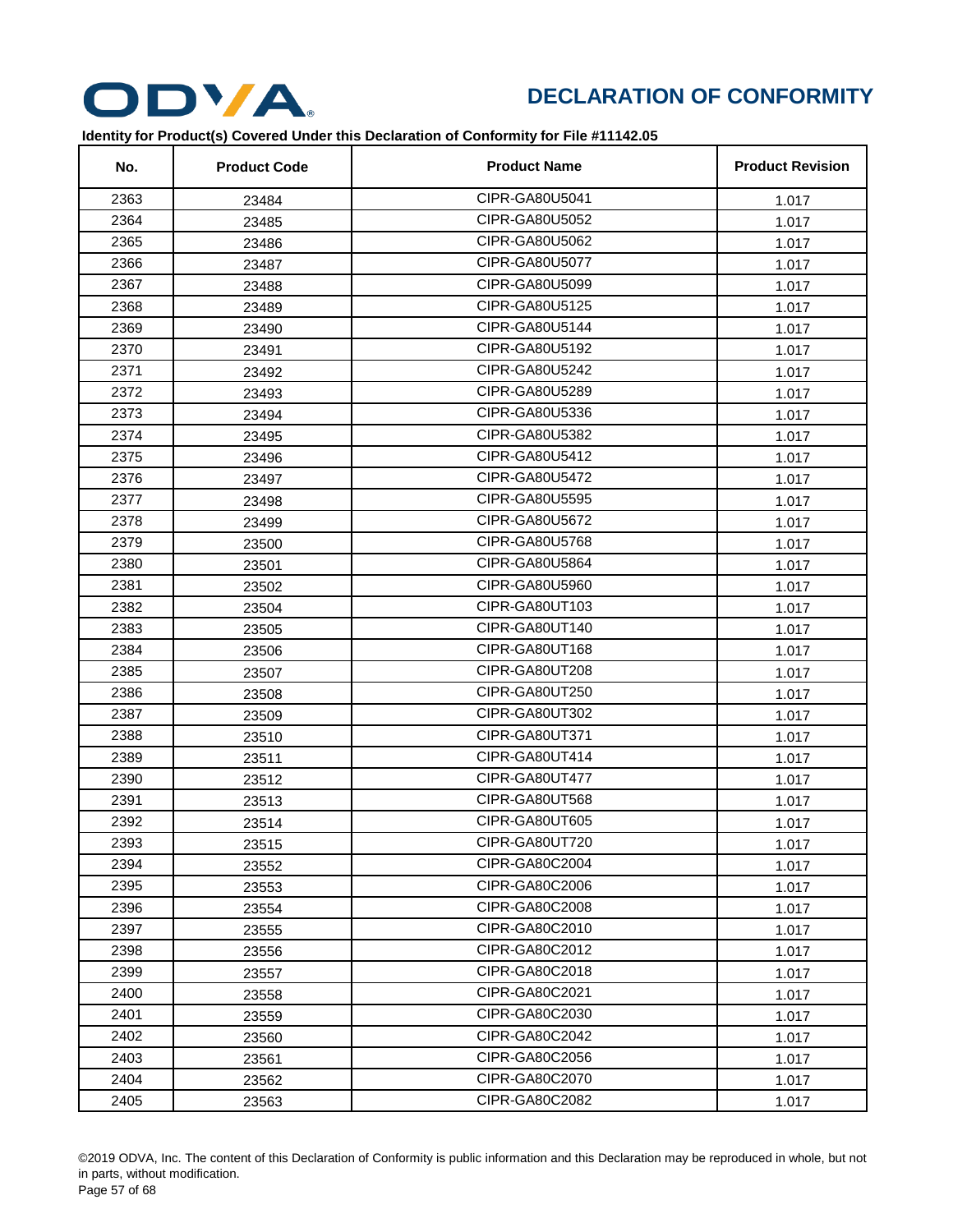# DECLARATION OF CONFORMITY

**Identity for Product(s) Covered Under this Declaration of Conformity for File #11142.05**

| No. | Product Code | Product Name | Product Revision |
|---|---|---|---|
| 2363 | 23484 | CIPR-GA80U5041 | 1.017 |
| 2364 | 23485 | CIPR-GA80U5052 | 1.017 |
| 2365 | 23486 | CIPR-GA80U5062 | 1.017 |
| 2366 | 23487 | CIPR-GA80U5077 | 1.017 |
| 2367 | 23488 | CIPR-GA80U5099 | 1.017 |
| 2368 | 23489 | CIPR-GA80U5125 | 1.017 |
| 2369 | 23490 | CIPR-GA80U5144 | 1.017 |
| 2370 | 23491 | CIPR-GA80U5192 | 1.017 |
| 2371 | 23492 | CIPR-GA80U5242 | 1.017 |
| 2372 | 23493 | CIPR-GA80U5289 | 1.017 |
| 2373 | 23494 | CIPR-GA80U5336 | 1.017 |
| 2374 | 23495 | CIPR-GA80U5382 | 1.017 |
| 2375 | 23496 | CIPR-GA80U5412 | 1.017 |
| 2376 | 23497 | CIPR-GA80U5472 | 1.017 |
| 2377 | 23498 | CIPR-GA80U5595 | 1.017 |
| 2378 | 23499 | CIPR-GA80U5672 | 1.017 |
| 2379 | 23500 | CIPR-GA80U5768 | 1.017 |
| 2380 | 23501 | CIPR-GA80U5864 | 1.017 |
| 2381 | 23502 | CIPR-GA80U5960 | 1.017 |
| 2382 | 23504 | CIPR-GA80UT103 | 1.017 |
| 2383 | 23505 | CIPR-GA80UT140 | 1.017 |
| 2384 | 23506 | CIPR-GA80UT168 | 1.017 |
| 2385 | 23507 | CIPR-GA80UT208 | 1.017 |
| 2386 | 23508 | CIPR-GA80UT250 | 1.017 |
| 2387 | 23509 | CIPR-GA80UT302 | 1.017 |
| 2388 | 23510 | CIPR-GA80UT371 | 1.017 |
| 2389 | 23511 | CIPR-GA80UT414 | 1.017 |
| 2390 | 23512 | CIPR-GA80UT477 | 1.017 |
| 2391 | 23513 | CIPR-GA80UT568 | 1.017 |
| 2392 | 23514 | CIPR-GA80UT605 | 1.017 |
| 2393 | 23515 | CIPR-GA80UT720 | 1.017 |
| 2394 | 23552 | CIPR-GA80C2004 | 1.017 |
| 2395 | 23553 | CIPR-GA80C2006 | 1.017 |
| 2396 | 23554 | CIPR-GA80C2008 | 1.017 |
| 2397 | 23555 | CIPR-GA80C2010 | 1.017 |
| 2398 | 23556 | CIPR-GA80C2012 | 1.017 |
| 2399 | 23557 | CIPR-GA80C2018 | 1.017 |
| 2400 | 23558 | CIPR-GA80C2021 | 1.017 |
| 2401 | 23559 | CIPR-GA80C2030 | 1.017 |
| 2402 | 23560 | CIPR-GA80C2042 | 1.017 |
| 2403 | 23561 | CIPR-GA80C2056 | 1.017 |
| 2404 | 23562 | CIPR-GA80C2070 | 1.017 |
| 2405 | 23563 | CIPR-GA80C2082 | 1.017 |

©2019 ODVA, Inc. The content of this Declaration of Conformity is public information and this Declaration may be reproduced in whole, but not in parts, without modification.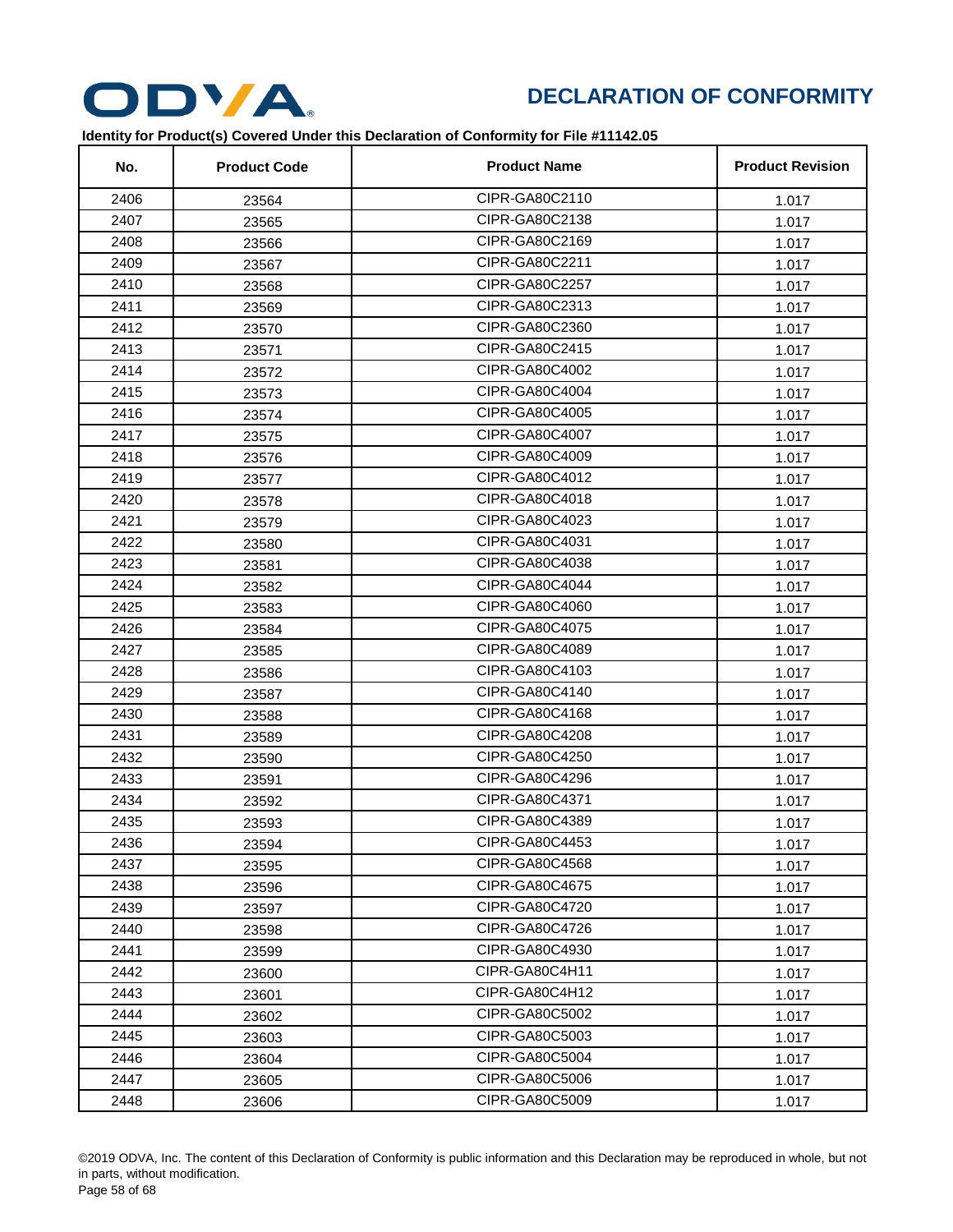# DECLARATION OF CONFORMITY

**Identity for Product(s) Covered Under this Declaration of Conformity for File #11142.05**

| No. | Product Code | Product Name | Product Revision |
|---|---|---|---|
| 2406 | 23564 | CIPR-GA80C2110 | 1.017 |
| 2407 | 23565 | CIPR-GA80C2138 | 1.017 |
| 2408 | 23566 | CIPR-GA80C2169 | 1.017 |
| 2409 | 23567 | CIPR-GA80C2211 | 1.017 |
| 2410 | 23568 | CIPR-GA80C2257 | 1.017 |
| 2411 | 23569 | CIPR-GA80C2313 | 1.017 |
| 2412 | 23570 | CIPR-GA80C2360 | 1.017 |
| 2413 | 23571 | CIPR-GA80C2415 | 1.017 |
| 2414 | 23572 | CIPR-GA80C4002 | 1.017 |
| 2415 | 23573 | CIPR-GA80C4004 | 1.017 |
| 2416 | 23574 | CIPR-GA80C4005 | 1.017 |
| 2417 | 23575 | CIPR-GA80C4007 | 1.017 |
| 2418 | 23576 | CIPR-GA80C4009 | 1.017 |
| 2419 | 23577 | CIPR-GA80C4012 | 1.017 |
| 2420 | 23578 | CIPR-GA80C4018 | 1.017 |
| 2421 | 23579 | CIPR-GA80C4023 | 1.017 |
| 2422 | 23580 | CIPR-GA80C4031 | 1.017 |
| 2423 | 23581 | CIPR-GA80C4038 | 1.017 |
| 2424 | 23582 | CIPR-GA80C4044 | 1.017 |
| 2425 | 23583 | CIPR-GA80C4060 | 1.017 |
| 2426 | 23584 | CIPR-GA80C4075 | 1.017 |
| 2427 | 23585 | CIPR-GA80C4089 | 1.017 |
| 2428 | 23586 | CIPR-GA80C4103 | 1.017 |
| 2429 | 23587 | CIPR-GA80C4140 | 1.017 |
| 2430 | 23588 | CIPR-GA80C4168 | 1.017 |
| 2431 | 23589 | CIPR-GA80C4208 | 1.017 |
| 2432 | 23590 | CIPR-GA80C4250 | 1.017 |
| 2433 | 23591 | CIPR-GA80C4296 | 1.017 |
| 2434 | 23592 | CIPR-GA80C4371 | 1.017 |
| 2435 | 23593 | CIPR-GA80C4389 | 1.017 |
| 2436 | 23594 | CIPR-GA80C4453 | 1.017 |
| 2437 | 23595 | CIPR-GA80C4568 | 1.017 |
| 2438 | 23596 | CIPR-GA80C4675 | 1.017 |
| 2439 | 23597 | CIPR-GA80C4720 | 1.017 |
| 2440 | 23598 | CIPR-GA80C4726 | 1.017 |
| 2441 | 23599 | CIPR-GA80C4930 | 1.017 |
| 2442 | 23600 | CIPR-GA80C4H11 | 1.017 |
| 2443 | 23601 | CIPR-GA80C4H12 | 1.017 |
| 2444 | 23602 | CIPR-GA80C5002 | 1.017 |
| 2445 | 23603 | CIPR-GA80C5003 | 1.017 |
| 2446 | 23604 | CIPR-GA80C5004 | 1.017 |
| 2447 | 23605 | CIPR-GA80C5006 | 1.017 |
| 2448 | 23606 | CIPR-GA80C5009 | 1.017 |

©2019 ODVA, Inc. The content of this Declaration of Conformity is public information and this Declaration may be reproduced in whole, but not in parts, without modification.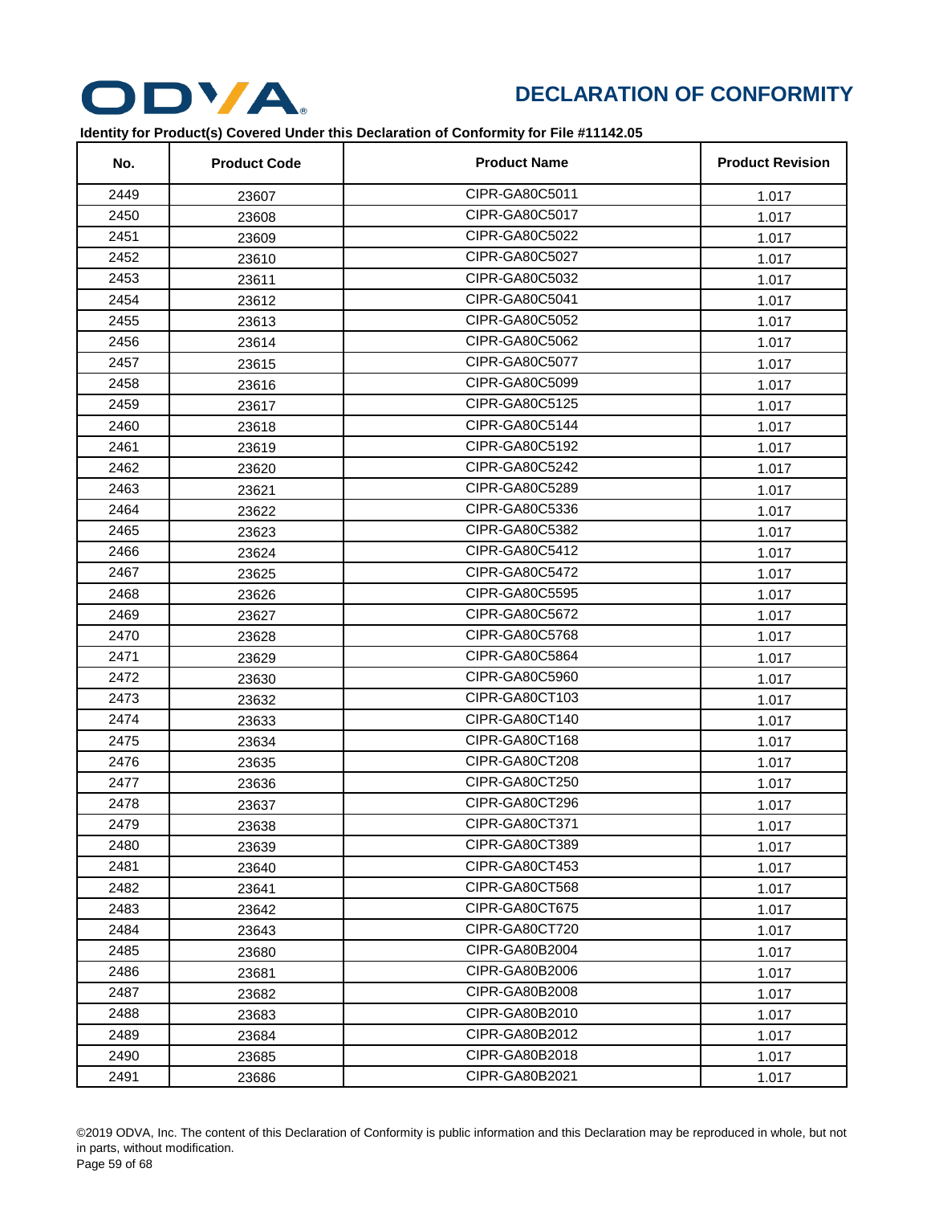ODVA

# DECLARATION OF CONFORMITY

**Identity for Product(s) Covered Under this Declaration of Conformity for File #11142.05**

| No. | Product Code | Product Name | Product Revision |
|---|---|---|---|
| 2449 | 23607 | CIPR-GA80C5011 | 1.017 |
| 2450 | 23608 | CIPR-GA80C5017 | 1.017 |
| 2451 | 23609 | CIPR-GA80C5022 | 1.017 |
| 2452 | 23610 | CIPR-GA80C5027 | 1.017 |
| 2453 | 23611 | CIPR-GA80C5032 | 1.017 |
| 2454 | 23612 | CIPR-GA80C5041 | 1.017 |
| 2455 | 23613 | CIPR-GA80C5052 | 1.017 |
| 2456 | 23614 | CIPR-GA80C5062 | 1.017 |
| 2457 | 23615 | CIPR-GA80C5077 | 1.017 |
| 2458 | 23616 | CIPR-GA80C5099 | 1.017 |
| 2459 | 23617 | CIPR-GA80C5125 | 1.017 |
| 2460 | 23618 | CIPR-GA80C5144 | 1.017 |
| 2461 | 23619 | CIPR-GA80C5192 | 1.017 |
| 2462 | 23620 | CIPR-GA80C5242 | 1.017 |
| 2463 | 23621 | CIPR-GA80C5289 | 1.017 |
| 2464 | 23622 | CIPR-GA80C5336 | 1.017 |
| 2465 | 23623 | CIPR-GA80C5382 | 1.017 |
| 2466 | 23624 | CIPR-GA80C5412 | 1.017 |
| 2467 | 23625 | CIPR-GA80C5472 | 1.017 |
| 2468 | 23626 | CIPR-GA80C5595 | 1.017 |
| 2469 | 23627 | CIPR-GA80C5672 | 1.017 |
| 2470 | 23628 | CIPR-GA80C5768 | 1.017 |
| 2471 | 23629 | CIPR-GA80C5864 | 1.017 |
| 2472 | 23630 | CIPR-GA80C5960 | 1.017 |
| 2473 | 23632 | CIPR-GA80CT103 | 1.017 |
| 2474 | 23633 | CIPR-GA80CT140 | 1.017 |
| 2475 | 23634 | CIPR-GA80CT168 | 1.017 |
| 2476 | 23635 | CIPR-GA80CT208 | 1.017 |
| 2477 | 23636 | CIPR-GA80CT250 | 1.017 |
| 2478 | 23637 | CIPR-GA80CT296 | 1.017 |
| 2479 | 23638 | CIPR-GA80CT371 | 1.017 |
| 2480 | 23639 | CIPR-GA80CT389 | 1.017 |
| 2481 | 23640 | CIPR-GA80CT453 | 1.017 |
| 2482 | 23641 | CIPR-GA80CT568 | 1.017 |
| 2483 | 23642 | CIPR-GA80CT675 | 1.017 |
| 2484 | 23643 | CIPR-GA80CT720 | 1.017 |
| 2485 | 23680 | CIPR-GA80B2004 | 1.017 |
| 2486 | 23681 | CIPR-GA80B2006 | 1.017 |
| 2487 | 23682 | CIPR-GA80B2008 | 1.017 |
| 2488 | 23683 | CIPR-GA80B2010 | 1.017 |
| 2489 | 23684 | CIPR-GA80B2012 | 1.017 |
| 2490 | 23685 | CIPR-GA80B2018 | 1.017 |
| 2491 | 23686 | CIPR-GA80B2021 | 1.017 |

©2019 ODVA, Inc. The content of this Declaration of Conformity is public information and this Declaration may be reproduced in whole, but not in parts, without modification.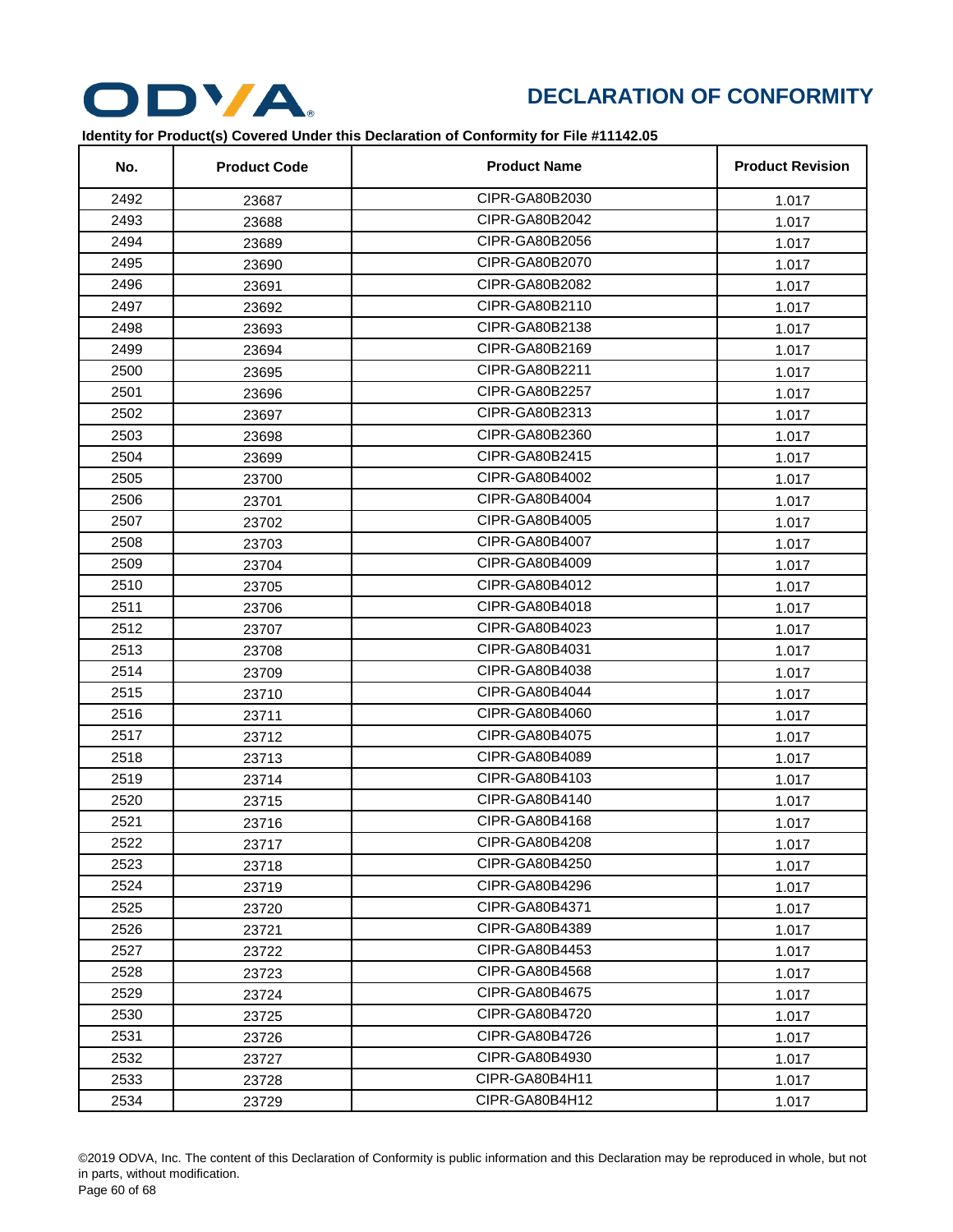# DECLARATION OF CONFORMITY

**Identity for Product(s) Covered Under this Declaration of Conformity for File #11142.05**

| No. | Product Code | Product Name | Product Revision |
|---|---|---|---|
| 2492 | 23687 | CIPR-GA80B2030 | 1.017 |
| 2493 | 23688 | CIPR-GA80B2042 | 1.017 |
| 2494 | 23689 | CIPR-GA80B2056 | 1.017 |
| 2495 | 23690 | CIPR-GA80B2070 | 1.017 |
| 2496 | 23691 | CIPR-GA80B2082 | 1.017 |
| 2497 | 23692 | CIPR-GA80B2110 | 1.017 |
| 2498 | 23693 | CIPR-GA80B2138 | 1.017 |
| 2499 | 23694 | CIPR-GA80B2169 | 1.017 |
| 2500 | 23695 | CIPR-GA80B2211 | 1.017 |
| 2501 | 23696 | CIPR-GA80B2257 | 1.017 |
| 2502 | 23697 | CIPR-GA80B2313 | 1.017 |
| 2503 | 23698 | CIPR-GA80B2360 | 1.017 |
| 2504 | 23699 | CIPR-GA80B2415 | 1.017 |
| 2505 | 23700 | CIPR-GA80B4002 | 1.017 |
| 2506 | 23701 | CIPR-GA80B4004 | 1.017 |
| 2507 | 23702 | CIPR-GA80B4005 | 1.017 |
| 2508 | 23703 | CIPR-GA80B4007 | 1.017 |
| 2509 | 23704 | CIPR-GA80B4009 | 1.017 |
| 2510 | 23705 | CIPR-GA80B4012 | 1.017 |
| 2511 | 23706 | CIPR-GA80B4018 | 1.017 |
| 2512 | 23707 | CIPR-GA80B4023 | 1.017 |
| 2513 | 23708 | CIPR-GA80B4031 | 1.017 |
| 2514 | 23709 | CIPR-GA80B4038 | 1.017 |
| 2515 | 23710 | CIPR-GA80B4044 | 1.017 |
| 2516 | 23711 | CIPR-GA80B4060 | 1.017 |
| 2517 | 23712 | CIPR-GA80B4075 | 1.017 |
| 2518 | 23713 | CIPR-GA80B4089 | 1.017 |
| 2519 | 23714 | CIPR-GA80B4103 | 1.017 |
| 2520 | 23715 | CIPR-GA80B4140 | 1.017 |
| 2521 | 23716 | CIPR-GA80B4168 | 1.017 |
| 2522 | 23717 | CIPR-GA80B4208 | 1.017 |
| 2523 | 23718 | CIPR-GA80B4250 | 1.017 |
| 2524 | 23719 | CIPR-GA80B4296 | 1.017 |
| 2525 | 23720 | CIPR-GA80B4371 | 1.017 |
| 2526 | 23721 | CIPR-GA80B4389 | 1.017 |
| 2527 | 23722 | CIPR-GA80B4453 | 1.017 |
| 2528 | 23723 | CIPR-GA80B4568 | 1.017 |
| 2529 | 23724 | CIPR-GA80B4675 | 1.017 |
| 2530 | 23725 | CIPR-GA80B4720 | 1.017 |
| 2531 | 23726 | CIPR-GA80B4726 | 1.017 |
| 2532 | 23727 | CIPR-GA80B4930 | 1.017 |
| 2533 | 23728 | CIPR-GA80B4H11 | 1.017 |
| 2534 | 23729 | CIPR-GA80B4H12 | 1.017 |

©2019 ODVA, Inc. The content of this Declaration of Conformity is public information and this Declaration may be reproduced in whole, but not in parts, without modification.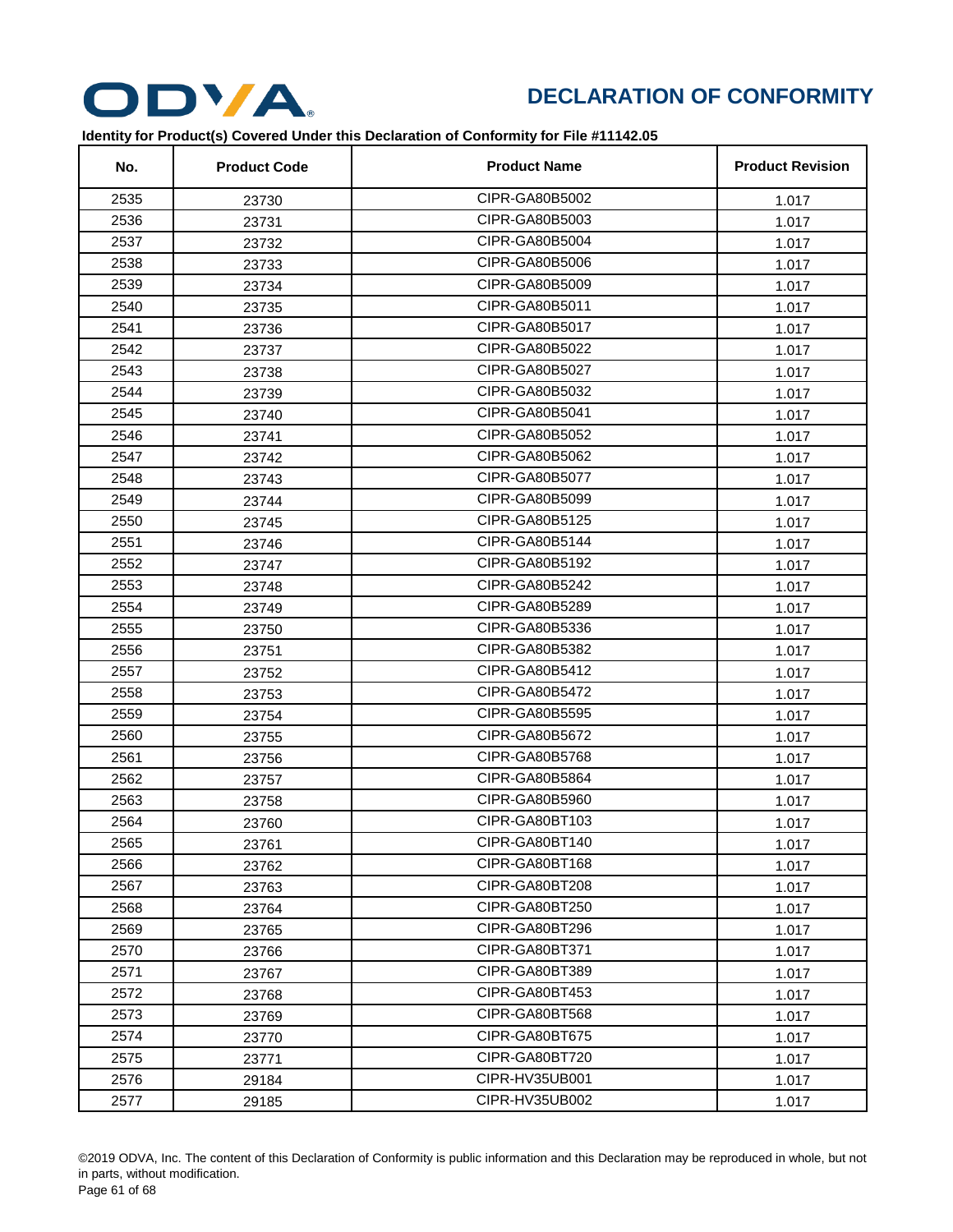# DECLARATION OF CONFORMITY

**Identity for Product(s) Covered Under this Declaration of Conformity for File #11142.05**

| No. | Product Code | Product Name | Product Revision |
|---|---|---|---|
| 2535 | 23730 | CIPR-GA80B5002 | 1.017 |
| 2536 | 23731 | CIPR-GA80B5003 | 1.017 |
| 2537 | 23732 | CIPR-GA80B5004 | 1.017 |
| 2538 | 23733 | CIPR-GA80B5006 | 1.017 |
| 2539 | 23734 | CIPR-GA80B5009 | 1.017 |
| 2540 | 23735 | CIPR-GA80B5011 | 1.017 |
| 2541 | 23736 | CIPR-GA80B5017 | 1.017 |
| 2542 | 23737 | CIPR-GA80B5022 | 1.017 |
| 2543 | 23738 | CIPR-GA80B5027 | 1.017 |
| 2544 | 23739 | CIPR-GA80B5032 | 1.017 |
| 2545 | 23740 | CIPR-GA80B5041 | 1.017 |
| 2546 | 23741 | CIPR-GA80B5052 | 1.017 |
| 2547 | 23742 | CIPR-GA80B5062 | 1.017 |
| 2548 | 23743 | CIPR-GA80B5077 | 1.017 |
| 2549 | 23744 | CIPR-GA80B5099 | 1.017 |
| 2550 | 23745 | CIPR-GA80B5125 | 1.017 |
| 2551 | 23746 | CIPR-GA80B5144 | 1.017 |
| 2552 | 23747 | CIPR-GA80B5192 | 1.017 |
| 2553 | 23748 | CIPR-GA80B5242 | 1.017 |
| 2554 | 23749 | CIPR-GA80B5289 | 1.017 |
| 2555 | 23750 | CIPR-GA80B5336 | 1.017 |
| 2556 | 23751 | CIPR-GA80B5382 | 1.017 |
| 2557 | 23752 | CIPR-GA80B5412 | 1.017 |
| 2558 | 23753 | CIPR-GA80B5472 | 1.017 |
| 2559 | 23754 | CIPR-GA80B5595 | 1.017 |
| 2560 | 23755 | CIPR-GA80B5672 | 1.017 |
| 2561 | 23756 | CIPR-GA80B5768 | 1.017 |
| 2562 | 23757 | CIPR-GA80B5864 | 1.017 |
| 2563 | 23758 | CIPR-GA80B5960 | 1.017 |
| 2564 | 23760 | CIPR-GA80BT103 | 1.017 |
| 2565 | 23761 | CIPR-GA80BT140 | 1.017 |
| 2566 | 23762 | CIPR-GA80BT168 | 1.017 |
| 2567 | 23763 | CIPR-GA80BT208 | 1.017 |
| 2568 | 23764 | CIPR-GA80BT250 | 1.017 |
| 2569 | 23765 | CIPR-GA80BT296 | 1.017 |
| 2570 | 23766 | CIPR-GA80BT371 | 1.017 |
| 2571 | 23767 | CIPR-GA80BT389 | 1.017 |
| 2572 | 23768 | CIPR-GA80BT453 | 1.017 |
| 2573 | 23769 | CIPR-GA80BT568 | 1.017 |
| 2574 | 23770 | CIPR-GA80BT675 | 1.017 |
| 2575 | 23771 | CIPR-GA80BT720 | 1.017 |
| 2576 | 29184 | CIPR-HV35UB001 | 1.017 |
| 2577 | 29185 | CIPR-HV35UB002 | 1.017 |

©2019 ODVA, Inc. The content of this Declaration of Conformity is public information and this Declaration may be reproduced in whole, but not in parts, without modification.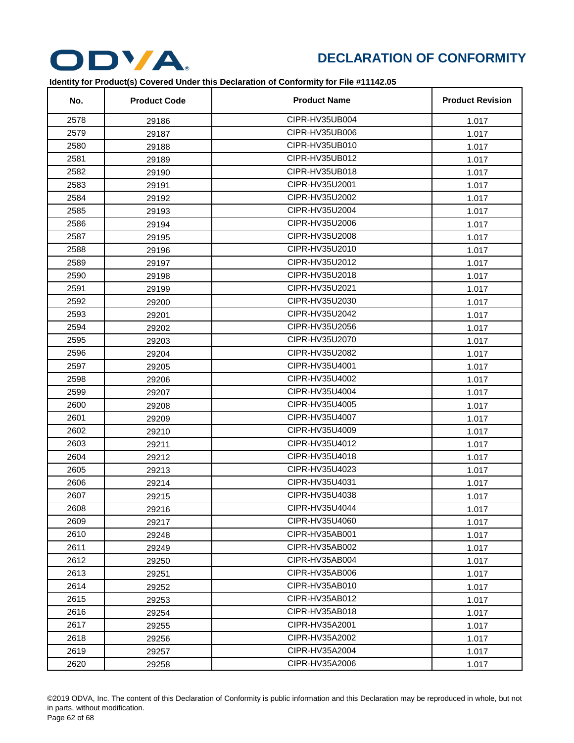# DECLARATION OF CONFORMITY

**Identity for Product(s) Covered Under this Declaration of Conformity for File #11142.05**

| No. | Product Code | Product Name | Product Revision |
|---|---|---|---|
| 2578 | 29186 | CIPR-HV35UB004 | 1.017 |
| 2579 | 29187 | CIPR-HV35UB006 | 1.017 |
| 2580 | 29188 | CIPR-HV35UB010 | 1.017 |
| 2581 | 29189 | CIPR-HV35UB012 | 1.017 |
| 2582 | 29190 | CIPR-HV35UB018 | 1.017 |
| 2583 | 29191 | CIPR-HV35U2001 | 1.017 |
| 2584 | 29192 | CIPR-HV35U2002 | 1.017 |
| 2585 | 29193 | CIPR-HV35U2004 | 1.017 |
| 2586 | 29194 | CIPR-HV35U2006 | 1.017 |
| 2587 | 29195 | CIPR-HV35U2008 | 1.017 |
| 2588 | 29196 | CIPR-HV35U2010 | 1.017 |
| 2589 | 29197 | CIPR-HV35U2012 | 1.017 |
| 2590 | 29198 | CIPR-HV35U2018 | 1.017 |
| 2591 | 29199 | CIPR-HV35U2021 | 1.017 |
| 2592 | 29200 | CIPR-HV35U2030 | 1.017 |
| 2593 | 29201 | CIPR-HV35U2042 | 1.017 |
| 2594 | 29202 | CIPR-HV35U2056 | 1.017 |
| 2595 | 29203 | CIPR-HV35U2070 | 1.017 |
| 2596 | 29204 | CIPR-HV35U2082 | 1.017 |
| 2597 | 29205 | CIPR-HV35U4001 | 1.017 |
| 2598 | 29206 | CIPR-HV35U4002 | 1.017 |
| 2599 | 29207 | CIPR-HV35U4004 | 1.017 |
| 2600 | 29208 | CIPR-HV35U4005 | 1.017 |
| 2601 | 29209 | CIPR-HV35U4007 | 1.017 |
| 2602 | 29210 | CIPR-HV35U4009 | 1.017 |
| 2603 | 29211 | CIPR-HV35U4012 | 1.017 |
| 2604 | 29212 | CIPR-HV35U4018 | 1.017 |
| 2605 | 29213 | CIPR-HV35U4023 | 1.017 |
| 2606 | 29214 | CIPR-HV35U4031 | 1.017 |
| 2607 | 29215 | CIPR-HV35U4038 | 1.017 |
| 2608 | 29216 | CIPR-HV35U4044 | 1.017 |
| 2609 | 29217 | CIPR-HV35U4060 | 1.017 |
| 2610 | 29248 | CIPR-HV35AB001 | 1.017 |
| 2611 | 29249 | CIPR-HV35AB002 | 1.017 |
| 2612 | 29250 | CIPR-HV35AB004 | 1.017 |
| 2613 | 29251 | CIPR-HV35AB006 | 1.017 |
| 2614 | 29252 | CIPR-HV35AB010 | 1.017 |
| 2615 | 29253 | CIPR-HV35AB012 | 1.017 |
| 2616 | 29254 | CIPR-HV35AB018 | 1.017 |
| 2617 | 29255 | CIPR-HV35A2001 | 1.017 |
| 2618 | 29256 | CIPR-HV35A2002 | 1.017 |
| 2619 | 29257 | CIPR-HV35A2004 | 1.017 |
| 2620 | 29258 | CIPR-HV35A2006 | 1.017 |

©2019 ODVA, Inc. The content of this Declaration of Conformity is public information and this Declaration may be reproduced in whole, but not in parts, without modification.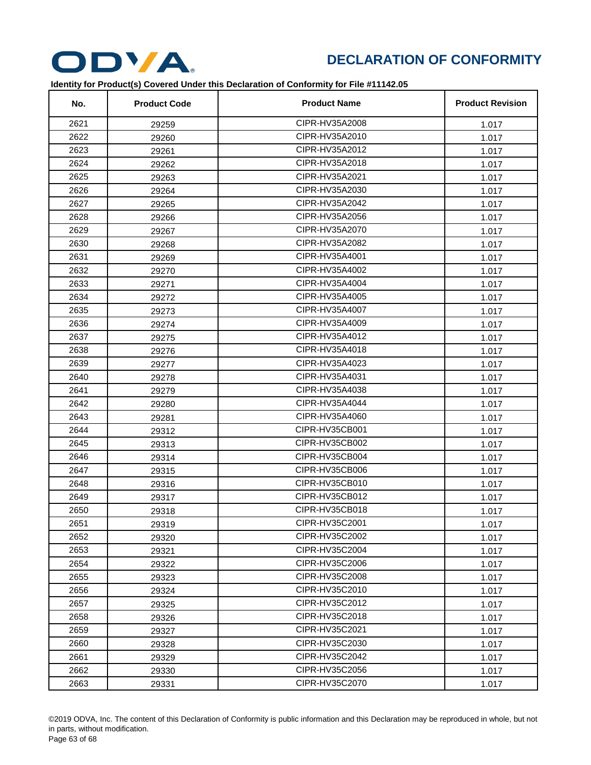# DECLARATION OF CONFORMITY

**Identity for Product(s) Covered Under this Declaration of Conformity for File #11142.05**

| No. | Product Code | Product Name | Product Revision |
|---|---|---|---|
| 2621 | 29259 | CIPR-HV35A2008 | 1.017 |
| 2622 | 29260 | CIPR-HV35A2010 | 1.017 |
| 2623 | 29261 | CIPR-HV35A2012 | 1.017 |
| 2624 | 29262 | CIPR-HV35A2018 | 1.017 |
| 2625 | 29263 | CIPR-HV35A2021 | 1.017 |
| 2626 | 29264 | CIPR-HV35A2030 | 1.017 |
| 2627 | 29265 | CIPR-HV35A2042 | 1.017 |
| 2628 | 29266 | CIPR-HV35A2056 | 1.017 |
| 2629 | 29267 | CIPR-HV35A2070 | 1.017 |
| 2630 | 29268 | CIPR-HV35A2082 | 1.017 |
| 2631 | 29269 | CIPR-HV35A4001 | 1.017 |
| 2632 | 29270 | CIPR-HV35A4002 | 1.017 |
| 2633 | 29271 | CIPR-HV35A4004 | 1.017 |
| 2634 | 29272 | CIPR-HV35A4005 | 1.017 |
| 2635 | 29273 | CIPR-HV35A4007 | 1.017 |
| 2636 | 29274 | CIPR-HV35A4009 | 1.017 |
| 2637 | 29275 | CIPR-HV35A4012 | 1.017 |
| 2638 | 29276 | CIPR-HV35A4018 | 1.017 |
| 2639 | 29277 | CIPR-HV35A4023 | 1.017 |
| 2640 | 29278 | CIPR-HV35A4031 | 1.017 |
| 2641 | 29279 | CIPR-HV35A4038 | 1.017 |
| 2642 | 29280 | CIPR-HV35A4044 | 1.017 |
| 2643 | 29281 | CIPR-HV35A4060 | 1.017 |
| 2644 | 29312 | CIPR-HV35CB001 | 1.017 |
| 2645 | 29313 | CIPR-HV35CB002 | 1.017 |
| 2646 | 29314 | CIPR-HV35CB004 | 1.017 |
| 2647 | 29315 | CIPR-HV35CB006 | 1.017 |
| 2648 | 29316 | CIPR-HV35CB010 | 1.017 |
| 2649 | 29317 | CIPR-HV35CB012 | 1.017 |
| 2650 | 29318 | CIPR-HV35CB018 | 1.017 |
| 2651 | 29319 | CIPR-HV35C2001 | 1.017 |
| 2652 | 29320 | CIPR-HV35C2002 | 1.017 |
| 2653 | 29321 | CIPR-HV35C2004 | 1.017 |
| 2654 | 29322 | CIPR-HV35C2006 | 1.017 |
| 2655 | 29323 | CIPR-HV35C2008 | 1.017 |
| 2656 | 29324 | CIPR-HV35C2010 | 1.017 |
| 2657 | 29325 | CIPR-HV35C2012 | 1.017 |
| 2658 | 29326 | CIPR-HV35C2018 | 1.017 |
| 2659 | 29327 | CIPR-HV35C2021 | 1.017 |
| 2660 | 29328 | CIPR-HV35C2030 | 1.017 |
| 2661 | 29329 | CIPR-HV35C2042 | 1.017 |
| 2662 | 29330 | CIPR-HV35C2056 | 1.017 |
| 2663 | 29331 | CIPR-HV35C2070 | 1.017 |

©2019 ODVA, Inc. The content of this Declaration of Conformity is public information and this Declaration may be reproduced in whole, but not in parts, without modification.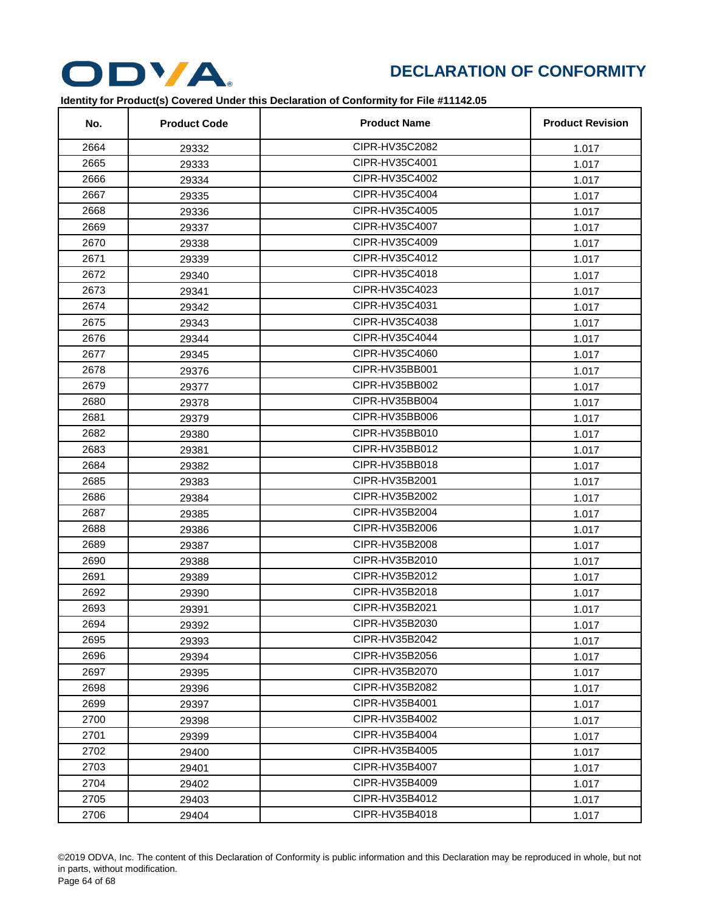# DECLARATION OF CONFORMITY

**Identity for Product(s) Covered Under this Declaration of Conformity for File #11142.05**

| No. | Product Code | Product Name | Product Revision |
|---|---|---|---|
| 2664 | 29332 | CIPR-HV35C2082 | 1.017 |
| 2665 | 29333 | CIPR-HV35C4001 | 1.017 |
| 2666 | 29334 | CIPR-HV35C4002 | 1.017 |
| 2667 | 29335 | CIPR-HV35C4004 | 1.017 |
| 2668 | 29336 | CIPR-HV35C4005 | 1.017 |
| 2669 | 29337 | CIPR-HV35C4007 | 1.017 |
| 2670 | 29338 | CIPR-HV35C4009 | 1.017 |
| 2671 | 29339 | CIPR-HV35C4012 | 1.017 |
| 2672 | 29340 | CIPR-HV35C4018 | 1.017 |
| 2673 | 29341 | CIPR-HV35C4023 | 1.017 |
| 2674 | 29342 | CIPR-HV35C4031 | 1.017 |
| 2675 | 29343 | CIPR-HV35C4038 | 1.017 |
| 2676 | 29344 | CIPR-HV35C4044 | 1.017 |
| 2677 | 29345 | CIPR-HV35C4060 | 1.017 |
| 2678 | 29376 | CIPR-HV35BB001 | 1.017 |
| 2679 | 29377 | CIPR-HV35BB002 | 1.017 |
| 2680 | 29378 | CIPR-HV35BB004 | 1.017 |
| 2681 | 29379 | CIPR-HV35BB006 | 1.017 |
| 2682 | 29380 | CIPR-HV35BB010 | 1.017 |
| 2683 | 29381 | CIPR-HV35BB012 | 1.017 |
| 2684 | 29382 | CIPR-HV35BB018 | 1.017 |
| 2685 | 29383 | CIPR-HV35B2001 | 1.017 |
| 2686 | 29384 | CIPR-HV35B2002 | 1.017 |
| 2687 | 29385 | CIPR-HV35B2004 | 1.017 |
| 2688 | 29386 | CIPR-HV35B2006 | 1.017 |
| 2689 | 29387 | CIPR-HV35B2008 | 1.017 |
| 2690 | 29388 | CIPR-HV35B2010 | 1.017 |
| 2691 | 29389 | CIPR-HV35B2012 | 1.017 |
| 2692 | 29390 | CIPR-HV35B2018 | 1.017 |
| 2693 | 29391 | CIPR-HV35B2021 | 1.017 |
| 2694 | 29392 | CIPR-HV35B2030 | 1.017 |
| 2695 | 29393 | CIPR-HV35B2042 | 1.017 |
| 2696 | 29394 | CIPR-HV35B2056 | 1.017 |
| 2697 | 29395 | CIPR-HV35B2070 | 1.017 |
| 2698 | 29396 | CIPR-HV35B2082 | 1.017 |
| 2699 | 29397 | CIPR-HV35B4001 | 1.017 |
| 2700 | 29398 | CIPR-HV35B4002 | 1.017 |
| 2701 | 29399 | CIPR-HV35B4004 | 1.017 |
| 2702 | 29400 | CIPR-HV35B4005 | 1.017 |
| 2703 | 29401 | CIPR-HV35B4007 | 1.017 |
| 2704 | 29402 | CIPR-HV35B4009 | 1.017 |
| 2705 | 29403 | CIPR-HV35B4012 | 1.017 |
| 2706 | 29404 | CIPR-HV35B4018 | 1.017 |

©2019 ODVA, Inc. The content of this Declaration of Conformity is public information and this Declaration may be reproduced in whole, but not in parts, without modification.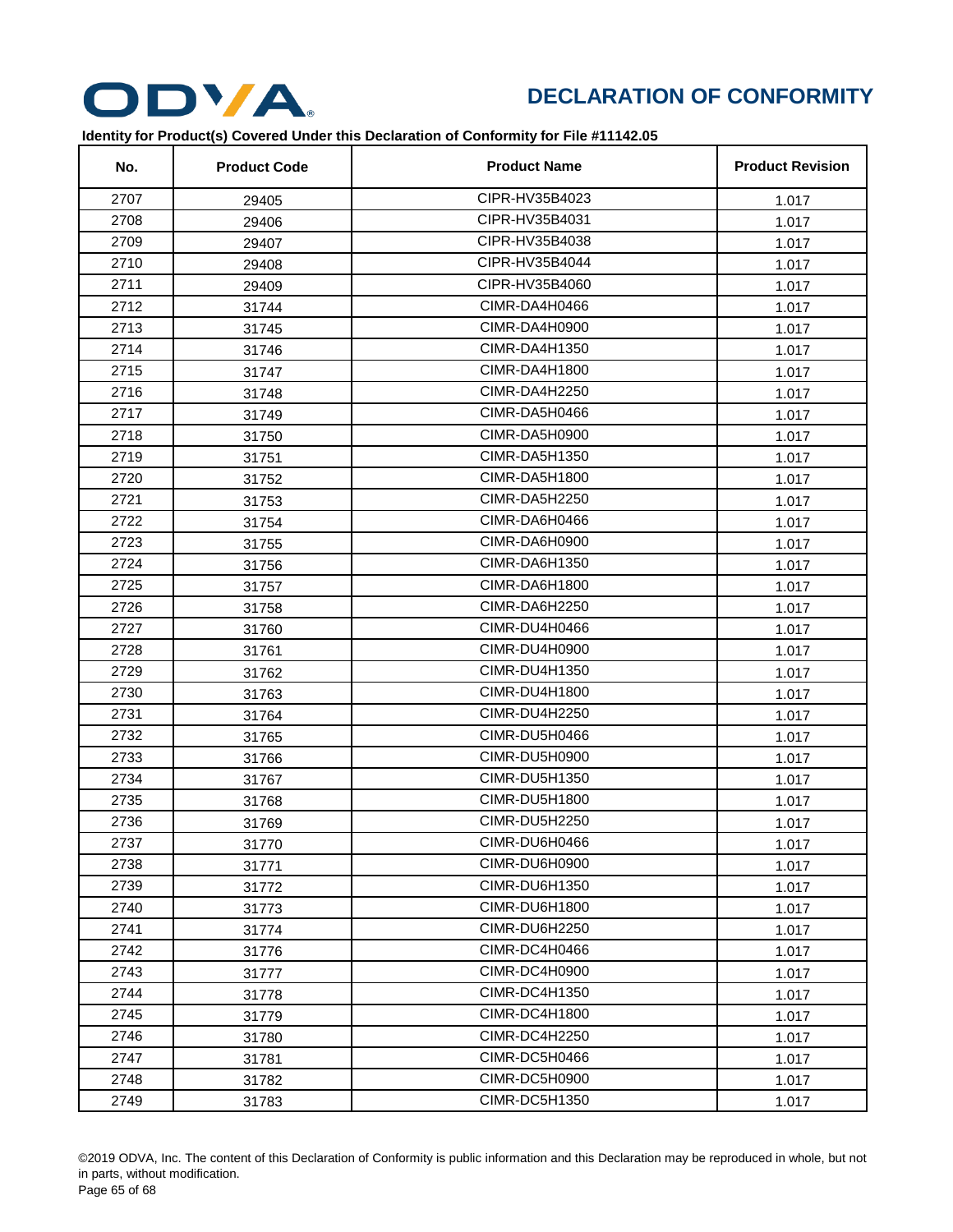# DECLARATION OF CONFORMITY

**Identity for Product(s) Covered Under this Declaration of Conformity for File #11142.05**

| No. | Product Code | Product Name | Product Revision |
|---|---|---|---|
| 2707 | 29405 | CIPR-HV35B4023 | 1.017 |
| 2708 | 29406 | CIPR-HV35B4031 | 1.017 |
| 2709 | 29407 | CIPR-HV35B4038 | 1.017 |
| 2710 | 29408 | CIPR-HV35B4044 | 1.017 |
| 2711 | 29409 | CIPR-HV35B4060 | 1.017 |
| 2712 | 31744 | CIMR-DA4H0466 | 1.017 |
| 2713 | 31745 | CIMR-DA4H0900 | 1.017 |
| 2714 | 31746 | CIMR-DA4H1350 | 1.017 |
| 2715 | 31747 | CIMR-DA4H1800 | 1.017 |
| 2716 | 31748 | CIMR-DA4H2250 | 1.017 |
| 2717 | 31749 | CIMR-DA5H0466 | 1.017 |
| 2718 | 31750 | CIMR-DA5H0900 | 1.017 |
| 2719 | 31751 | CIMR-DA5H1350 | 1.017 |
| 2720 | 31752 | CIMR-DA5H1800 | 1.017 |
| 2721 | 31753 | CIMR-DA5H2250 | 1.017 |
| 2722 | 31754 | CIMR-DA6H0466 | 1.017 |
| 2723 | 31755 | CIMR-DA6H0900 | 1.017 |
| 2724 | 31756 | CIMR-DA6H1350 | 1.017 |
| 2725 | 31757 | CIMR-DA6H1800 | 1.017 |
| 2726 | 31758 | CIMR-DA6H2250 | 1.017 |
| 2727 | 31760 | CIMR-DU4H0466 | 1.017 |
| 2728 | 31761 | CIMR-DU4H0900 | 1.017 |
| 2729 | 31762 | CIMR-DU4H1350 | 1.017 |
| 2730 | 31763 | CIMR-DU4H1800 | 1.017 |
| 2731 | 31764 | CIMR-DU4H2250 | 1.017 |
| 2732 | 31765 | CIMR-DU5H0466 | 1.017 |
| 2733 | 31766 | CIMR-DU5H0900 | 1.017 |
| 2734 | 31767 | CIMR-DU5H1350 | 1.017 |
| 2735 | 31768 | CIMR-DU5H1800 | 1.017 |
| 2736 | 31769 | CIMR-DU5H2250 | 1.017 |
| 2737 | 31770 | CIMR-DU6H0466 | 1.017 |
| 2738 | 31771 | CIMR-DU6H0900 | 1.017 |
| 2739 | 31772 | CIMR-DU6H1350 | 1.017 |
| 2740 | 31773 | CIMR-DU6H1800 | 1.017 |
| 2741 | 31774 | CIMR-DU6H2250 | 1.017 |
| 2742 | 31776 | CIMR-DC4H0466 | 1.017 |
| 2743 | 31777 | CIMR-DC4H0900 | 1.017 |
| 2744 | 31778 | CIMR-DC4H1350 | 1.017 |
| 2745 | 31779 | CIMR-DC4H1800 | 1.017 |
| 2746 | 31780 | CIMR-DC4H2250 | 1.017 |
| 2747 | 31781 | CIMR-DC5H0466 | 1.017 |
| 2748 | 31782 | CIMR-DC5H0900 | 1.017 |
| 2749 | 31783 | CIMR-DC5H1350 | 1.017 |

©2019 ODVA, Inc. The content of this Declaration of Conformity is public information and this Declaration may be reproduced in whole, but not in parts, without modification.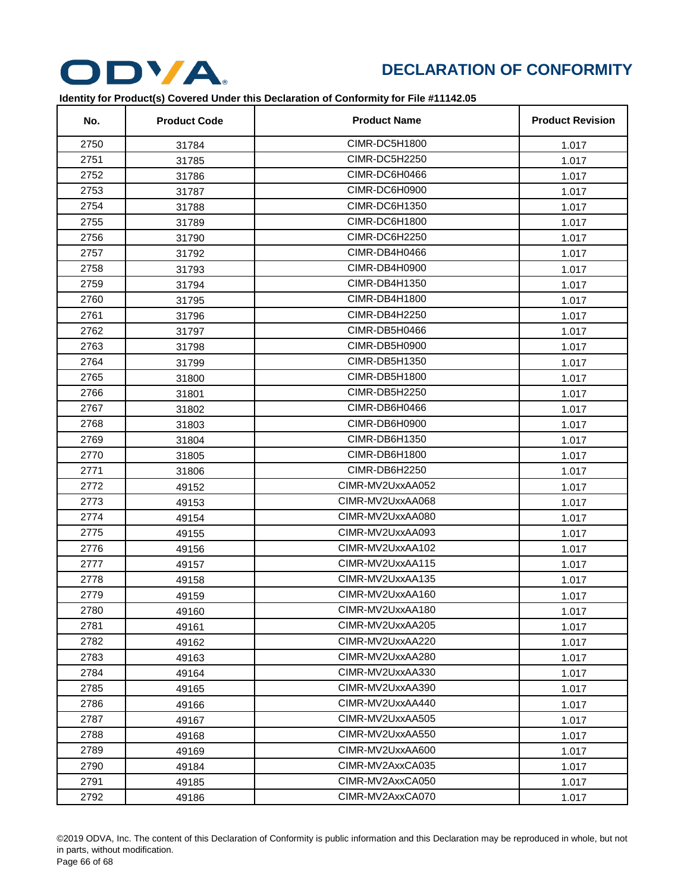# DECLARATION OF CONFORMITY

**Identity for Product(s) Covered Under this Declaration of Conformity for File #11142.05**

| No. | Product Code | Product Name | Product Revision |
|---|---|---|---|
| 2750 | 31784 | CIMR-DC5H1800 | 1.017 |
| 2751 | 31785 | CIMR-DC5H2250 | 1.017 |
| 2752 | 31786 | CIMR-DC6H0466 | 1.017 |
| 2753 | 31787 | CIMR-DC6H0900 | 1.017 |
| 2754 | 31788 | CIMR-DC6H1350 | 1.017 |
| 2755 | 31789 | CIMR-DC6H1800 | 1.017 |
| 2756 | 31790 | CIMR-DC6H2250 | 1.017 |
| 2757 | 31792 | CIMR-DB4H0466 | 1.017 |
| 2758 | 31793 | CIMR-DB4H0900 | 1.017 |
| 2759 | 31794 | CIMR-DB4H1350 | 1.017 |
| 2760 | 31795 | CIMR-DB4H1800 | 1.017 |
| 2761 | 31796 | CIMR-DB4H2250 | 1.017 |
| 2762 | 31797 | CIMR-DB5H0466 | 1.017 |
| 2763 | 31798 | CIMR-DB5H0900 | 1.017 |
| 2764 | 31799 | CIMR-DB5H1350 | 1.017 |
| 2765 | 31800 | CIMR-DB5H1800 | 1.017 |
| 2766 | 31801 | CIMR-DB5H2250 | 1.017 |
| 2767 | 31802 | CIMR-DB6H0466 | 1.017 |
| 2768 | 31803 | CIMR-DB6H0900 | 1.017 |
| 2769 | 31804 | CIMR-DB6H1350 | 1.017 |
| 2770 | 31805 | CIMR-DB6H1800 | 1.017 |
| 2771 | 31806 | CIMR-DB6H2250 | 1.017 |
| 2772 | 49152 | CIMR-MV2UxxAA052 | 1.017 |
| 2773 | 49153 | CIMR-MV2UxxAA068 | 1.017 |
| 2774 | 49154 | CIMR-MV2UxxAA080 | 1.017 |
| 2775 | 49155 | CIMR-MV2UxxAA093 | 1.017 |
| 2776 | 49156 | CIMR-MV2UxxAA102 | 1.017 |
| 2777 | 49157 | CIMR-MV2UxxAA115 | 1.017 |
| 2778 | 49158 | CIMR-MV2UxxAA135 | 1.017 |
| 2779 | 49159 | CIMR-MV2UxxAA160 | 1.017 |
| 2780 | 49160 | CIMR-MV2UxxAA180 | 1.017 |
| 2781 | 49161 | CIMR-MV2UxxAA205 | 1.017 |
| 2782 | 49162 | CIMR-MV2UxxAA220 | 1.017 |
| 2783 | 49163 | CIMR-MV2UxxAA280 | 1.017 |
| 2784 | 49164 | CIMR-MV2UxxAA330 | 1.017 |
| 2785 | 49165 | CIMR-MV2UxxAA390 | 1.017 |
| 2786 | 49166 | CIMR-MV2UxxAA440 | 1.017 |
| 2787 | 49167 | CIMR-MV2UxxAA505 | 1.017 |
| 2788 | 49168 | CIMR-MV2UxxAA550 | 1.017 |
| 2789 | 49169 | CIMR-MV2UxxAA600 | 1.017 |
| 2790 | 49184 | CIMR-MV2AxxCA035 | 1.017 |
| 2791 | 49185 | CIMR-MV2AxxCA050 | 1.017 |
| 2792 | 49186 | CIMR-MV2AxxCA070 | 1.017 |

©2019 ODVA, Inc. The content of this Declaration of Conformity is public information and this Declaration may be reproduced in whole, but not in parts, without modification.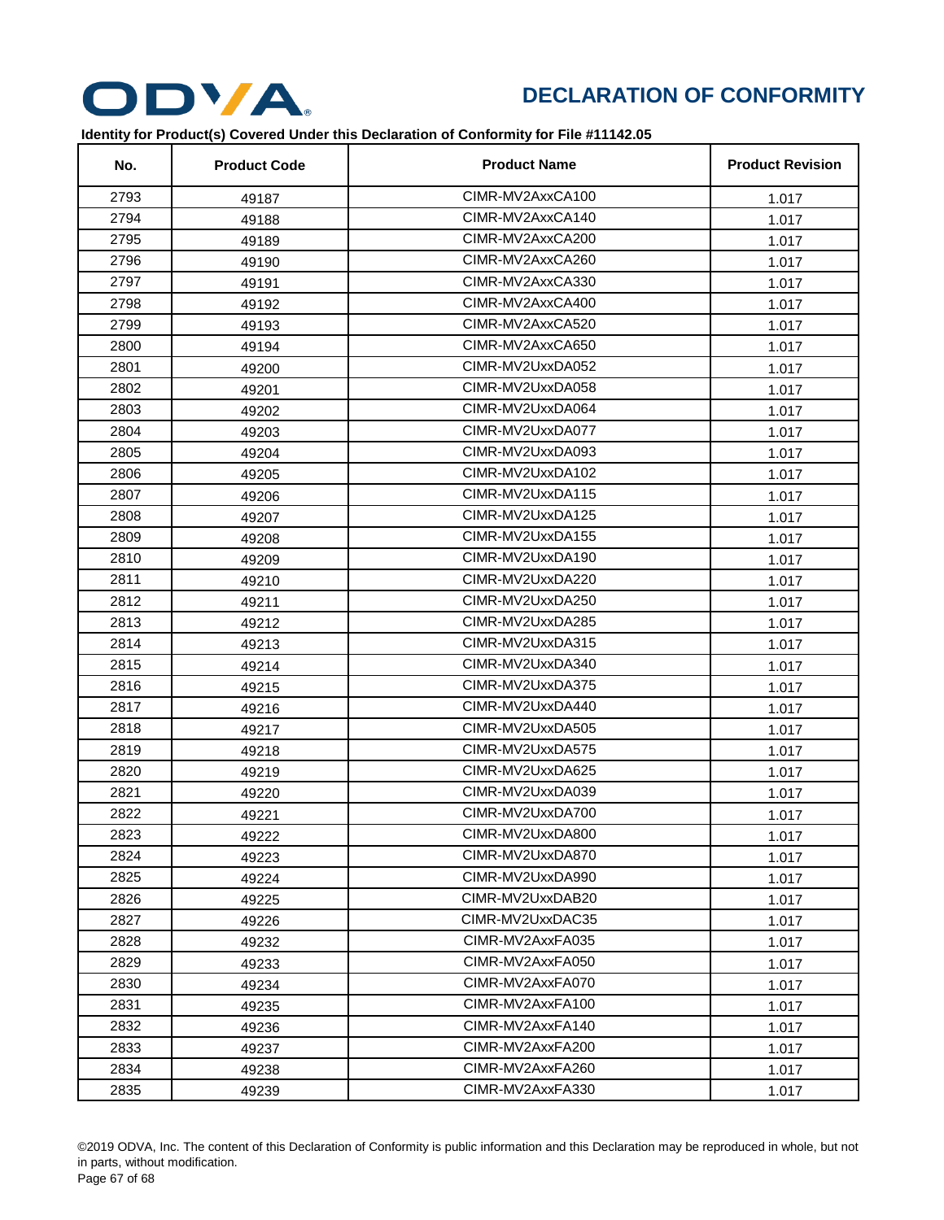# DECLARATION OF CONFORMITY

**Identity for Product(s) Covered Under this Declaration of Conformity for File #11142.05**

| No. | Product Code | Product Name | Product Revision |
|---|---|---|---|
| 2793 | 49187 | CIMR-MV2AxxCA100 | 1.017 |
| 2794 | 49188 | CIMR-MV2AxxCA140 | 1.017 |
| 2795 | 49189 | CIMR-MV2AxxCA200 | 1.017 |
| 2796 | 49190 | CIMR-MV2AxxCA260 | 1.017 |
| 2797 | 49191 | CIMR-MV2AxxCA330 | 1.017 |
| 2798 | 49192 | CIMR-MV2AxxCA400 | 1.017 |
| 2799 | 49193 | CIMR-MV2AxxCA520 | 1.017 |
| 2800 | 49194 | CIMR-MV2AxxCA650 | 1.017 |
| 2801 | 49200 | CIMR-MV2UxxDA052 | 1.017 |
| 2802 | 49201 | CIMR-MV2UxxDA058 | 1.017 |
| 2803 | 49202 | CIMR-MV2UxxDA064 | 1.017 |
| 2804 | 49203 | CIMR-MV2UxxDA077 | 1.017 |
| 2805 | 49204 | CIMR-MV2UxxDA093 | 1.017 |
| 2806 | 49205 | CIMR-MV2UxxDA102 | 1.017 |
| 2807 | 49206 | CIMR-MV2UxxDA115 | 1.017 |
| 2808 | 49207 | CIMR-MV2UxxDA125 | 1.017 |
| 2809 | 49208 | CIMR-MV2UxxDA155 | 1.017 |
| 2810 | 49209 | CIMR-MV2UxxDA190 | 1.017 |
| 2811 | 49210 | CIMR-MV2UxxDA220 | 1.017 |
| 2812 | 49211 | CIMR-MV2UxxDA250 | 1.017 |
| 2813 | 49212 | CIMR-MV2UxxDA285 | 1.017 |
| 2814 | 49213 | CIMR-MV2UxxDA315 | 1.017 |
| 2815 | 49214 | CIMR-MV2UxxDA340 | 1.017 |
| 2816 | 49215 | CIMR-MV2UxxDA375 | 1.017 |
| 2817 | 49216 | CIMR-MV2UxxDA440 | 1.017 |
| 2818 | 49217 | CIMR-MV2UxxDA505 | 1.017 |
| 2819 | 49218 | CIMR-MV2UxxDA575 | 1.017 |
| 2820 | 49219 | CIMR-MV2UxxDA625 | 1.017 |
| 2821 | 49220 | CIMR-MV2UxxDA039 | 1.017 |
| 2822 | 49221 | CIMR-MV2UxxDA700 | 1.017 |
| 2823 | 49222 | CIMR-MV2UxxDA800 | 1.017 |
| 2824 | 49223 | CIMR-MV2UxxDA870 | 1.017 |
| 2825 | 49224 | CIMR-MV2UxxDA990 | 1.017 |
| 2826 | 49225 | CIMR-MV2UxxDAB20 | 1.017 |
| 2827 | 49226 | CIMR-MV2UxxDAC35 | 1.017 |
| 2828 | 49232 | CIMR-MV2AxxFA035 | 1.017 |
| 2829 | 49233 | CIMR-MV2AxxFA050 | 1.017 |
| 2830 | 49234 | CIMR-MV2AxxFA070 | 1.017 |
| 2831 | 49235 | CIMR-MV2AxxFA100 | 1.017 |
| 2832 | 49236 | CIMR-MV2AxxFA140 | 1.017 |
| 2833 | 49237 | CIMR-MV2AxxFA200 | 1.017 |
| 2834 | 49238 | CIMR-MV2AxxFA260 | 1.017 |
| 2835 | 49239 | CIMR-MV2AxxFA330 | 1.017 |

©2019 ODVA, Inc. The content of this Declaration of Conformity is public information and this Declaration may be reproduced in whole, but not in parts, without modification.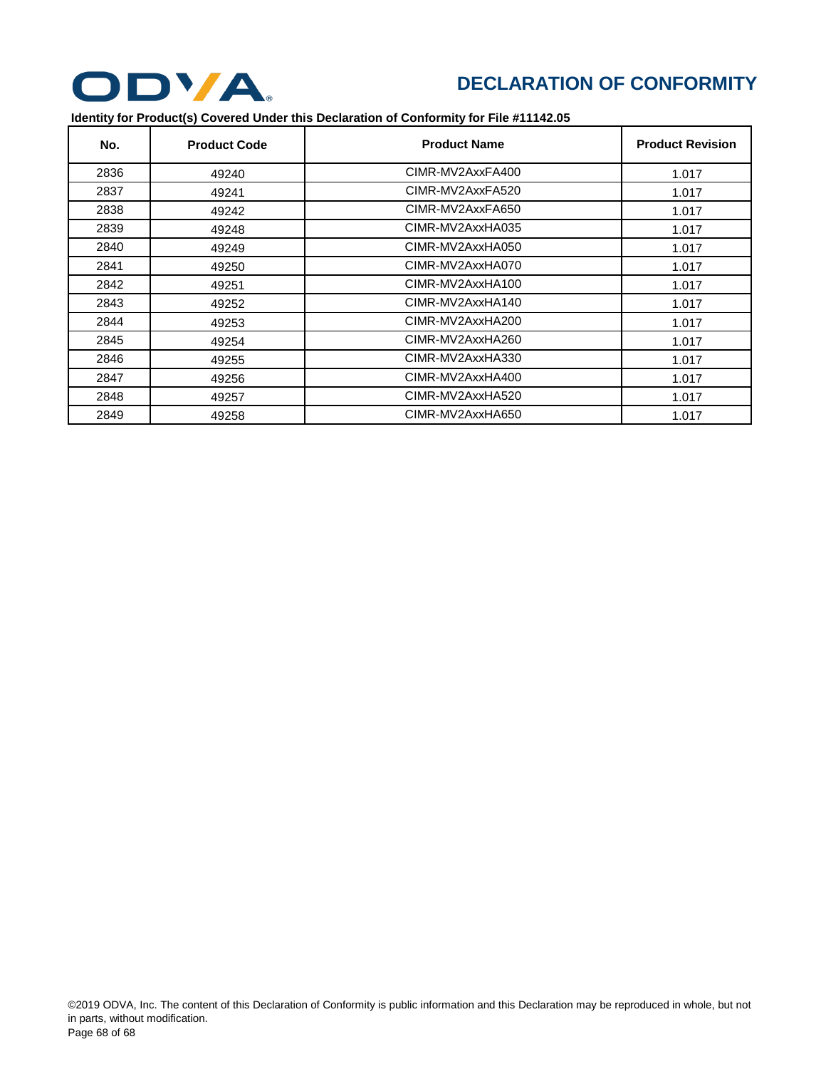# DECLARATION OF CONFORMITY

**Identity for Product(s) Covered Under this Declaration of Conformity for File #11142.05**

| No. | Product Code | Product Name | Product Revision |
|---|---|---|---|
| 2836 | 49240 | CIMR-MV2AxxFA400 | 1.017 |
| 2837 | 49241 | CIMR-MV2AxxFA520 | 1.017 |
| 2838 | 49242 | CIMR-MV2AxxFA650 | 1.017 |
| 2839 | 49248 | CIMR-MV2AxxHA035 | 1.017 |
| 2840 | 49249 | CIMR-MV2AxxHA050 | 1.017 |
| 2841 | 49250 | CIMR-MV2AxxHA070 | 1.017 |
| 2842 | 49251 | CIMR-MV2AxxHA100 | 1.017 |
| 2843 | 49252 | CIMR-MV2AxxHA140 | 1.017 |
| 2844 | 49253 | CIMR-MV2AxxHA200 | 1.017 |
| 2845 | 49254 | CIMR-MV2AxxHA260 | 1.017 |
| 2846 | 49255 | CIMR-MV2AxxHA330 | 1.017 |
| 2847 | 49256 | CIMR-MV2AxxHA400 | 1.017 |
| 2848 | 49257 | CIMR-MV2AxxHA520 | 1.017 |
| 2849 | 49258 | CIMR-MV2AxxHA650 | 1.017 |

©2019 ODVA, Inc. The content of this Declaration of Conformity is public information and this Declaration may be reproduced in whole, but not in parts, without modification.